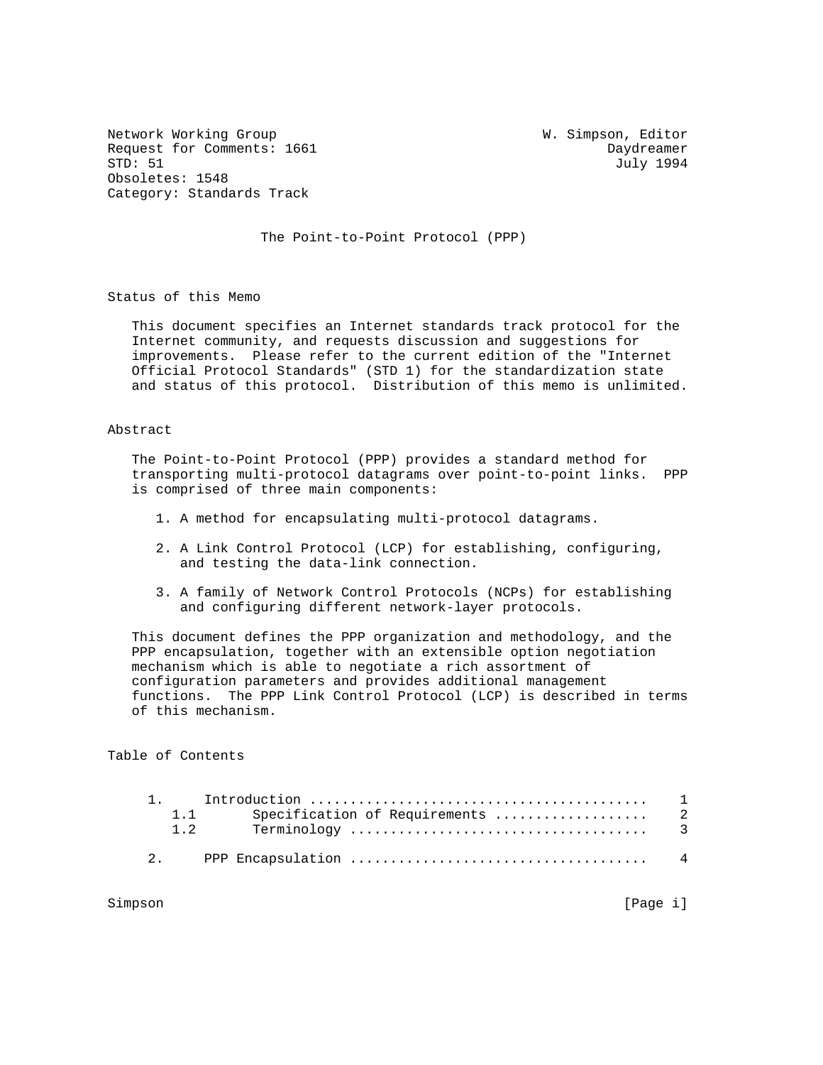Network Working Group W. Simpson, Editor
Request for Comments: 1661 Daydreamer
STD: 51 July 1994
Obsoletes: 1548
Category: Standards Track

# The Point-to-Point Protocol (PPP)

## Status of this Memo

This document specifies an Internet standards track protocol for the Internet community, and requests discussion and suggestions for improvements. Please refer to the current edition of the "Internet Official Protocol Standards" (STD 1) for the standardization state and status of this protocol. Distribution of this memo is unlimited.

## Abstract

The Point-to-Point Protocol (PPP) provides a standard method for transporting multi-protocol datagrams over point-to-point links. PPP is comprised of three main components:

1. A method for encapsulating multi-protocol datagrams.
2. A Link Control Protocol (LCP) for establishing, configuring, and testing the data-link connection.
3. A family of Network Control Protocols (NCPs) for establishing and configuring different network-layer protocols.

This document defines the PPP organization and methodology, and the PPP encapsulation, together with an extensible option negotiation mechanism which is able to negotiate a rich assortment of configuration parameters and provides additional management functions. The PPP Link Control Protocol (LCP) is described in terms of this mechanism.

## Table of Contents

```
     1.     Introduction ..........................................    1
        1.1       Specification of Requirements ...................    2
        1.2       Terminology .....................................    3

     2.     PPP Encapsulation .....................................    4
```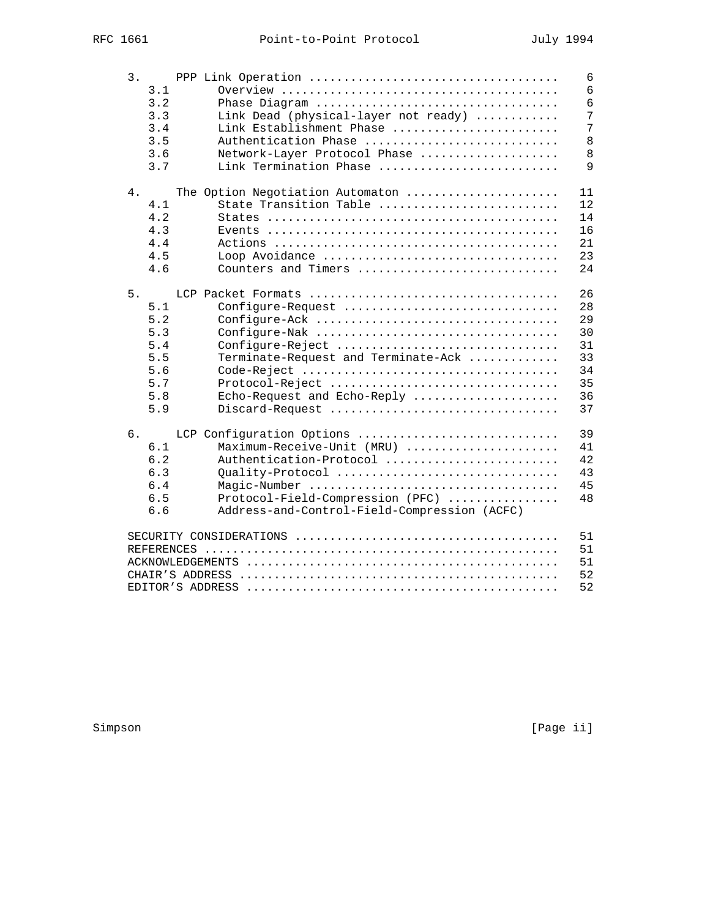```
   3.     PPP Link Operation ....................................    6
      3.1       Overview .......................................    6
      3.2       Phase Diagram ..................................    6
      3.3       Link Dead (physical-layer not ready) ............    7
      3.4       Link Establishment Phase ........................    7
      3.5       Authentication Phase ............................    8
      3.6       Network-Layer Protocol Phase ....................    8
      3.7       Link Termination Phase ..........................    9

   4.     The Option Negotiation Automaton ......................   11
      4.1       State Transition Table ..........................   12
      4.2       States .........................................   14
      4.3       Events .........................................   16
      4.4       Actions ........................................   21
      4.5       Loop Avoidance ..................................   23
      4.6       Counters and Timers .............................   24

   5.     LCP Packet Formats ....................................   26
      5.1       Configure-Request ...............................   28
      5.2       Configure-Ack ...................................   29
      5.3       Configure-Nak ...................................   30
      5.4       Configure-Reject ................................   31
      5.5       Terminate-Request and Terminate-Ack .............   33
      5.6       Code-Reject .....................................   34
      5.7       Protocol-Reject .................................   35
      5.8       Echo-Request and Echo-Reply .....................   36
      5.9       Discard-Request .................................   37

   6.     LCP Configuration Options .............................   39
      6.1       Maximum-Receive-Unit (MRU) ......................   41
      6.2       Authentication-Protocol .........................   42
      6.3       Quality-Protocol ................................   43
      6.4       Magic-Number ....................................   45
      6.5       Protocol-Field-Compression (PFC) ................   48
      6.6       Address-and-Control-Field-Compression (ACFC)

   SECURITY CONSIDERATIONS ......................................   51
   REFERENCES ...................................................   51
   ACKNOWLEDGEMENTS .............................................   51
   CHAIR'S ADDRESS ..............................................   52
   EDITOR'S ADDRESS .............................................   52
```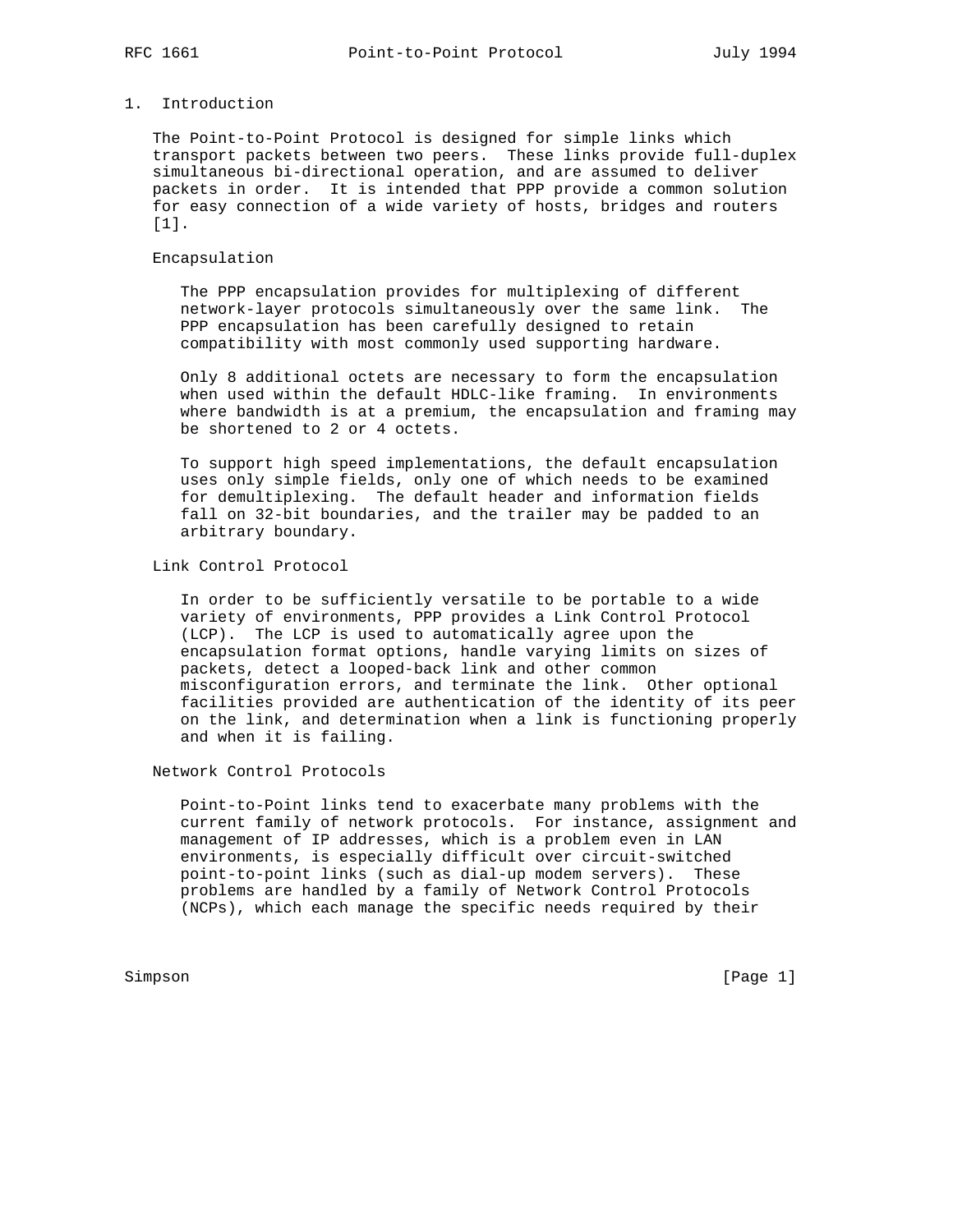## 1. Introduction

The Point-to-Point Protocol is designed for simple links which transport packets between two peers. These links provide full-duplex simultaneous bi-directional operation, and are assumed to deliver packets in order. It is intended that PPP provide a common solution for easy connection of a wide variety of hosts, bridges and routers [1].

### Encapsulation

The PPP encapsulation provides for multiplexing of different network-layer protocols simultaneously over the same link. The PPP encapsulation has been carefully designed to retain compatibility with most commonly used supporting hardware.

Only 8 additional octets are necessary to form the encapsulation when used within the default HDLC-like framing. In environments where bandwidth is at a premium, the encapsulation and framing may be shortened to 2 or 4 octets.

To support high speed implementations, the default encapsulation uses only simple fields, only one of which needs to be examined for demultiplexing. The default header and information fields fall on 32-bit boundaries, and the trailer may be padded to an arbitrary boundary.

### Link Control Protocol

In order to be sufficiently versatile to be portable to a wide variety of environments, PPP provides a Link Control Protocol (LCP). The LCP is used to automatically agree upon the encapsulation format options, handle varying limits on sizes of packets, detect a looped-back link and other common misconfiguration errors, and terminate the link. Other optional facilities provided are authentication of the identity of its peer on the link, and determination when a link is functioning properly and when it is failing.

### Network Control Protocols

Point-to-Point links tend to exacerbate many problems with the current family of network protocols. For instance, assignment and management of IP addresses, which is a problem even in LAN environments, is especially difficult over circuit-switched point-to-point links (such as dial-up modem servers). These problems are handled by a family of Network Control Protocols (NCPs), which each manage the specific needs required by their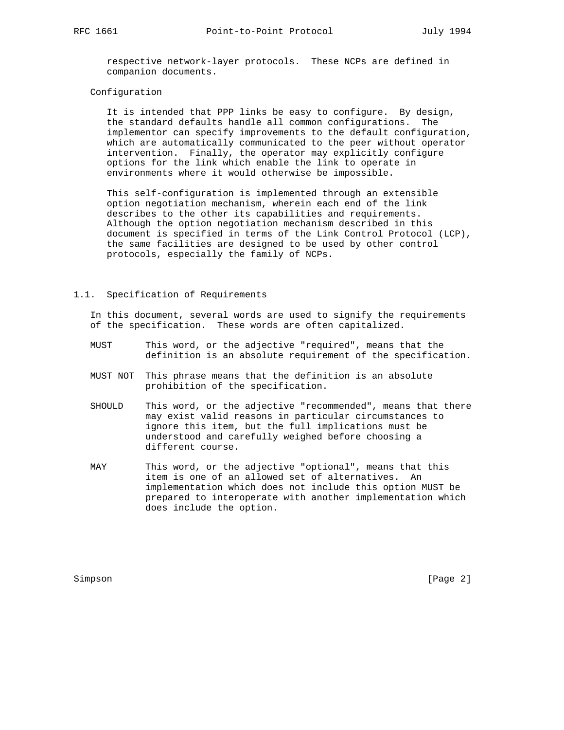respective network-layer protocols. These NCPs are defined in companion documents.

Configuration

It is intended that PPP links be easy to configure. By design, the standard defaults handle all common configurations. The implementor can specify improvements to the default configuration, which are automatically communicated to the peer without operator intervention. Finally, the operator may explicitly configure options for the link which enable the link to operate in environments where it would otherwise be impossible.

This self-configuration is implemented through an extensible option negotiation mechanism, wherein each end of the link describes to the other its capabilities and requirements. Although the option negotiation mechanism described in this document is specified in terms of the Link Control Protocol (LCP), the same facilities are designed to be used by other control protocols, especially the family of NCPs.

## 1.1. Specification of Requirements

In this document, several words are used to signify the requirements of the specification. These words are often capitalized.

MUST — This word, or the adjective "required", means that the definition is an absolute requirement of the specification.

MUST NOT — This phrase means that the definition is an absolute prohibition of the specification.

SHOULD — This word, or the adjective "recommended", means that there may exist valid reasons in particular circumstances to ignore this item, but the full implications must be understood and carefully weighed before choosing a different course.

MAY — This word, or the adjective "optional", means that this item is one of an allowed set of alternatives. An implementation which does not include this option MUST be prepared to interoperate with another implementation which does include the option.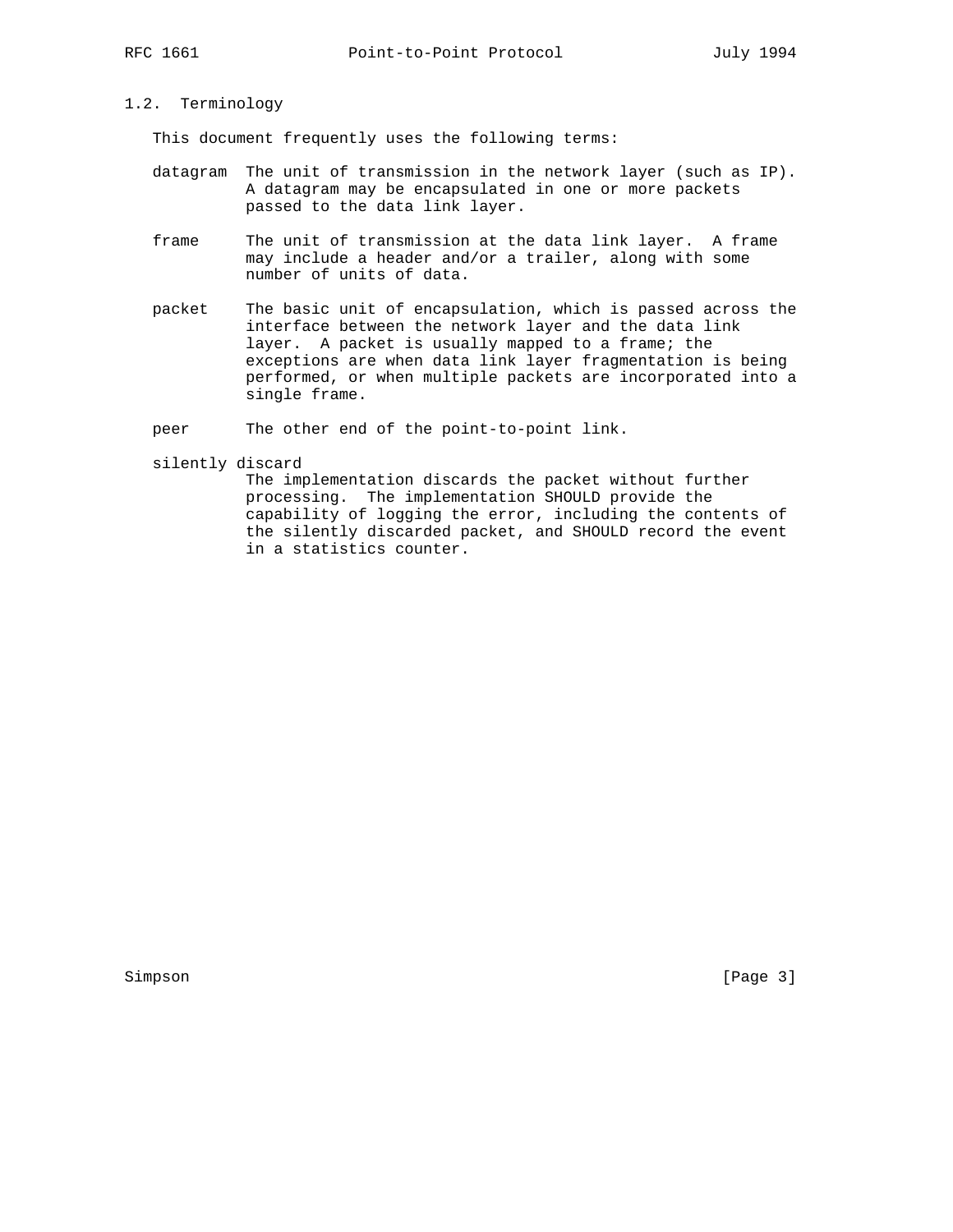## 1.2. Terminology

This document frequently uses the following terms:

datagram
: The unit of transmission in the network layer (such as IP). A datagram may be encapsulated in one or more packets passed to the data link layer.

frame
: The unit of transmission at the data link layer. A frame may include a header and/or a trailer, along with some number of units of data.

packet
: The basic unit of encapsulation, which is passed across the interface between the network layer and the data link layer. A packet is usually mapped to a frame; the exceptions are when data link layer fragmentation is being performed, or when multiple packets are incorporated into a single frame.

peer
: The other end of the point-to-point link.

silently discard
: The implementation discards the packet without further processing. The implementation SHOULD provide the capability of logging the error, including the contents of the silently discarded packet, and SHOULD record the event in a statistics counter.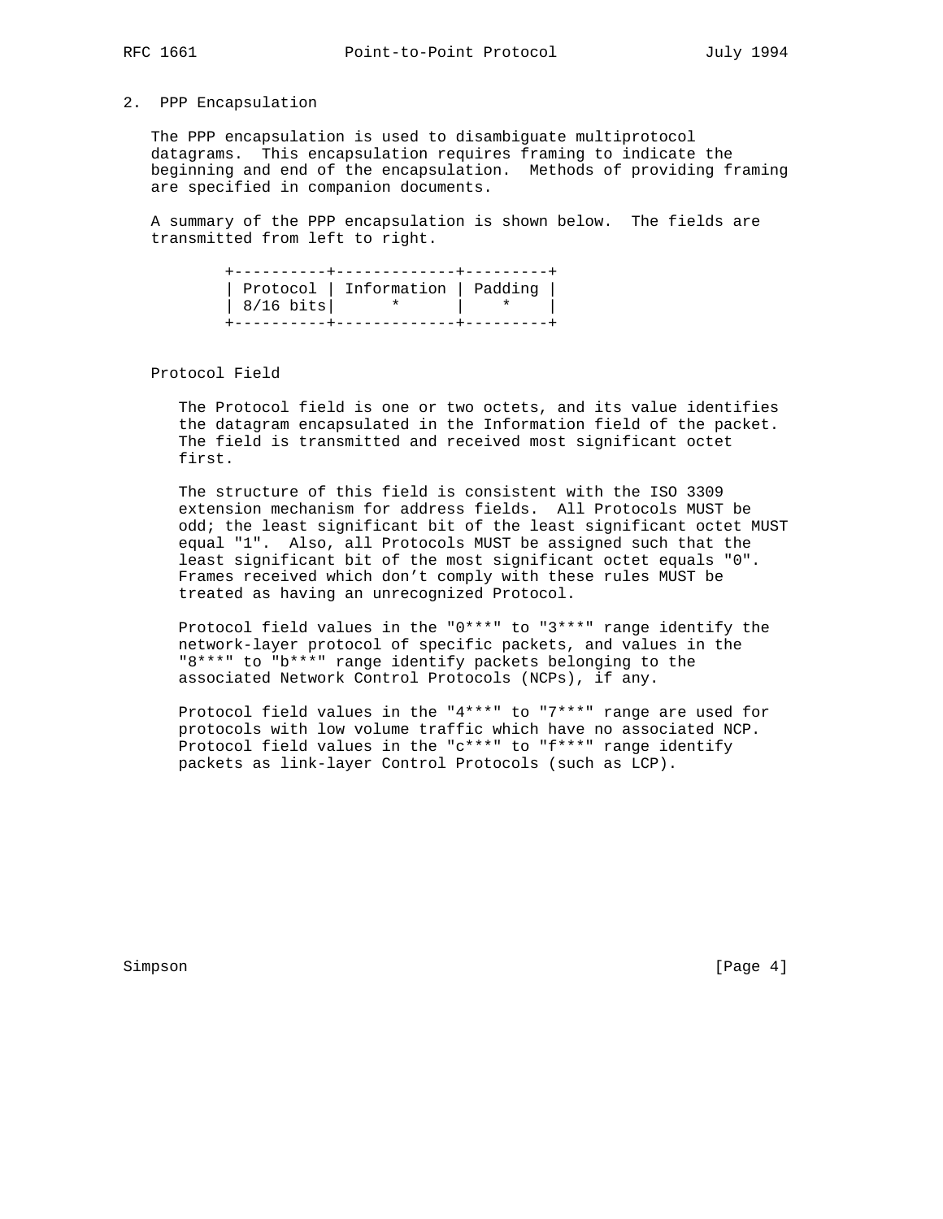## 2. PPP Encapsulation

The PPP encapsulation is used to disambiguate multiprotocol datagrams. This encapsulation requires framing to indicate the beginning and end of the encapsulation. Methods of providing framing are specified in companion documents.

A summary of the PPP encapsulation is shown below. The fields are transmitted from left to right.

```
+----------+-------------+---------+
| Protocol | Information | Padding |
| 8/16 bits|      *      |    *    |
+----------+-------------+---------+
```

### Protocol Field

The Protocol field is one or two octets, and its value identifies the datagram encapsulated in the Information field of the packet. The field is transmitted and received most significant octet first.

The structure of this field is consistent with the ISO 3309 extension mechanism for address fields. All Protocols MUST be odd; the least significant bit of the least significant octet MUST equal "1". Also, all Protocols MUST be assigned such that the least significant bit of the most significant octet equals "0". Frames received which don't comply with these rules MUST be treated as having an unrecognized Protocol.

Protocol field values in the "0***" to "3***" range identify the network-layer protocol of specific packets, and values in the "8***" to "b***" range identify packets belonging to the associated Network Control Protocols (NCPs), if any.

Protocol field values in the "4***" to "7***" range are used for protocols with low volume traffic which have no associated NCP. Protocol field values in the "c***" to "f***" range identify packets as link-layer Control Protocols (such as LCP).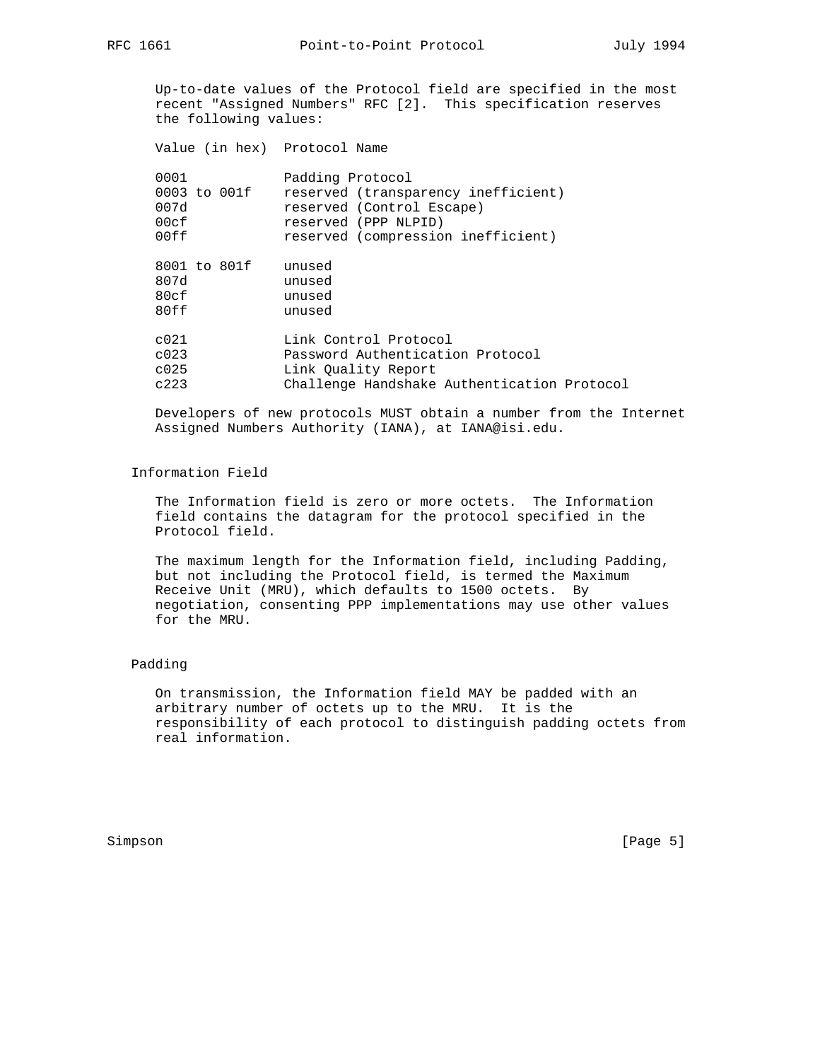Up-to-date values of the Protocol field are specified in the most recent "Assigned Numbers" RFC [2]. This specification reserves the following values:

| Value (in hex) | Protocol Name |
| --- | --- |
| 0001 | Padding Protocol |
| 0003 to 001f | reserved (transparency inefficient) |
| 007d | reserved (Control Escape) |
| 00cf | reserved (PPP NLPID) |
| 00ff | reserved (compression inefficient) |
| 8001 to 801f | unused |
| 807d | unused |
| 80cf | unused |
| 80ff | unused |
| c021 | Link Control Protocol |
| c023 | Password Authentication Protocol |
| c025 | Link Quality Report |
| c223 | Challenge Handshake Authentication Protocol |

Developers of new protocols MUST obtain a number from the Internet Assigned Numbers Authority (IANA), at IANA@isi.edu.

### Information Field

The Information field is zero or more octets. The Information field contains the datagram for the protocol specified in the Protocol field.

The maximum length for the Information field, including Padding, but not including the Protocol field, is termed the Maximum Receive Unit (MRU), which defaults to 1500 octets. By negotiation, consenting PPP implementations may use other values for the MRU.

### Padding

On transmission, the Information field MAY be padded with an arbitrary number of octets up to the MRU. It is the responsibility of each protocol to distinguish padding octets from real information.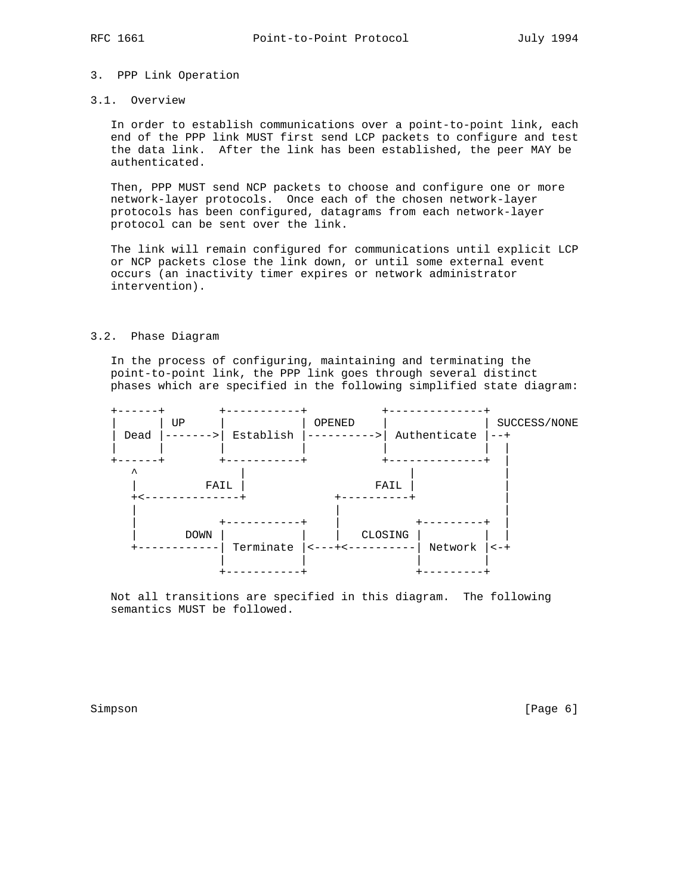## 3. PPP Link Operation

### 3.1. Overview

In order to establish communications over a point-to-point link, each end of the PPP link MUST first send LCP packets to configure and test the data link. After the link has been established, the peer MAY be authenticated.

Then, PPP MUST send NCP packets to choose and configure one or more network-layer protocols. Once each of the chosen network-layer protocols has been configured, datagrams from each network-layer protocol can be sent over the link.

The link will remain configured for communications until explicit LCP or NCP packets close the link down, or until some external event occurs (an inactivity timer expires or network administrator intervention).

### 3.2. Phase Diagram

In the process of configuring, maintaining and terminating the point-to-point link, the PPP link goes through several distinct phases which are specified in the following simplified state diagram:

```
+------+        +-----------+           +--------------+
|      | UP     |           | OPENED    |              | SUCCESS/NONE
| Dead |------->| Establish |---------->| Authenticate |--+
|      |        |           |           |              |  |
+------+        +-----------+           +--------------+  |
   ^               |                        |             |
   |          FAIL |                   FAIL |             |
   +<--------------+             +----------+             |
   |                             |                        |
   |            +-----------+    |           +---------+  |
   |       DOWN |           |    |   CLOSING |         |  |
   +------------| Terminate |<---+<----------| Network |<-+
                |           |                |         |
                +-----------+                +---------+
```

Not all transitions are specified in this diagram. The following semantics MUST be followed.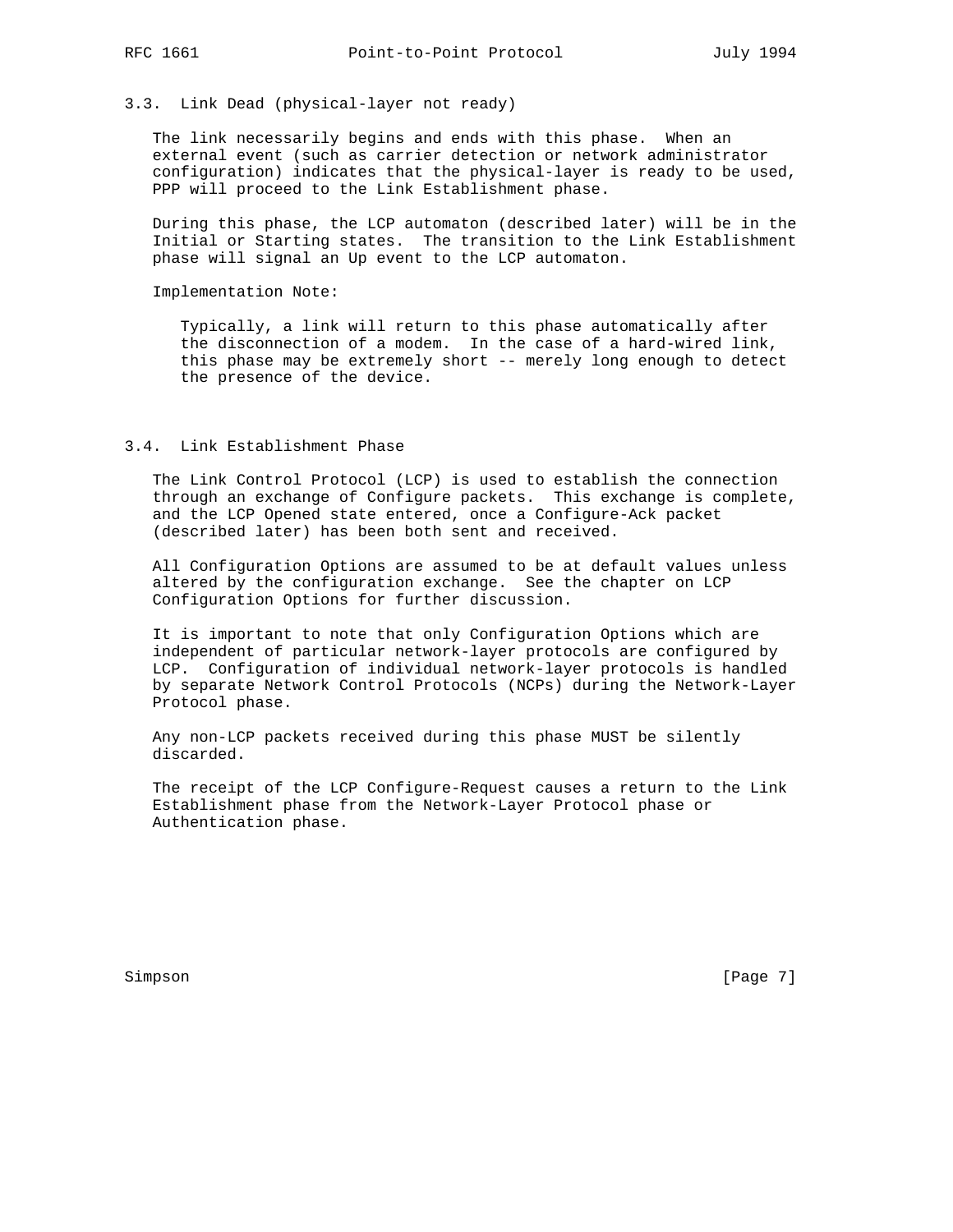### 3.3. Link Dead (physical-layer not ready)

The link necessarily begins and ends with this phase. When an external event (such as carrier detection or network administrator configuration) indicates that the physical-layer is ready to be used, PPP will proceed to the Link Establishment phase.

During this phase, the LCP automaton (described later) will be in the Initial or Starting states. The transition to the Link Establishment phase will signal an Up event to the LCP automaton.

Implementation Note:

> Typically, a link will return to this phase automatically after the disconnection of a modem. In the case of a hard-wired link, this phase may be extremely short -- merely long enough to detect the presence of the device.

### 3.4. Link Establishment Phase

The Link Control Protocol (LCP) is used to establish the connection through an exchange of Configure packets. This exchange is complete, and the LCP Opened state entered, once a Configure-Ack packet (described later) has been both sent and received.

All Configuration Options are assumed to be at default values unless altered by the configuration exchange. See the chapter on LCP Configuration Options for further discussion.

It is important to note that only Configuration Options which are independent of particular network-layer protocols are configured by LCP. Configuration of individual network-layer protocols is handled by separate Network Control Protocols (NCPs) during the Network-Layer Protocol phase.

Any non-LCP packets received during this phase MUST be silently discarded.

The receipt of the LCP Configure-Request causes a return to the Link Establishment phase from the Network-Layer Protocol phase or Authentication phase.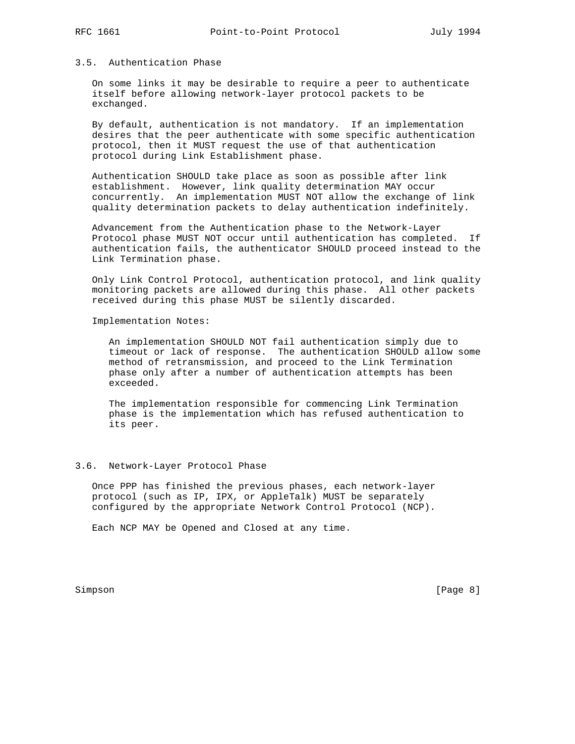### 3.5. Authentication Phase

On some links it may be desirable to require a peer to authenticate itself before allowing network-layer protocol packets to be exchanged.

By default, authentication is not mandatory. If an implementation desires that the peer authenticate with some specific authentication protocol, then it MUST request the use of that authentication protocol during Link Establishment phase.

Authentication SHOULD take place as soon as possible after link establishment. However, link quality determination MAY occur concurrently. An implementation MUST NOT allow the exchange of link quality determination packets to delay authentication indefinitely.

Advancement from the Authentication phase to the Network-Layer Protocol phase MUST NOT occur until authentication has completed. If authentication fails, the authenticator SHOULD proceed instead to the Link Termination phase.

Only Link Control Protocol, authentication protocol, and link quality monitoring packets are allowed during this phase. All other packets received during this phase MUST be silently discarded.

Implementation Notes:

> An implementation SHOULD NOT fail authentication simply due to timeout or lack of response. The authentication SHOULD allow some method of retransmission, and proceed to the Link Termination phase only after a number of authentication attempts has been exceeded.
>
> The implementation responsible for commencing Link Termination phase is the implementation which has refused authentication to its peer.

### 3.6. Network-Layer Protocol Phase

Once PPP has finished the previous phases, each network-layer protocol (such as IP, IPX, or AppleTalk) MUST be separately configured by the appropriate Network Control Protocol (NCP).

Each NCP MAY be Opened and Closed at any time.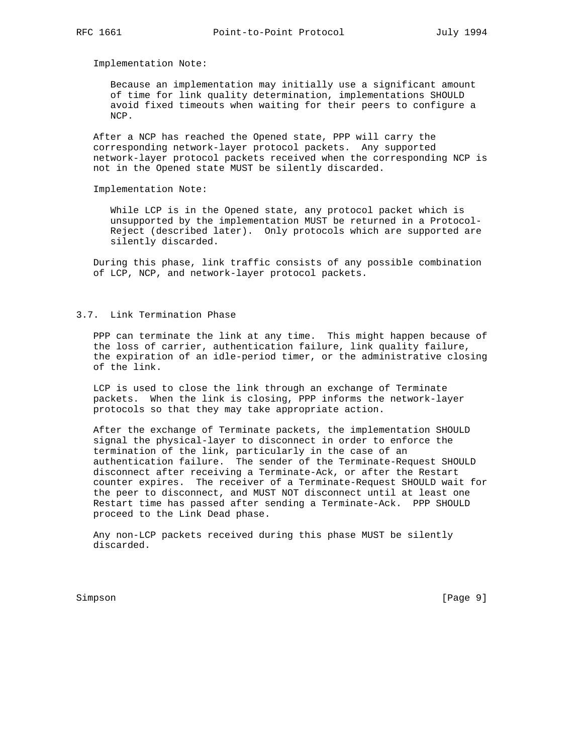Implementation Note:

> Because an implementation may initially use a significant amount of time for link quality determination, implementations SHOULD avoid fixed timeouts when waiting for their peers to configure a NCP.

After a NCP has reached the Opened state, PPP will carry the corresponding network-layer protocol packets. Any supported network-layer protocol packets received when the corresponding NCP is not in the Opened state MUST be silently discarded.

Implementation Note:

> While LCP is in the Opened state, any protocol packet which is unsupported by the implementation MUST be returned in a Protocol-Reject (described later). Only protocols which are supported are silently discarded.

During this phase, link traffic consists of any possible combination of LCP, NCP, and network-layer protocol packets.

## 3.7. Link Termination Phase

PPP can terminate the link at any time. This might happen because of the loss of carrier, authentication failure, link quality failure, the expiration of an idle-period timer, or the administrative closing of the link.

LCP is used to close the link through an exchange of Terminate packets. When the link is closing, PPP informs the network-layer protocols so that they may take appropriate action.

After the exchange of Terminate packets, the implementation SHOULD signal the physical-layer to disconnect in order to enforce the termination of the link, particularly in the case of an authentication failure. The sender of the Terminate-Request SHOULD disconnect after receiving a Terminate-Ack, or after the Restart counter expires. The receiver of a Terminate-Request SHOULD wait for the peer to disconnect, and MUST NOT disconnect until at least one Restart time has passed after sending a Terminate-Ack. PPP SHOULD proceed to the Link Dead phase.

Any non-LCP packets received during this phase MUST be silently discarded.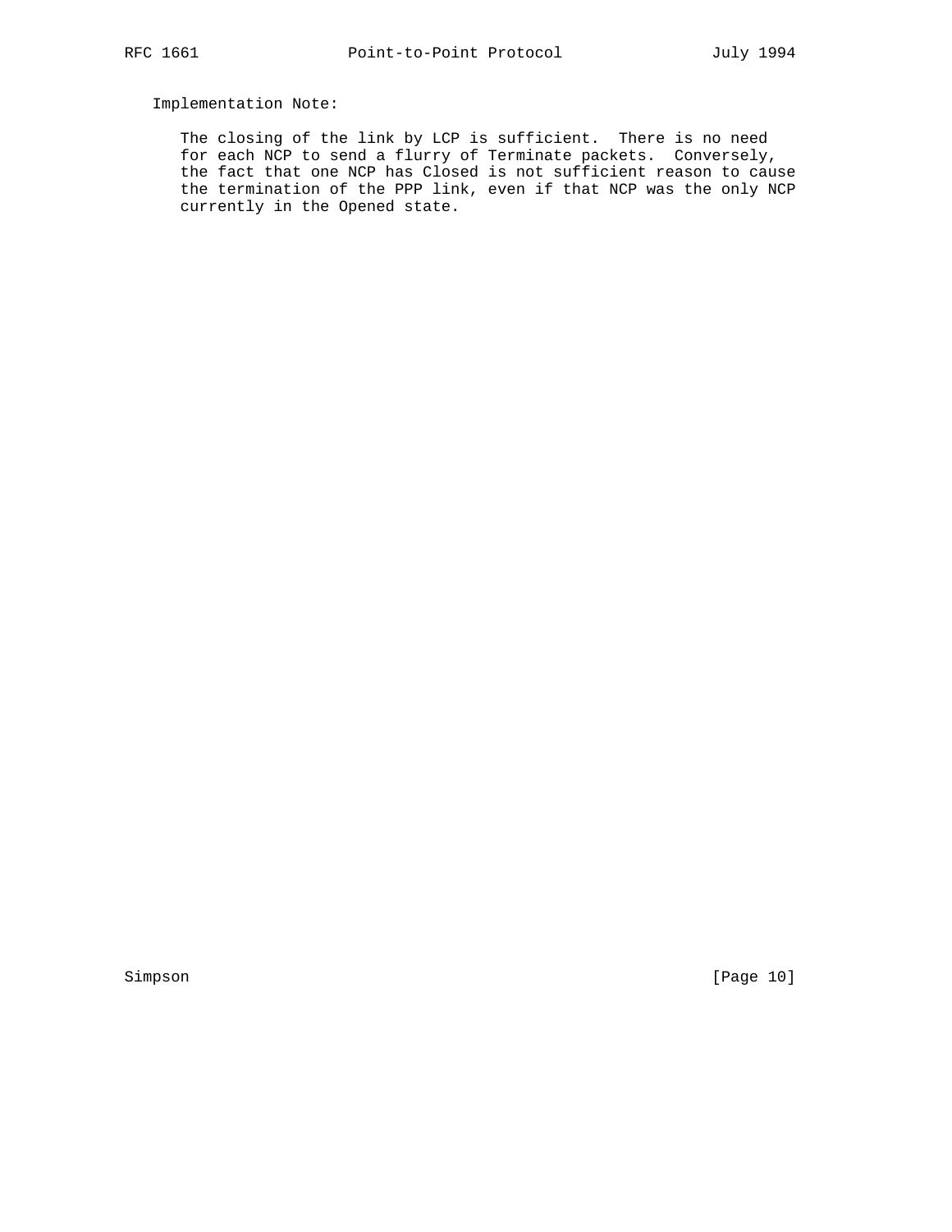Implementation Note:

The closing of the link by LCP is sufficient. There is no need for each NCP to send a flurry of Terminate packets. Conversely, the fact that one NCP has Closed is not sufficient reason to cause the termination of the PPP link, even if that NCP was the only NCP currently in the Opened state.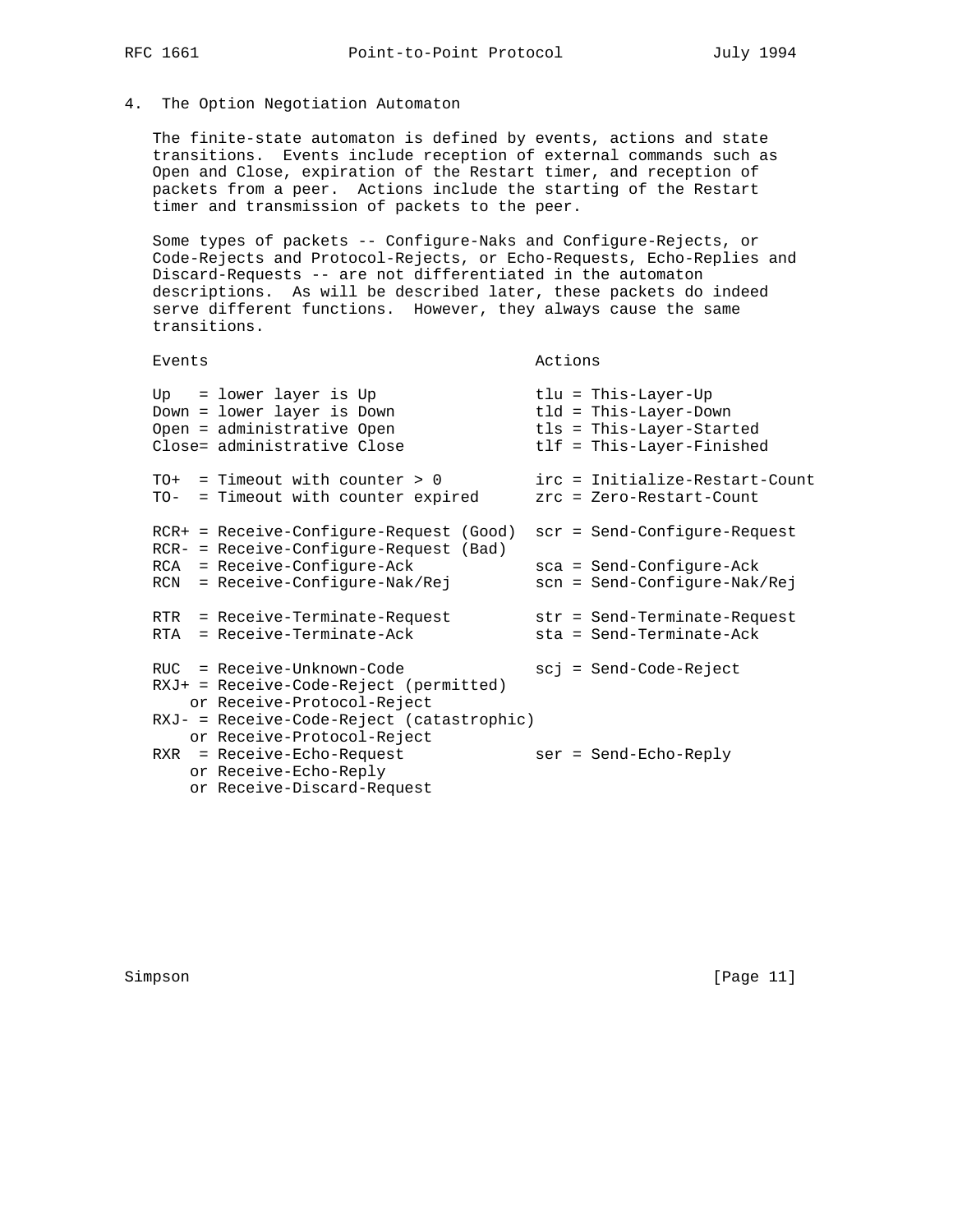# 4. The Option Negotiation Automaton

The finite-state automaton is defined by events, actions and state transitions. Events include reception of external commands such as Open and Close, expiration of the Restart timer, and reception of packets from a peer. Actions include the starting of the Restart timer and transmission of packets to the peer.

Some types of packets -- Configure-Naks and Configure-Rejects, or Code-Rejects and Protocol-Rejects, or Echo-Requests, Echo-Replies and Discard-Requests -- are not differentiated in the automaton descriptions. As will be described later, these packets do indeed serve different functions. However, they always cause the same transitions.

```
Events                                   Actions

Up   = lower layer is Up                 tlu = This-Layer-Up
Down = lower layer is Down               tld = This-Layer-Down
Open = administrative Open               tls = This-Layer-Started
Close= administrative Close              tlf = This-Layer-Finished

TO+  = Timeout with counter > 0          irc = Initialize-Restart-Count
TO-  = Timeout with counter expired      zrc = Zero-Restart-Count

RCR+ = Receive-Configure-Request (Good)  scr = Send-Configure-Request
RCR- = Receive-Configure-Request (Bad)
RCA  = Receive-Configure-Ack             sca = Send-Configure-Ack
RCN  = Receive-Configure-Nak/Rej         scn = Send-Configure-Nak/Rej

RTR  = Receive-Terminate-Request         str = Send-Terminate-Request
RTA  = Receive-Terminate-Ack             sta = Send-Terminate-Ack

RUC  = Receive-Unknown-Code              scj = Send-Code-Reject
RXJ+ = Receive-Code-Reject (permitted)
    or Receive-Protocol-Reject
RXJ- = Receive-Code-Reject (catastrophic)
    or Receive-Protocol-Reject
RXR  = Receive-Echo-Request              ser = Send-Echo-Reply
    or Receive-Echo-Reply
    or Receive-Discard-Request
```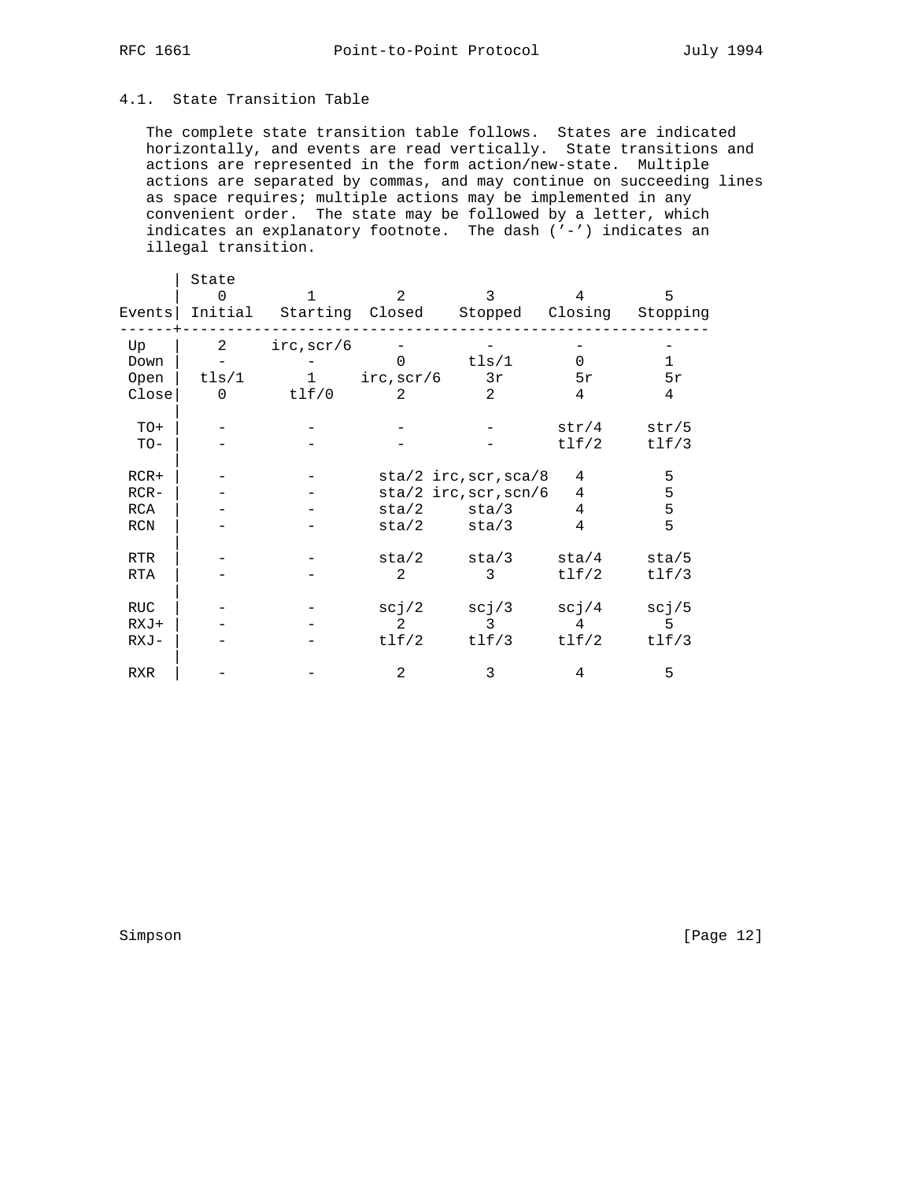### 4.1. State Transition Table

The complete state transition table follows. States are indicated horizontally, and events are read vertically. State transitions and actions are represented in the form action/new-state. Multiple actions are separated by commas, and may continue on succeeding lines as space requires; multiple actions may be implemented in any convenient order. The state may be followed by a letter, which indicates an explanatory footnote. The dash ('-') indicates an illegal transition.

| Events | 0 Initial | 1 Starting | 2 Closed | 3 Stopped | 4 Closing | 5 Stopping |
|---|---|---|---|---|---|---|
| Up | 2 | irc,scr/6 | - | - | - | - |
| Down | - | - | 0 | tls/1 | 0 | 1 |
| Open | tls/1 | 1 | irc,scr/6 | 3r | 5r | 5r |
| Close | 0 | tlf/0 | 2 | 2 | 4 | 4 |
| TO+ | - | - | - | - | str/4 | str/5 |
| TO- | - | - | - | - | tlf/2 | tlf/3 |
| RCR+ | - | - | sta/2 | irc,scr,sca/8 | 4 | 5 |
| RCR- | - | - | sta/2 | irc,scr,scn/6 | 4 | 5 |
| RCA | - | - | sta/2 | sta/3 | 4 | 5 |
| RCN | - | - | sta/2 | sta/3 | 4 | 5 |
| RTR | - | - | sta/2 | sta/3 | sta/4 | sta/5 |
| RTA | - | - | 2 | 3 | tlf/2 | tlf/3 |
| RUC | - | - | scj/2 | scj/3 | scj/4 | scj/5 |
| RXJ+ | - | - | 2 | 3 | 4 | 5 |
| RXJ- | - | - | tlf/2 | tlf/3 | tlf/2 | tlf/3 |
| RXR | - | - | 2 | 3 | 4 | 5 |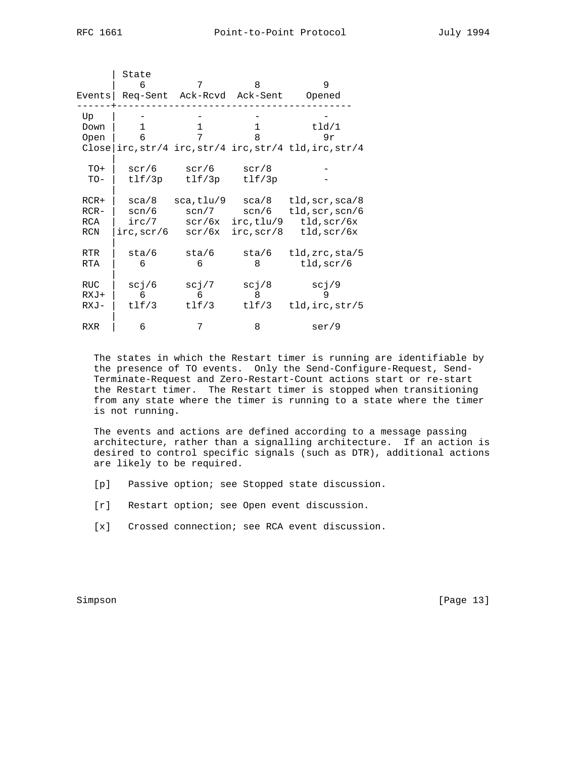| Events | State 6 Req-Sent | 7 Ack-Rcvd | 8 Ack-Sent | 9 Opened |
|---|---|---|---|---|
| Up | - | - | - | - |
| Down | 1 | 1 | 1 | tld/1 |
| Open | 6 | 7 | 8 | 9r |
| Close | irc,str/4 | irc,str/4 | irc,str/4 | tld,irc,str/4 |
| TO+ | scr/6 | scr/6 | scr/8 | - |
| TO- | tlf/3p | tlf/3p | tlf/3p | - |
| RCR+ | sca/8 | sca,tlu/9 | sca/8 | tld,scr,sca/8 |
| RCR- | scn/6 | scn/7 | scn/6 | tld,scr,scn/6 |
| RCA | irc/7 | scr/6x | irc,tlu/9 | tld,scr/6x |
| RCN | irc,scr/6 | scr/6x | irc,scr/8 | tld,scr/6x |
| RTR | sta/6 | sta/6 | sta/6 | tld,zrc,sta/5 |
| RTA | 6 | 6 | 8 | tld,scr/6 |
| RUC | scj/6 | scj/7 | scj/8 | scj/9 |
| RXJ+ | 6 | 6 | 8 | 9 |
| RXJ- | tlf/3 | tlf/3 | tlf/3 | tld,irc,str/5 |
| RXR | 6 | 7 | 8 | ser/9 |

The states in which the Restart timer is running are identifiable by the presence of TO events. Only the Send-Configure-Request, Send-Terminate-Request and Zero-Restart-Count actions start or re-start the Restart timer. The Restart timer is stopped when transitioning from any state where the timer is running to a state where the timer is not running.

The events and actions are defined according to a message passing architecture, rather than a signalling architecture. If an action is desired to control specific signals (such as DTR), additional actions are likely to be required.

[p] Passive option; see Stopped state discussion.

[r] Restart option; see Open event discussion.

[x] Crossed connection; see RCA event discussion.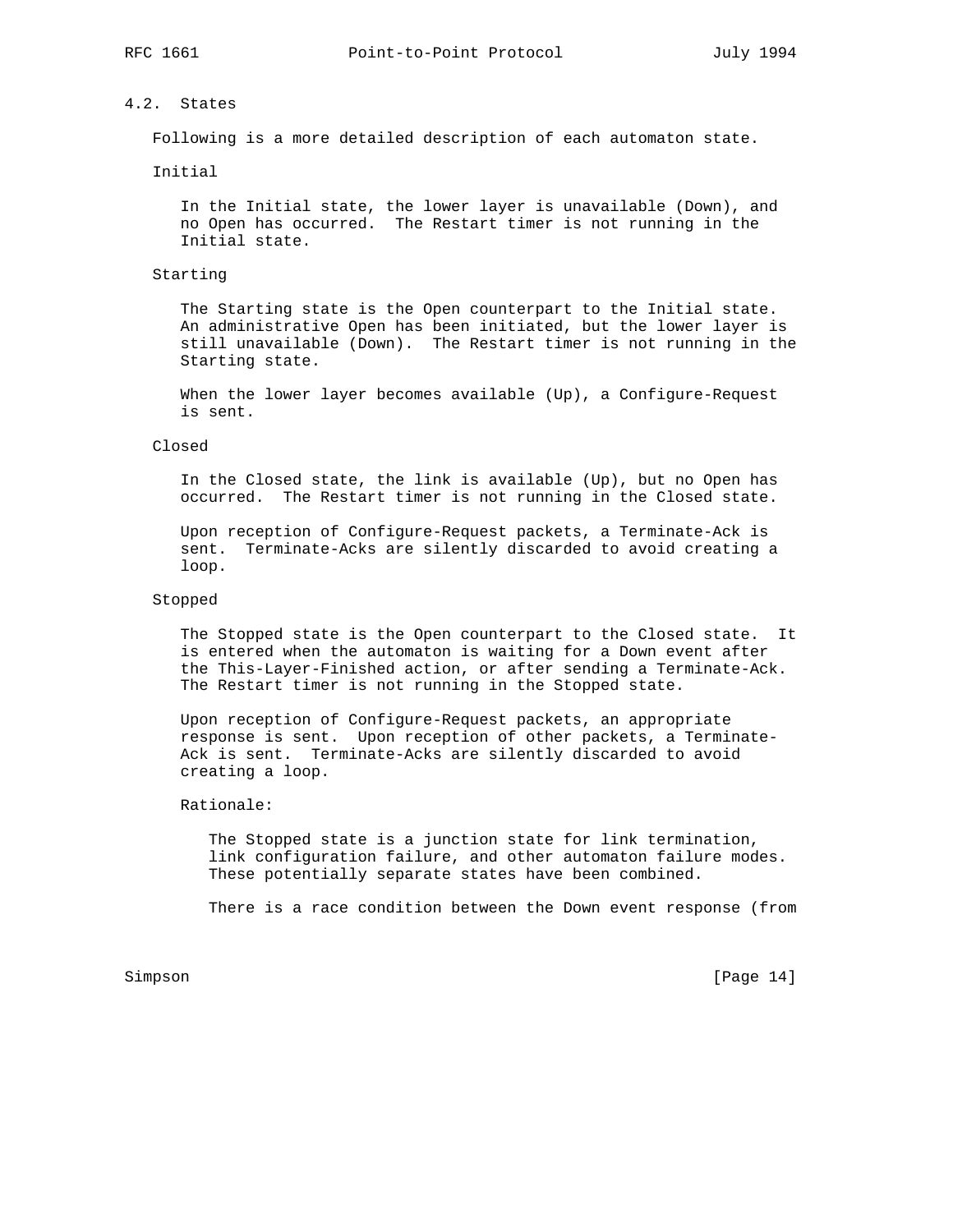## 4.2. States

Following is a more detailed description of each automaton state.

### Initial

In the Initial state, the lower layer is unavailable (Down), and no Open has occurred. The Restart timer is not running in the Initial state.

### Starting

The Starting state is the Open counterpart to the Initial state. An administrative Open has been initiated, but the lower layer is still unavailable (Down). The Restart timer is not running in the Starting state.

When the lower layer becomes available (Up), a Configure-Request is sent.

### Closed

In the Closed state, the link is available (Up), but no Open has occurred. The Restart timer is not running in the Closed state.

Upon reception of Configure-Request packets, a Terminate-Ack is sent. Terminate-Acks are silently discarded to avoid creating a loop.

### Stopped

The Stopped state is the Open counterpart to the Closed state. It is entered when the automaton is waiting for a Down event after the This-Layer-Finished action, or after sending a Terminate-Ack. The Restart timer is not running in the Stopped state.

Upon reception of Configure-Request packets, an appropriate response is sent. Upon reception of other packets, a Terminate-Ack is sent. Terminate-Acks are silently discarded to avoid creating a loop.

Rationale:

The Stopped state is a junction state for link termination, link configuration failure, and other automaton failure modes. These potentially separate states have been combined.

There is a race condition between the Down event response (from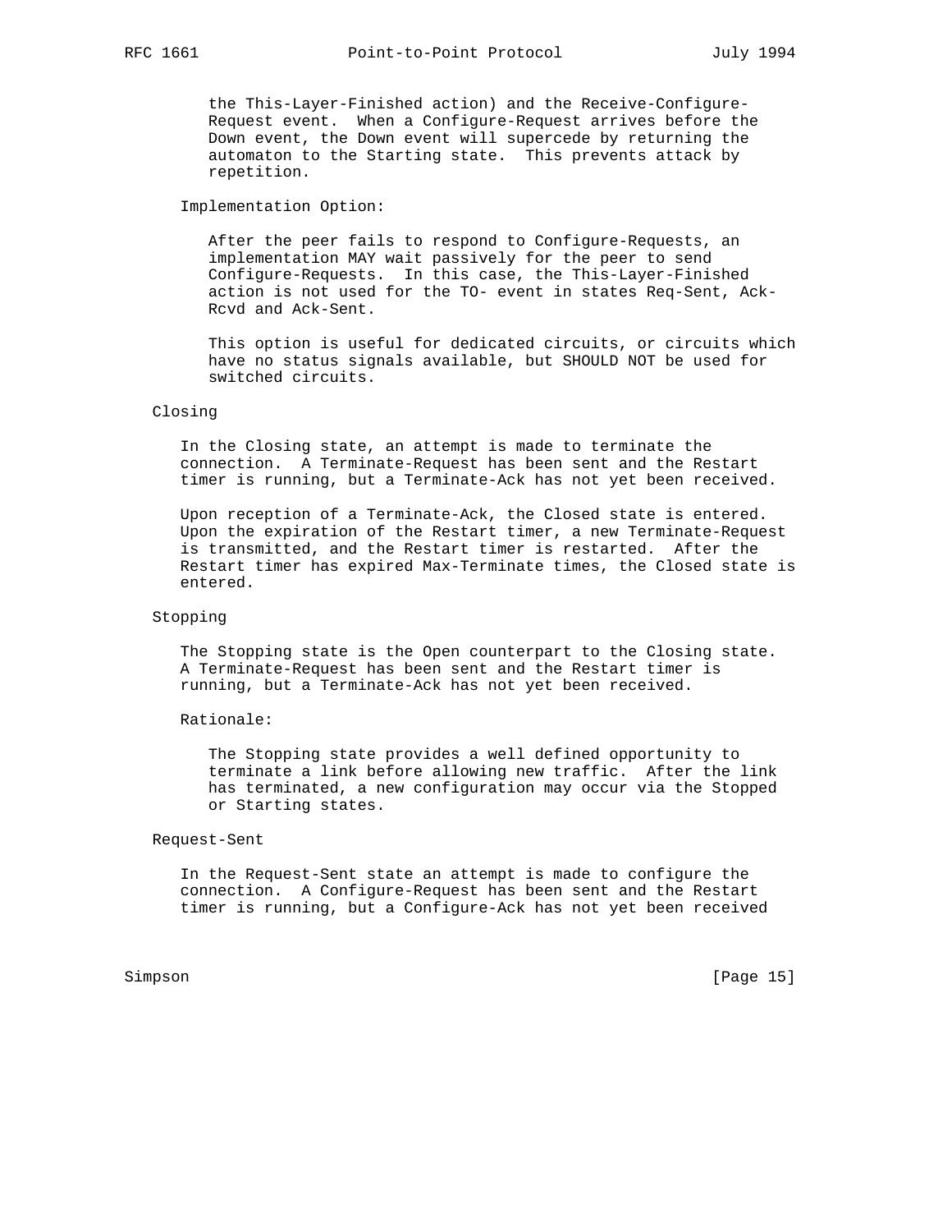the This-Layer-Finished action) and the Receive-Configure-Request event. When a Configure-Request arrives before the Down event, the Down event will supercede by returning the automaton to the Starting state. This prevents attack by repetition.

Implementation Option:

After the peer fails to respond to Configure-Requests, an implementation MAY wait passively for the peer to send Configure-Requests. In this case, the This-Layer-Finished action is not used for the TO- event in states Req-Sent, Ack-Rcvd and Ack-Sent.

This option is useful for dedicated circuits, or circuits which have no status signals available, but SHOULD NOT be used for switched circuits.

Closing

In the Closing state, an attempt is made to terminate the connection. A Terminate-Request has been sent and the Restart timer is running, but a Terminate-Ack has not yet been received.

Upon reception of a Terminate-Ack, the Closed state is entered. Upon the expiration of the Restart timer, a new Terminate-Request is transmitted, and the Restart timer is restarted. After the Restart timer has expired Max-Terminate times, the Closed state is entered.

Stopping

The Stopping state is the Open counterpart to the Closing state. A Terminate-Request has been sent and the Restart timer is running, but a Terminate-Ack has not yet been received.

Rationale:

The Stopping state provides a well defined opportunity to terminate a link before allowing new traffic. After the link has terminated, a new configuration may occur via the Stopped or Starting states.

Request-Sent

In the Request-Sent state an attempt is made to configure the connection. A Configure-Request has been sent and the Restart timer is running, but a Configure-Ack has not yet been received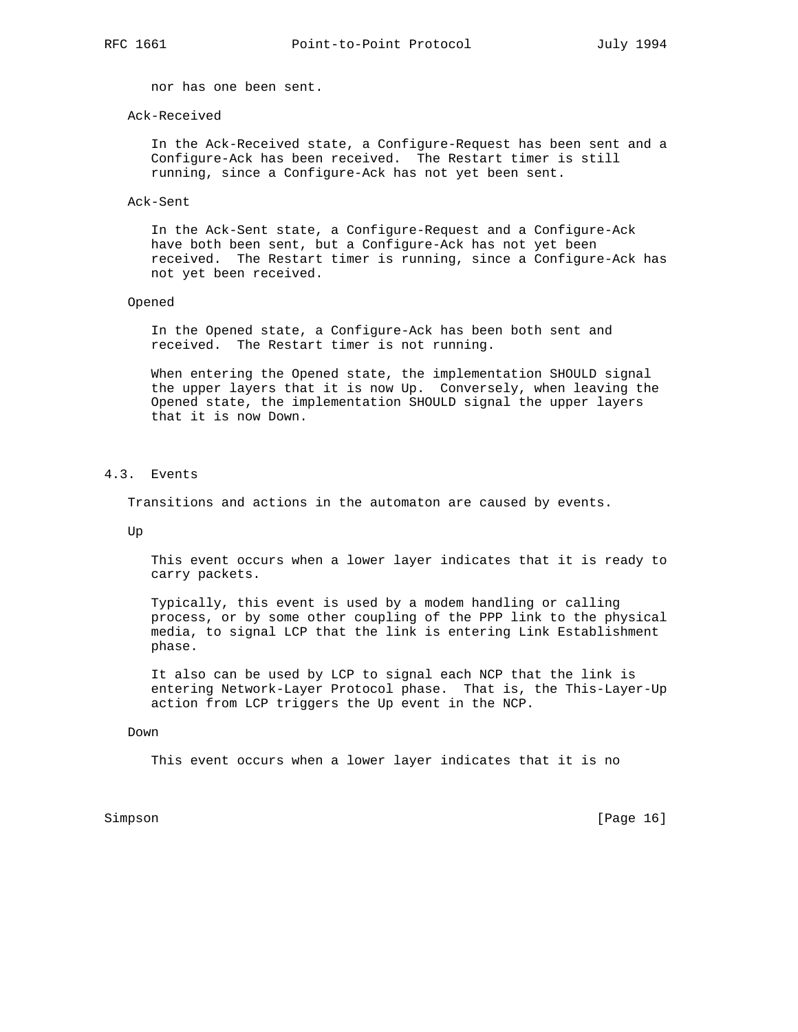nor has one been sent.

Ack-Received

In the Ack-Received state, a Configure-Request has been sent and a Configure-Ack has been received. The Restart timer is still running, since a Configure-Ack has not yet been sent.

Ack-Sent

In the Ack-Sent state, a Configure-Request and a Configure-Ack have both been sent, but a Configure-Ack has not yet been received. The Restart timer is running, since a Configure-Ack has not yet been received.

Opened

In the Opened state, a Configure-Ack has been both sent and received. The Restart timer is not running.

When entering the Opened state, the implementation SHOULD signal the upper layers that it is now Up. Conversely, when leaving the Opened state, the implementation SHOULD signal the upper layers that it is now Down.

## 4.3. Events

Transitions and actions in the automaton are caused by events.

Up

This event occurs when a lower layer indicates that it is ready to carry packets.

Typically, this event is used by a modem handling or calling process, or by some other coupling of the PPP link to the physical media, to signal LCP that the link is entering Link Establishment phase.

It also can be used by LCP to signal each NCP that the link is entering Network-Layer Protocol phase. That is, the This-Layer-Up action from LCP triggers the Up event in the NCP.

Down

This event occurs when a lower layer indicates that it is no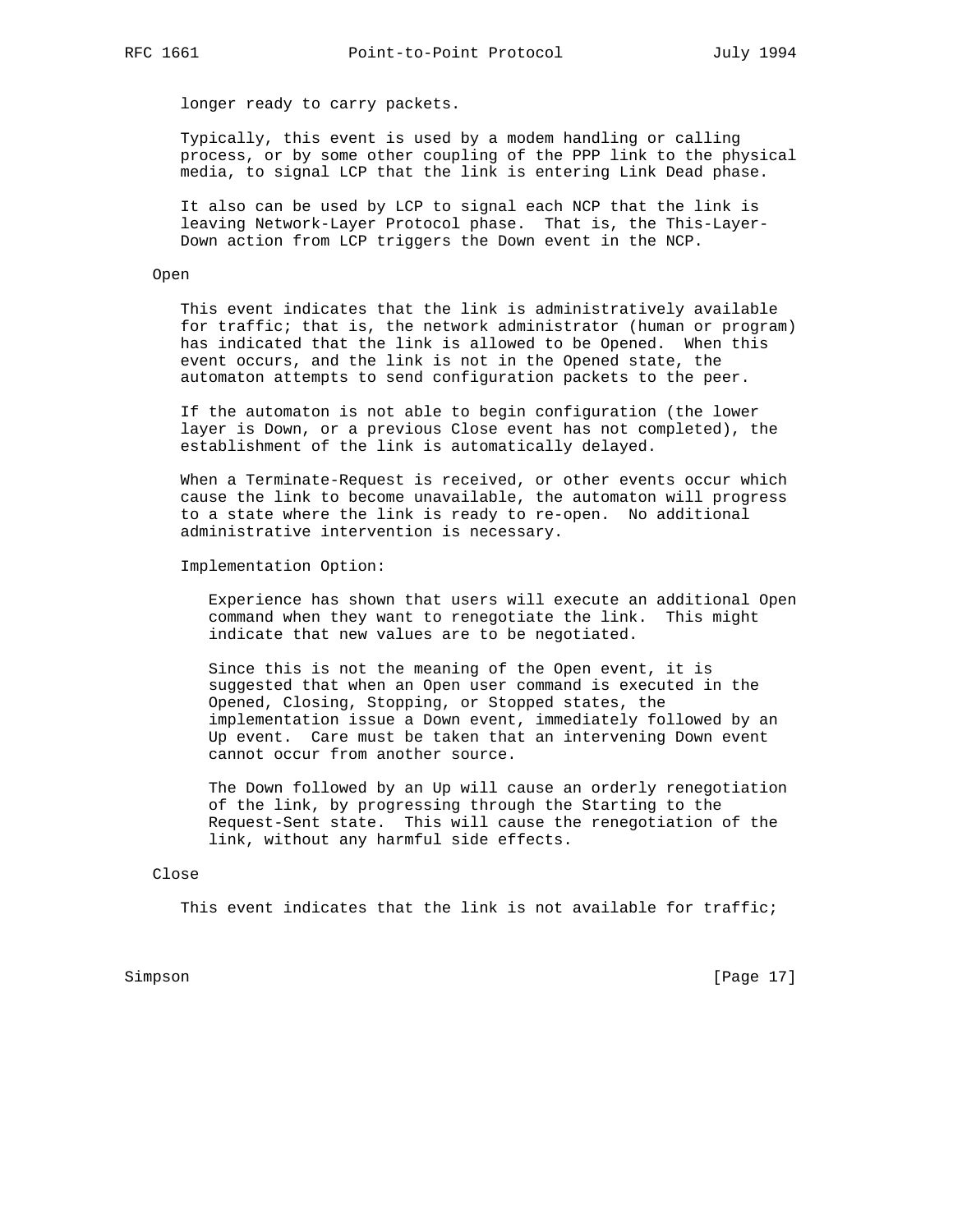longer ready to carry packets.

Typically, this event is used by a modem handling or calling process, or by some other coupling of the PPP link to the physical media, to signal LCP that the link is entering Link Dead phase.

It also can be used by LCP to signal each NCP that the link is leaving Network-Layer Protocol phase. That is, the This-Layer-Down action from LCP triggers the Down event in the NCP.

Open

This event indicates that the link is administratively available for traffic; that is, the network administrator (human or program) has indicated that the link is allowed to be Opened. When this event occurs, and the link is not in the Opened state, the automaton attempts to send configuration packets to the peer.

If the automaton is not able to begin configuration (the lower layer is Down, or a previous Close event has not completed), the establishment of the link is automatically delayed.

When a Terminate-Request is received, or other events occur which cause the link to become unavailable, the automaton will progress to a state where the link is ready to re-open. No additional administrative intervention is necessary.

Implementation Option:

Experience has shown that users will execute an additional Open command when they want to renegotiate the link. This might indicate that new values are to be negotiated.

Since this is not the meaning of the Open event, it is suggested that when an Open user command is executed in the Opened, Closing, Stopping, or Stopped states, the implementation issue a Down event, immediately followed by an Up event. Care must be taken that an intervening Down event cannot occur from another source.

The Down followed by an Up will cause an orderly renegotiation of the link, by progressing through the Starting to the Request-Sent state. This will cause the renegotiation of the link, without any harmful side effects.

Close

This event indicates that the link is not available for traffic;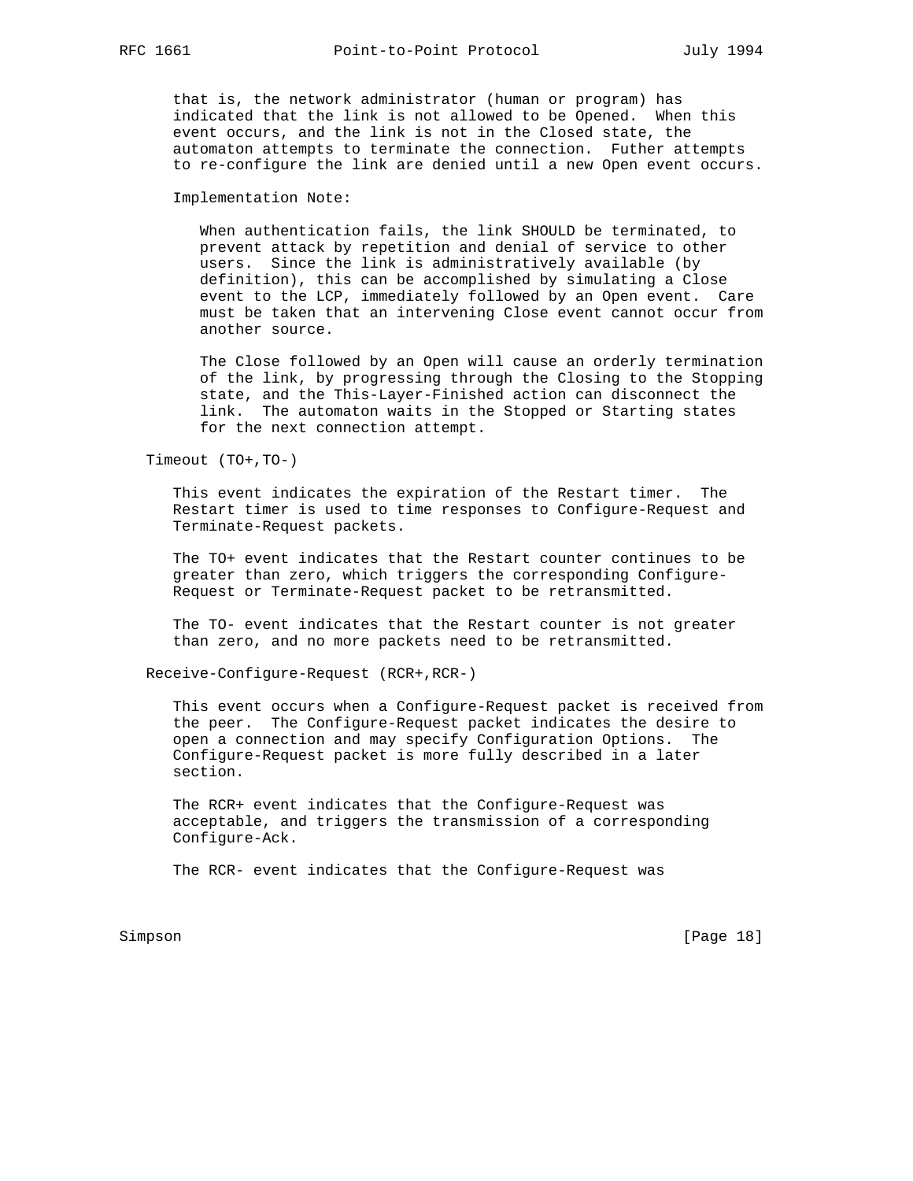that is, the network administrator (human or program) has indicated that the link is not allowed to be Opened. When this event occurs, and the link is not in the Closed state, the automaton attempts to terminate the connection. Futher attempts to re-configure the link are denied until a new Open event occurs.

Implementation Note:

When authentication fails, the link SHOULD be terminated, to prevent attack by repetition and denial of service to other users. Since the link is administratively available (by definition), this can be accomplished by simulating a Close event to the LCP, immediately followed by an Open event. Care must be taken that an intervening Close event cannot occur from another source.

The Close followed by an Open will cause an orderly termination of the link, by progressing through the Closing to the Stopping state, and the This-Layer-Finished action can disconnect the link. The automaton waits in the Stopped or Starting states for the next connection attempt.

Timeout (TO+,TO-)

This event indicates the expiration of the Restart timer. The Restart timer is used to time responses to Configure-Request and Terminate-Request packets.

The TO+ event indicates that the Restart counter continues to be greater than zero, which triggers the corresponding Configure-Request or Terminate-Request packet to be retransmitted.

The TO- event indicates that the Restart counter is not greater than zero, and no more packets need to be retransmitted.

Receive-Configure-Request (RCR+,RCR-)

This event occurs when a Configure-Request packet is received from the peer. The Configure-Request packet indicates the desire to open a connection and may specify Configuration Options. The Configure-Request packet is more fully described in a later section.

The RCR+ event indicates that the Configure-Request was acceptable, and triggers the transmission of a corresponding Configure-Ack.

The RCR- event indicates that the Configure-Request was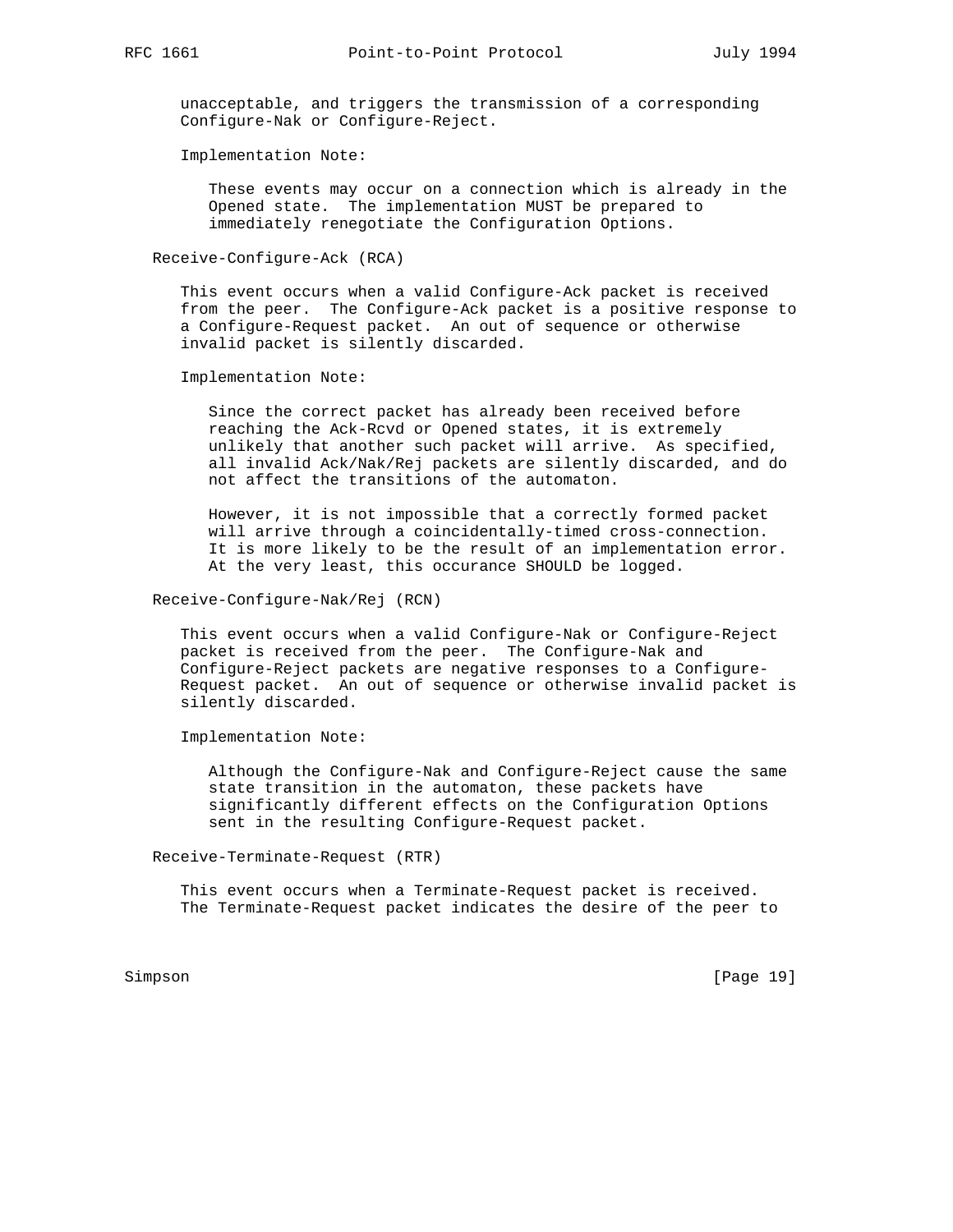unacceptable, and triggers the transmission of a corresponding Configure-Nak or Configure-Reject.

Implementation Note:

These events may occur on a connection which is already in the Opened state. The implementation MUST be prepared to immediately renegotiate the Configuration Options.

Receive-Configure-Ack (RCA)

This event occurs when a valid Configure-Ack packet is received from the peer. The Configure-Ack packet is a positive response to a Configure-Request packet. An out of sequence or otherwise invalid packet is silently discarded.

Implementation Note:

Since the correct packet has already been received before reaching the Ack-Rcvd or Opened states, it is extremely unlikely that another such packet will arrive. As specified, all invalid Ack/Nak/Rej packets are silently discarded, and do not affect the transitions of the automaton.

However, it is not impossible that a correctly formed packet will arrive through a coincidentally-timed cross-connection. It is more likely to be the result of an implementation error. At the very least, this occurance SHOULD be logged.

Receive-Configure-Nak/Rej (RCN)

This event occurs when a valid Configure-Nak or Configure-Reject packet is received from the peer. The Configure-Nak and Configure-Reject packets are negative responses to a Configure-Request packet. An out of sequence or otherwise invalid packet is silently discarded.

Implementation Note:

Although the Configure-Nak and Configure-Reject cause the same state transition in the automaton, these packets have significantly different effects on the Configuration Options sent in the resulting Configure-Request packet.

Receive-Terminate-Request (RTR)

This event occurs when a Terminate-Request packet is received. The Terminate-Request packet indicates the desire of the peer to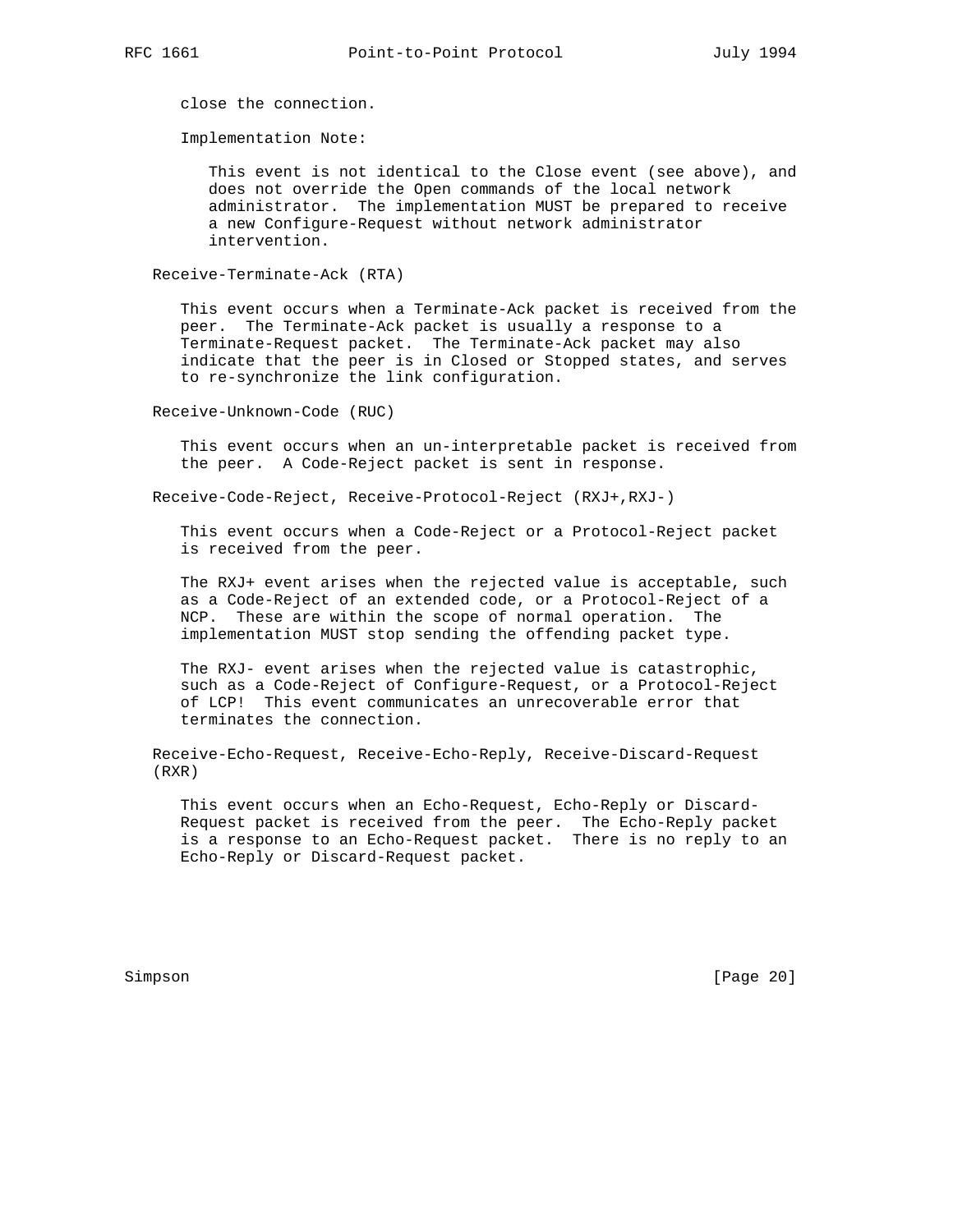close the connection.

Implementation Note:

This event is not identical to the Close event (see above), and does not override the Open commands of the local network administrator. The implementation MUST be prepared to receive a new Configure-Request without network administrator intervention.

Receive-Terminate-Ack (RTA)

This event occurs when a Terminate-Ack packet is received from the peer. The Terminate-Ack packet is usually a response to a Terminate-Request packet. The Terminate-Ack packet may also indicate that the peer is in Closed or Stopped states, and serves to re-synchronize the link configuration.

Receive-Unknown-Code (RUC)

This event occurs when an un-interpretable packet is received from the peer. A Code-Reject packet is sent in response.

Receive-Code-Reject, Receive-Protocol-Reject (RXJ+,RXJ-)

This event occurs when a Code-Reject or a Protocol-Reject packet is received from the peer.

The RXJ+ event arises when the rejected value is acceptable, such as a Code-Reject of an extended code, or a Protocol-Reject of a NCP. These are within the scope of normal operation. The implementation MUST stop sending the offending packet type.

The RXJ- event arises when the rejected value is catastrophic, such as a Code-Reject of Configure-Request, or a Protocol-Reject of LCP! This event communicates an unrecoverable error that terminates the connection.

Receive-Echo-Request, Receive-Echo-Reply, Receive-Discard-Request (RXR)

This event occurs when an Echo-Request, Echo-Reply or Discard-Request packet is received from the peer. The Echo-Reply packet is a response to an Echo-Request packet. There is no reply to an Echo-Reply or Discard-Request packet.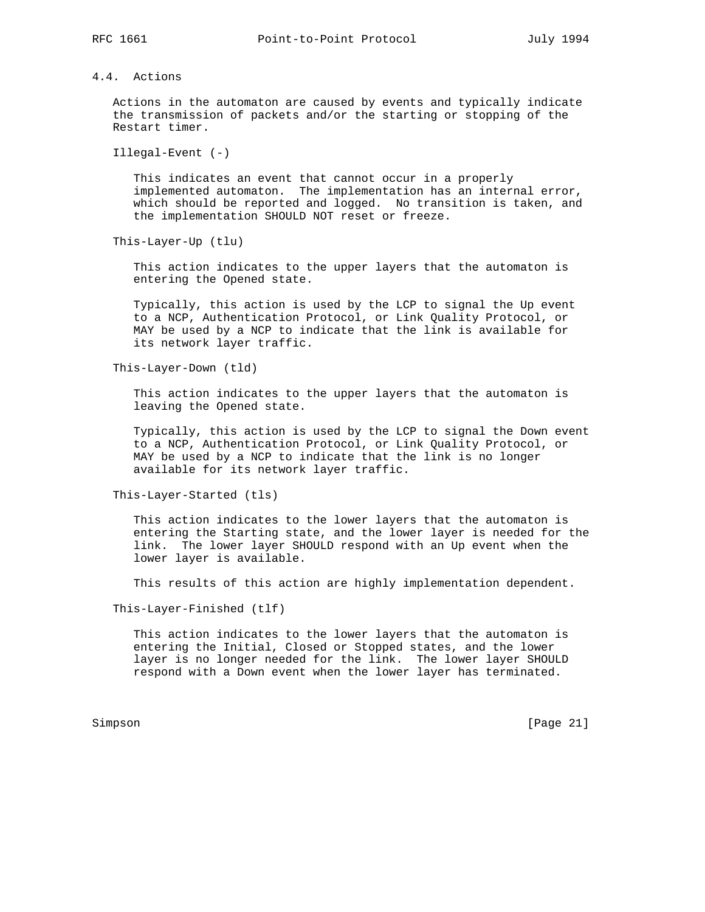### 4.4. Actions

Actions in the automaton are caused by events and typically indicate the transmission of packets and/or the starting or stopping of the Restart timer.

Illegal-Event (-)

This indicates an event that cannot occur in a properly implemented automaton. The implementation has an internal error, which should be reported and logged. No transition is taken, and the implementation SHOULD NOT reset or freeze.

This-Layer-Up (tlu)

This action indicates to the upper layers that the automaton is entering the Opened state.

Typically, this action is used by the LCP to signal the Up event to a NCP, Authentication Protocol, or Link Quality Protocol, or MAY be used by a NCP to indicate that the link is available for its network layer traffic.

This-Layer-Down (tld)

This action indicates to the upper layers that the automaton is leaving the Opened state.

Typically, this action is used by the LCP to signal the Down event to a NCP, Authentication Protocol, or Link Quality Protocol, or MAY be used by a NCP to indicate that the link is no longer available for its network layer traffic.

This-Layer-Started (tls)

This action indicates to the lower layers that the automaton is entering the Starting state, and the lower layer is needed for the link. The lower layer SHOULD respond with an Up event when the lower layer is available.

This results of this action are highly implementation dependent.

This-Layer-Finished (tlf)

This action indicates to the lower layers that the automaton is entering the Initial, Closed or Stopped states, and the lower layer is no longer needed for the link. The lower layer SHOULD respond with a Down event when the lower layer has terminated.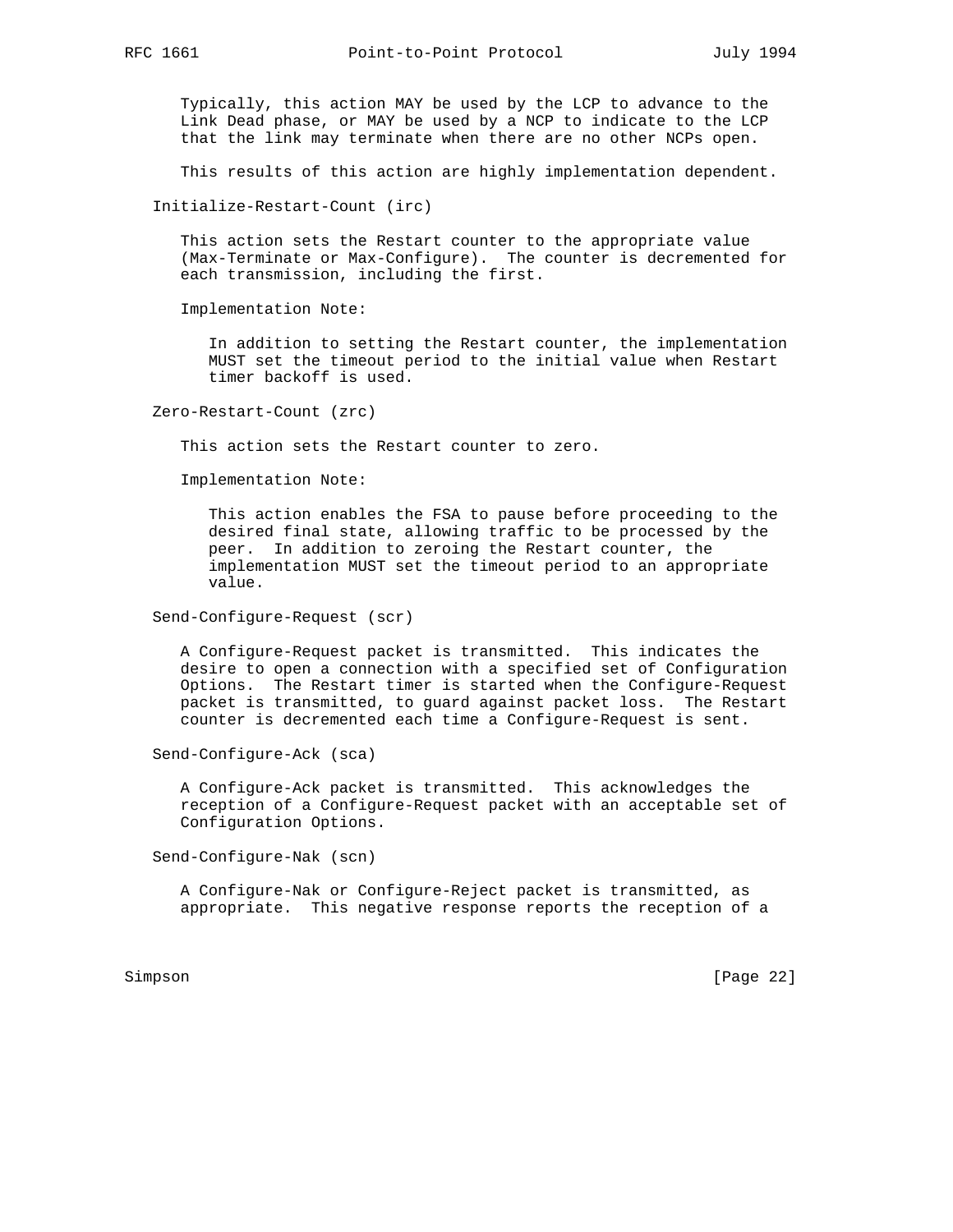Typically, this action MAY be used by the LCP to advance to the Link Dead phase, or MAY be used by a NCP to indicate to the LCP that the link may terminate when there are no other NCPs open.

This results of this action are highly implementation dependent.

Initialize-Restart-Count (irc)

This action sets the Restart counter to the appropriate value (Max-Terminate or Max-Configure). The counter is decremented for each transmission, including the first.

Implementation Note:

In addition to setting the Restart counter, the implementation MUST set the timeout period to the initial value when Restart timer backoff is used.

Zero-Restart-Count (zrc)

This action sets the Restart counter to zero.

Implementation Note:

This action enables the FSA to pause before proceeding to the desired final state, allowing traffic to be processed by the peer. In addition to zeroing the Restart counter, the implementation MUST set the timeout period to an appropriate value.

Send-Configure-Request (scr)

A Configure-Request packet is transmitted. This indicates the desire to open a connection with a specified set of Configuration Options. The Restart timer is started when the Configure-Request packet is transmitted, to guard against packet loss. The Restart counter is decremented each time a Configure-Request is sent.

Send-Configure-Ack (sca)

A Configure-Ack packet is transmitted. This acknowledges the reception of a Configure-Request packet with an acceptable set of Configuration Options.

Send-Configure-Nak (scn)

A Configure-Nak or Configure-Reject packet is transmitted, as appropriate. This negative response reports the reception of a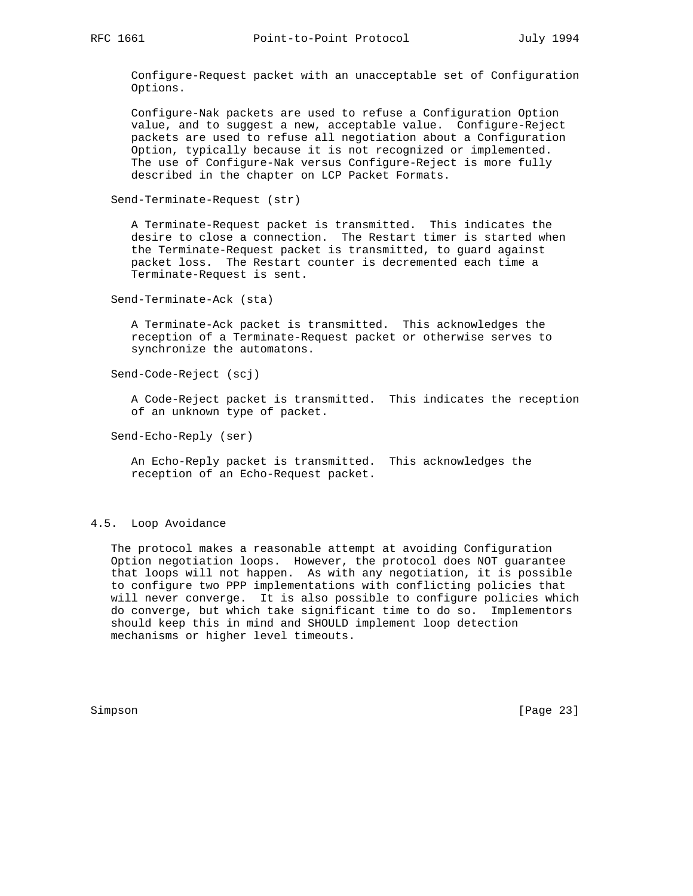Configure-Request packet with an unacceptable set of Configuration Options.

Configure-Nak packets are used to refuse a Configuration Option value, and to suggest a new, acceptable value. Configure-Reject packets are used to refuse all negotiation about a Configuration Option, typically because it is not recognized or implemented. The use of Configure-Nak versus Configure-Reject is more fully described in the chapter on LCP Packet Formats.

Send-Terminate-Request (str)

A Terminate-Request packet is transmitted. This indicates the desire to close a connection. The Restart timer is started when the Terminate-Request packet is transmitted, to guard against packet loss. The Restart counter is decremented each time a Terminate-Request is sent.

Send-Terminate-Ack (sta)

A Terminate-Ack packet is transmitted. This acknowledges the reception of a Terminate-Request packet or otherwise serves to synchronize the automatons.

Send-Code-Reject (scj)

A Code-Reject packet is transmitted. This indicates the reception of an unknown type of packet.

Send-Echo-Reply (ser)

An Echo-Reply packet is transmitted. This acknowledges the reception of an Echo-Request packet.

## 4.5. Loop Avoidance

The protocol makes a reasonable attempt at avoiding Configuration Option negotiation loops. However, the protocol does NOT guarantee that loops will not happen. As with any negotiation, it is possible to configure two PPP implementations with conflicting policies that will never converge. It is also possible to configure policies which do converge, but which take significant time to do so. Implementors should keep this in mind and SHOULD implement loop detection mechanisms or higher level timeouts.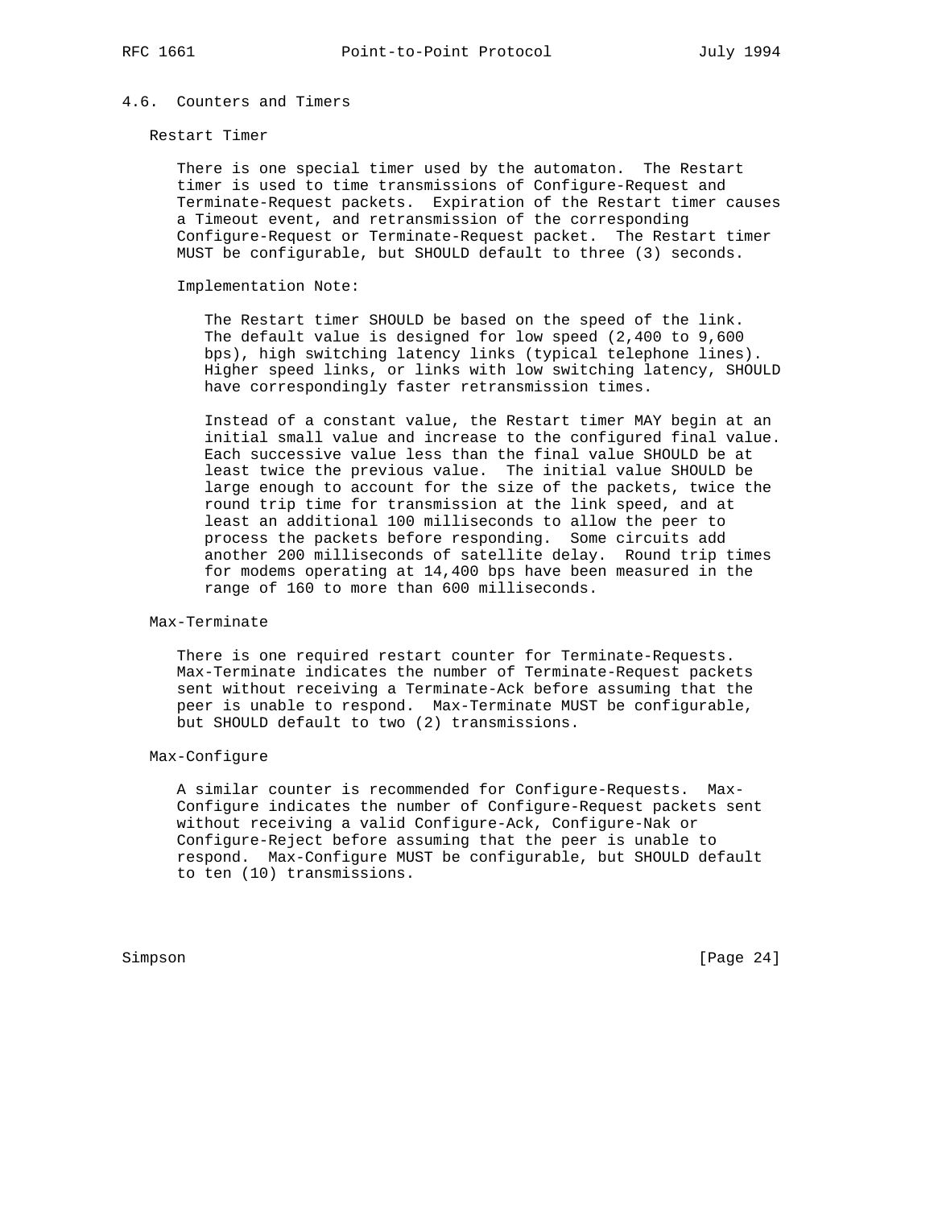## 4.6. Counters and Timers

### Restart Timer

There is one special timer used by the automaton. The Restart timer is used to time transmissions of Configure-Request and Terminate-Request packets. Expiration of the Restart timer causes a Timeout event, and retransmission of the corresponding Configure-Request or Terminate-Request packet. The Restart timer MUST be configurable, but SHOULD default to three (3) seconds.

Implementation Note:

The Restart timer SHOULD be based on the speed of the link. The default value is designed for low speed (2,400 to 9,600 bps), high switching latency links (typical telephone lines). Higher speed links, or links with low switching latency, SHOULD have correspondingly faster retransmission times.

Instead of a constant value, the Restart timer MAY begin at an initial small value and increase to the configured final value. Each successive value less than the final value SHOULD be at least twice the previous value. The initial value SHOULD be large enough to account for the size of the packets, twice the round trip time for transmission at the link speed, and at least an additional 100 milliseconds to allow the peer to process the packets before responding. Some circuits add another 200 milliseconds of satellite delay. Round trip times for modems operating at 14,400 bps have been measured in the range of 160 to more than 600 milliseconds.

### Max-Terminate

There is one required restart counter for Terminate-Requests. Max-Terminate indicates the number of Terminate-Request packets sent without receiving a Terminate-Ack before assuming that the peer is unable to respond. Max-Terminate MUST be configurable, but SHOULD default to two (2) transmissions.

### Max-Configure

A similar counter is recommended for Configure-Requests. Max-Configure indicates the number of Configure-Request packets sent without receiving a valid Configure-Ack, Configure-Nak or Configure-Reject before assuming that the peer is unable to respond. Max-Configure MUST be configurable, but SHOULD default to ten (10) transmissions.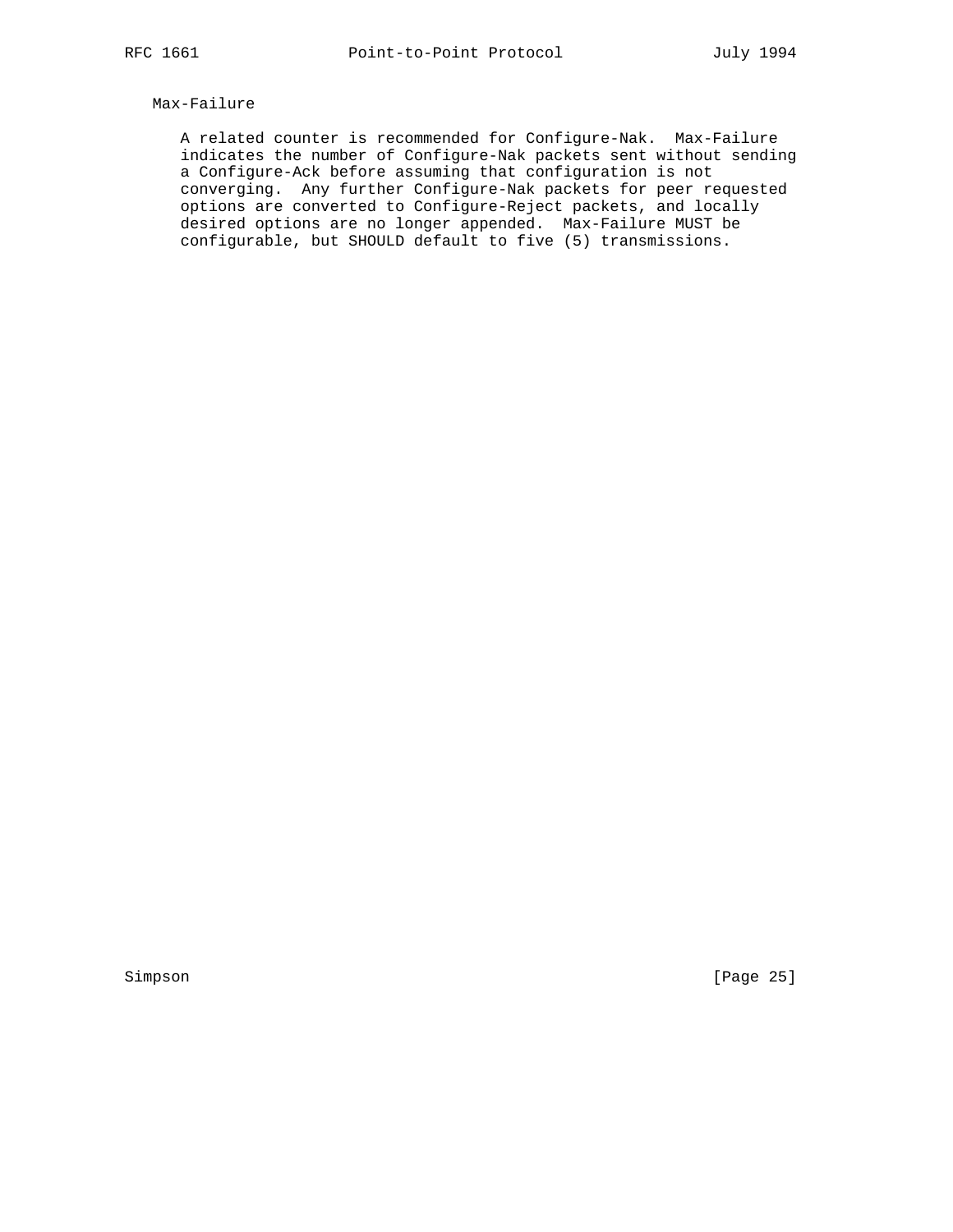Max-Failure

A related counter is recommended for Configure-Nak. Max-Failure indicates the number of Configure-Nak packets sent without sending a Configure-Ack before assuming that configuration is not converging. Any further Configure-Nak packets for peer requested options are converted to Configure-Reject packets, and locally desired options are no longer appended. Max-Failure MUST be configurable, but SHOULD default to five (5) transmissions.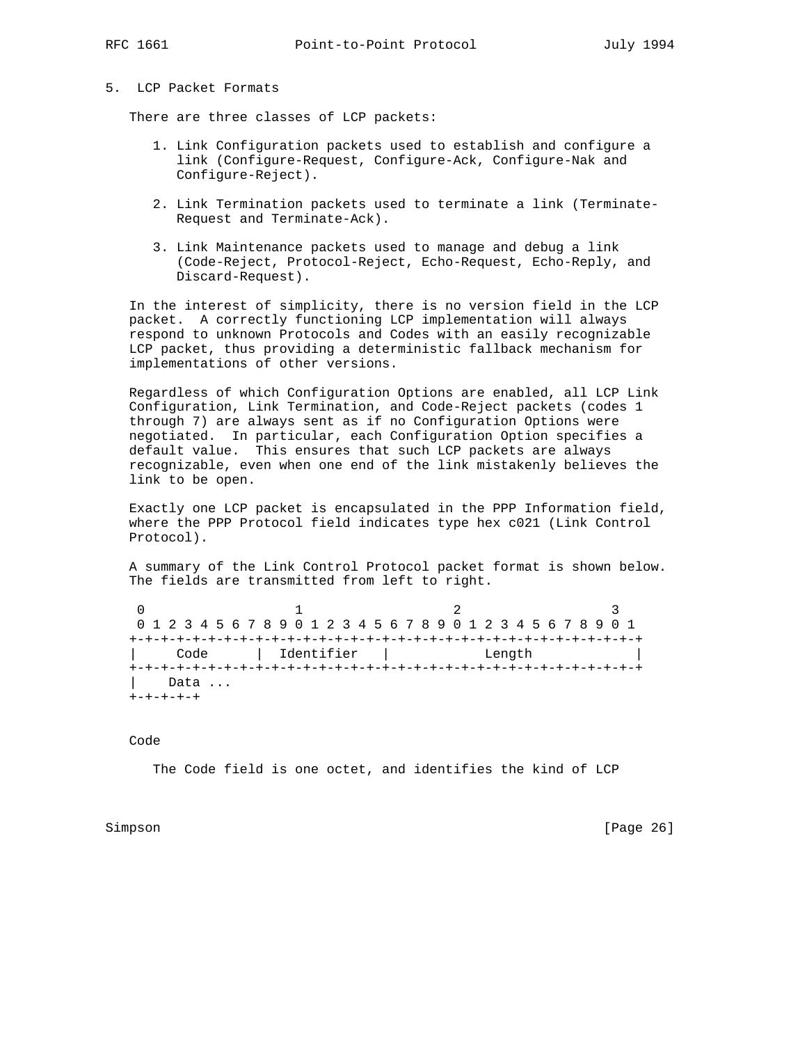## 5. LCP Packet Formats

There are three classes of LCP packets:

1. Link Configuration packets used to establish and configure a link (Configure-Request, Configure-Ack, Configure-Nak and Configure-Reject).

2. Link Termination packets used to terminate a link (Terminate-Request and Terminate-Ack).

3. Link Maintenance packets used to manage and debug a link (Code-Reject, Protocol-Reject, Echo-Request, Echo-Reply, and Discard-Request).

In the interest of simplicity, there is no version field in the LCP packet. A correctly functioning LCP implementation will always respond to unknown Protocols and Codes with an easily recognizable LCP packet, thus providing a deterministic fallback mechanism for implementations of other versions.

Regardless of which Configuration Options are enabled, all LCP Link Configuration, Link Termination, and Code-Reject packets (codes 1 through 7) are always sent as if no Configuration Options were negotiated. In particular, each Configuration Option specifies a default value. This ensures that such LCP packets are always recognizable, even when one end of the link mistakenly believes the link to be open.

Exactly one LCP packet is encapsulated in the PPP Information field, where the PPP Protocol field indicates type hex c021 (Link Control Protocol).

A summary of the Link Control Protocol packet format is shown below. The fields are transmitted from left to right.

```
 0                   1                   2                   3
 0 1 2 3 4 5 6 7 8 9 0 1 2 3 4 5 6 7 8 9 0 1 2 3 4 5 6 7 8 9 0 1
+-+-+-+-+-+-+-+-+-+-+-+-+-+-+-+-+-+-+-+-+-+-+-+-+-+-+-+-+-+-+-+-+
|     Code      |  Identifier   |            Length             |
+-+-+-+-+-+-+-+-+-+-+-+-+-+-+-+-+-+-+-+-+-+-+-+-+-+-+-+-+-+-+-+-+
|    Data ...
+-+-+-+-+
```

Code

The Code field is one octet, and identifies the kind of LCP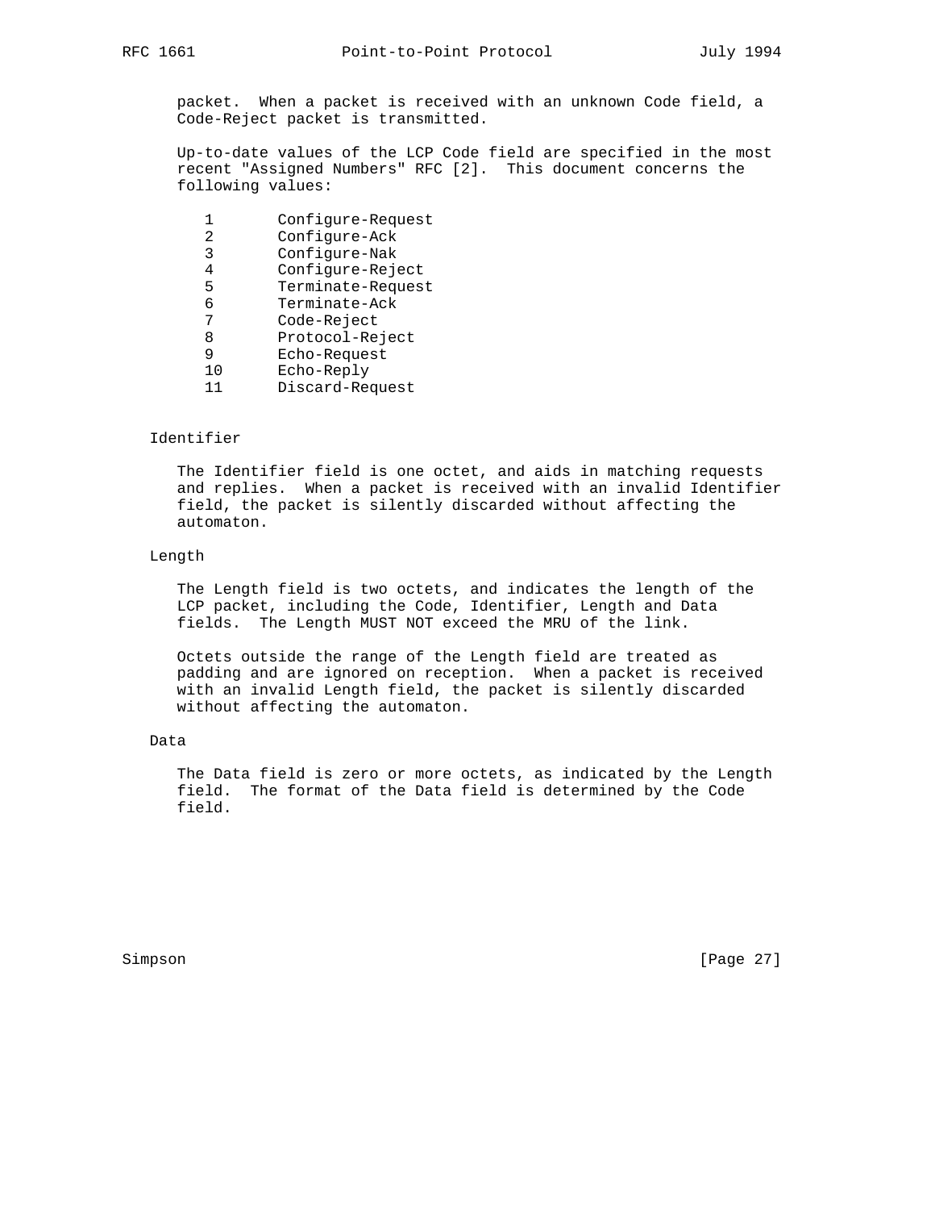packet. When a packet is received with an unknown Code field, a Code-Reject packet is transmitted.

Up-to-date values of the LCP Code field are specified in the most recent "Assigned Numbers" RFC [2]. This document concerns the following values:

```
1       Configure-Request
2       Configure-Ack
3       Configure-Nak
4       Configure-Reject
5       Terminate-Request
6       Terminate-Ack
7       Code-Reject
8       Protocol-Reject
9       Echo-Request
10      Echo-Reply
11      Discard-Request
```

Identifier

The Identifier field is one octet, and aids in matching requests and replies. When a packet is received with an invalid Identifier field, the packet is silently discarded without affecting the automaton.

Length

The Length field is two octets, and indicates the length of the LCP packet, including the Code, Identifier, Length and Data fields. The Length MUST NOT exceed the MRU of the link.

Octets outside the range of the Length field are treated as padding and are ignored on reception. When a packet is received with an invalid Length field, the packet is silently discarded without affecting the automaton.

Data

The Data field is zero or more octets, as indicated by the Length field. The format of the Data field is determined by the Code field.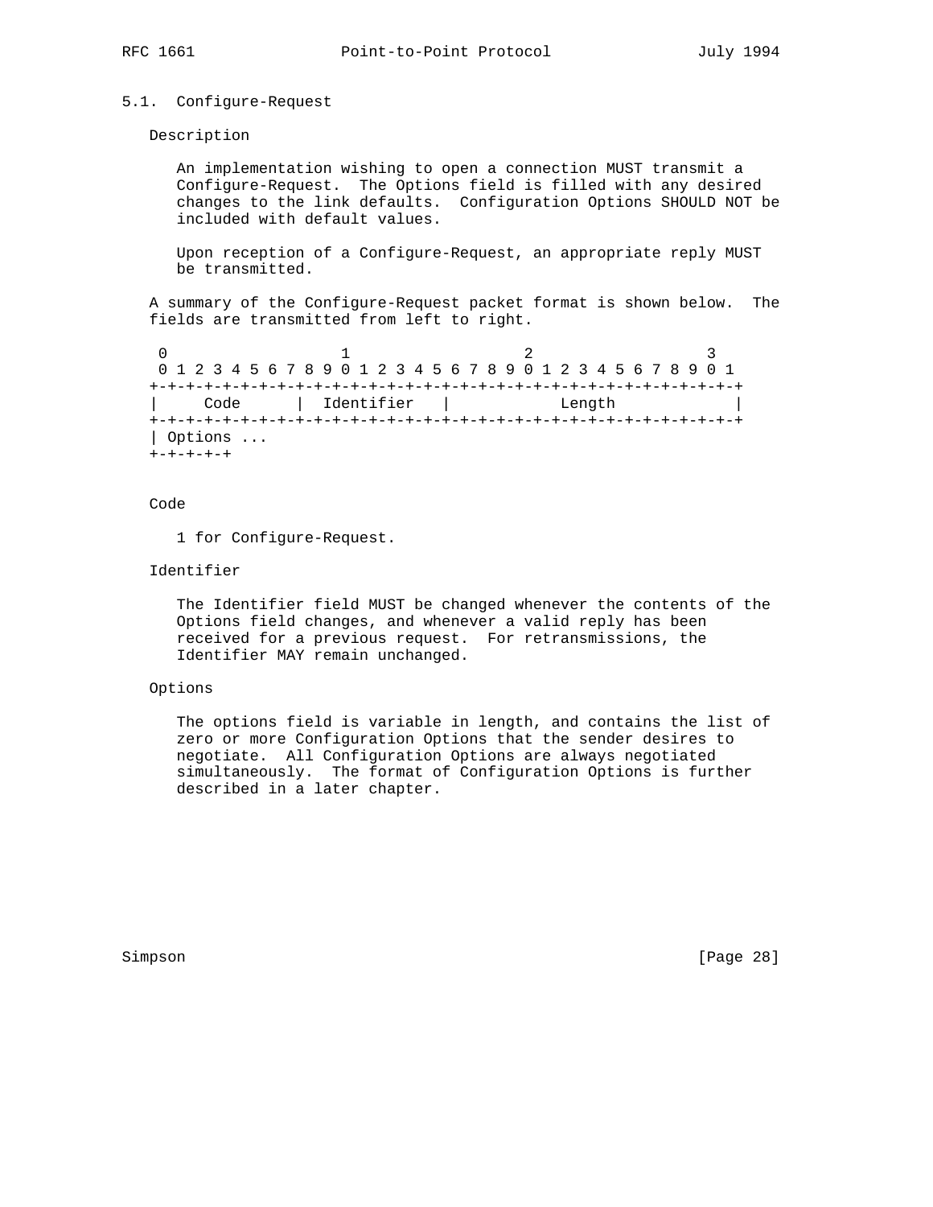### 5.1. Configure-Request

Description

An implementation wishing to open a connection MUST transmit a Configure-Request. The Options field is filled with any desired changes to the link defaults. Configuration Options SHOULD NOT be included with default values.

Upon reception of a Configure-Request, an appropriate reply MUST be transmitted.

A summary of the Configure-Request packet format is shown below. The fields are transmitted from left to right.

```
 0                   1                   2                   3
 0 1 2 3 4 5 6 7 8 9 0 1 2 3 4 5 6 7 8 9 0 1 2 3 4 5 6 7 8 9 0 1
+-+-+-+-+-+-+-+-+-+-+-+-+-+-+-+-+-+-+-+-+-+-+-+-+-+-+-+-+-+-+-+-+
|     Code      |  Identifier   |            Length             |
+-+-+-+-+-+-+-+-+-+-+-+-+-+-+-+-+-+-+-+-+-+-+-+-+-+-+-+-+-+-+-+-+
| Options ...
+-+-+-+-+
```

Code

1 for Configure-Request.

Identifier

The Identifier field MUST be changed whenever the contents of the Options field changes, and whenever a valid reply has been received for a previous request. For retransmissions, the Identifier MAY remain unchanged.

Options

The options field is variable in length, and contains the list of zero or more Configuration Options that the sender desires to negotiate. All Configuration Options are always negotiated simultaneously. The format of Configuration Options is further described in a later chapter.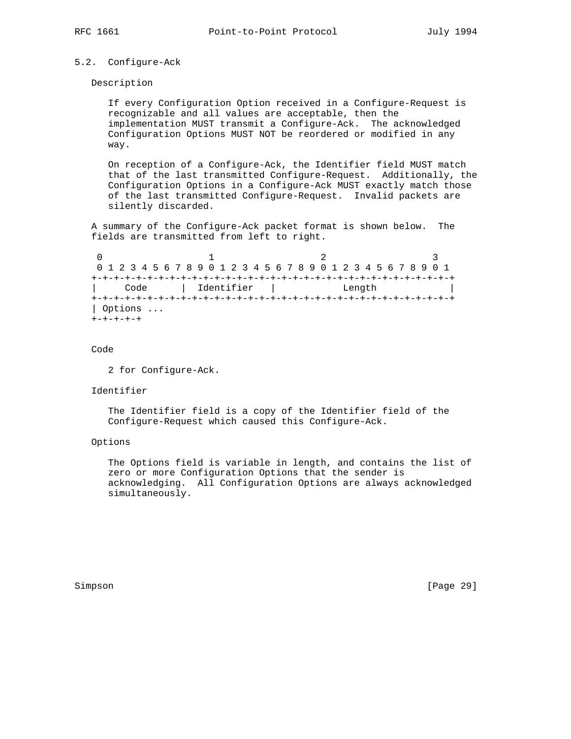### 5.2. Configure-Ack

Description

If every Configuration Option received in a Configure-Request is recognizable and all values are acceptable, then the implementation MUST transmit a Configure-Ack. The acknowledged Configuration Options MUST NOT be reordered or modified in any way.

On reception of a Configure-Ack, the Identifier field MUST match that of the last transmitted Configure-Request. Additionally, the Configuration Options in a Configure-Ack MUST exactly match those of the last transmitted Configure-Request. Invalid packets are silently discarded.

A summary of the Configure-Ack packet format is shown below. The fields are transmitted from left to right.

```
 0                   1                   2                   3
 0 1 2 3 4 5 6 7 8 9 0 1 2 3 4 5 6 7 8 9 0 1 2 3 4 5 6 7 8 9 0 1
+-+-+-+-+-+-+-+-+-+-+-+-+-+-+-+-+-+-+-+-+-+-+-+-+-+-+-+-+-+-+-+-+
|     Code      |  Identifier   |            Length             |
+-+-+-+-+-+-+-+-+-+-+-+-+-+-+-+-+-+-+-+-+-+-+-+-+-+-+-+-+-+-+-+-+
| Options ...
+-+-+-+-+
```

Code

2 for Configure-Ack.

Identifier

The Identifier field is a copy of the Identifier field of the Configure-Request which caused this Configure-Ack.

Options

The Options field is variable in length, and contains the list of zero or more Configuration Options that the sender is acknowledging. All Configuration Options are always acknowledged simultaneously.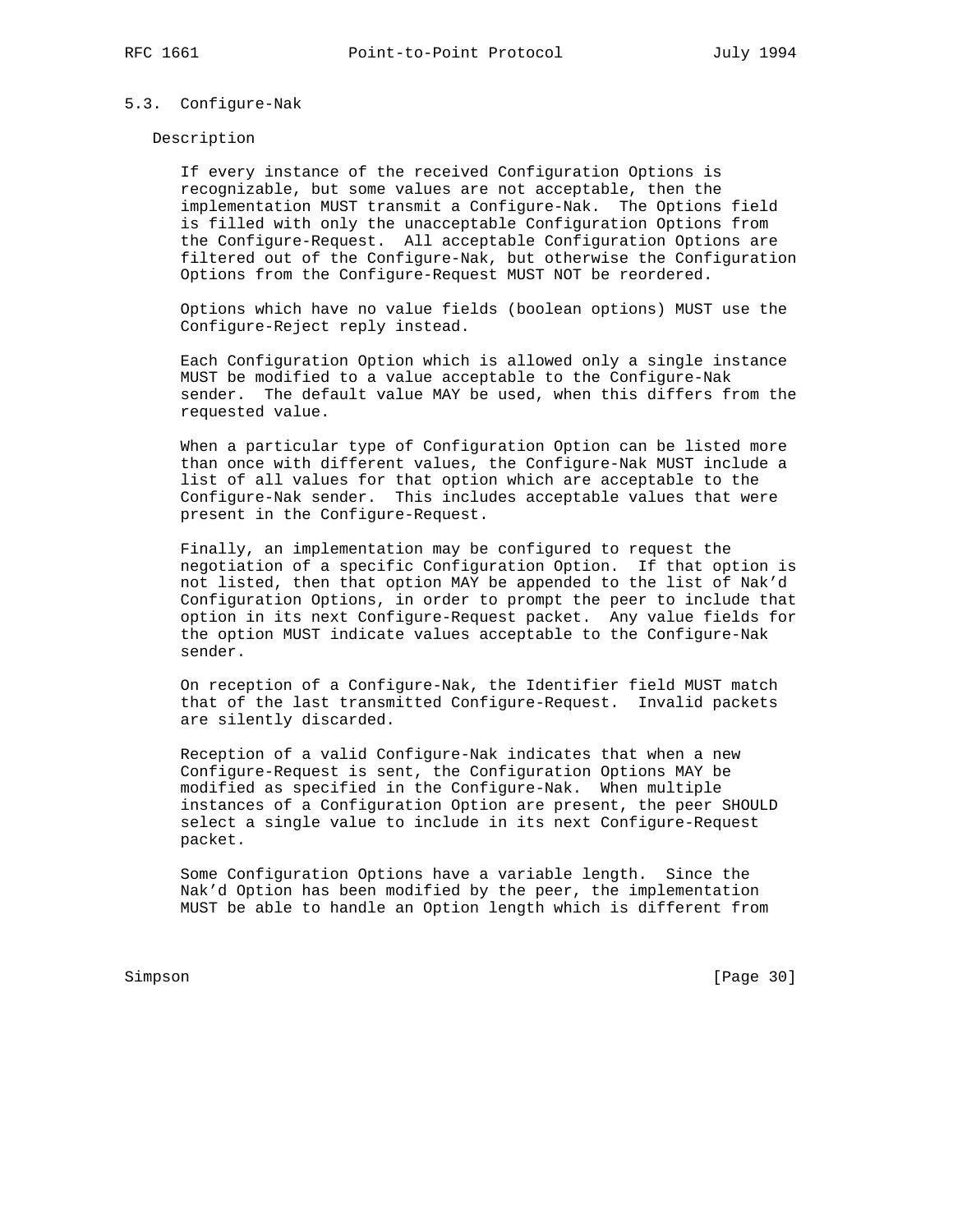### 5.3. Configure-Nak

#### Description

If every instance of the received Configuration Options is recognizable, but some values are not acceptable, then the implementation MUST transmit a Configure-Nak. The Options field is filled with only the unacceptable Configuration Options from the Configure-Request. All acceptable Configuration Options are filtered out of the Configure-Nak, but otherwise the Configuration Options from the Configure-Request MUST NOT be reordered.

Options which have no value fields (boolean options) MUST use the Configure-Reject reply instead.

Each Configuration Option which is allowed only a single instance MUST be modified to a value acceptable to the Configure-Nak sender. The default value MAY be used, when this differs from the requested value.

When a particular type of Configuration Option can be listed more than once with different values, the Configure-Nak MUST include a list of all values for that option which are acceptable to the Configure-Nak sender. This includes acceptable values that were present in the Configure-Request.

Finally, an implementation may be configured to request the negotiation of a specific Configuration Option. If that option is not listed, then that option MAY be appended to the list of Nak'd Configuration Options, in order to prompt the peer to include that option in its next Configure-Request packet. Any value fields for the option MUST indicate values acceptable to the Configure-Nak sender.

On reception of a Configure-Nak, the Identifier field MUST match that of the last transmitted Configure-Request. Invalid packets are silently discarded.

Reception of a valid Configure-Nak indicates that when a new Configure-Request is sent, the Configuration Options MAY be modified as specified in the Configure-Nak. When multiple instances of a Configuration Option are present, the peer SHOULD select a single value to include in its next Configure-Request packet.

Some Configuration Options have a variable length. Since the Nak'd Option has been modified by the peer, the implementation MUST be able to handle an Option length which is different from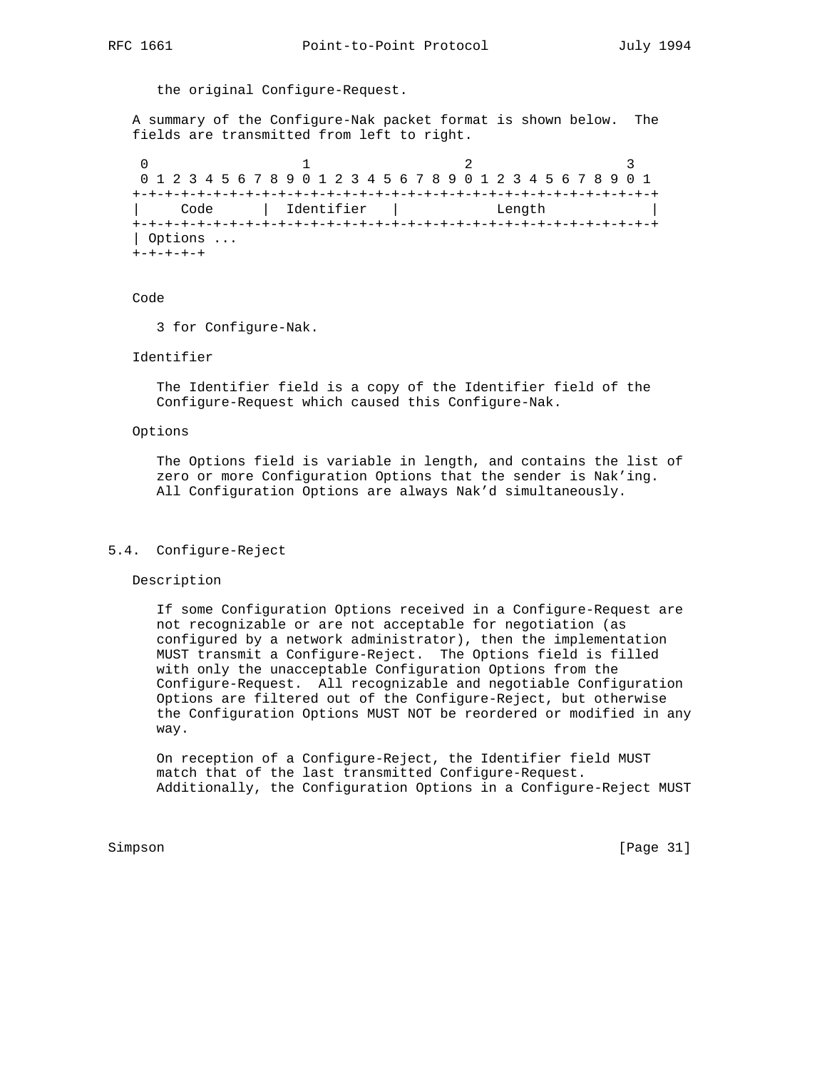the original Configure-Request.

A summary of the Configure-Nak packet format is shown below. The fields are transmitted from left to right.

```
 0                   1                   2                   3
 0 1 2 3 4 5 6 7 8 9 0 1 2 3 4 5 6 7 8 9 0 1 2 3 4 5 6 7 8 9 0 1
+-+-+-+-+-+-+-+-+-+-+-+-+-+-+-+-+-+-+-+-+-+-+-+-+-+-+-+-+-+-+-+-+
|     Code      |  Identifier   |            Length             |
+-+-+-+-+-+-+-+-+-+-+-+-+-+-+-+-+-+-+-+-+-+-+-+-+-+-+-+-+-+-+-+-+
| Options ...
+-+-+-+-+
```

Code

3 for Configure-Nak.

Identifier

The Identifier field is a copy of the Identifier field of the Configure-Request which caused this Configure-Nak.

Options

The Options field is variable in length, and contains the list of zero or more Configuration Options that the sender is Nak'ing. All Configuration Options are always Nak'd simultaneously.

## 5.4. Configure-Reject

Description

If some Configuration Options received in a Configure-Request are not recognizable or are not acceptable for negotiation (as configured by a network administrator), then the implementation MUST transmit a Configure-Reject. The Options field is filled with only the unacceptable Configuration Options from the Configure-Request. All recognizable and negotiable Configuration Options are filtered out of the Configure-Reject, but otherwise the Configuration Options MUST NOT be reordered or modified in any way.

On reception of a Configure-Reject, the Identifier field MUST match that of the last transmitted Configure-Request. Additionally, the Configuration Options in a Configure-Reject MUST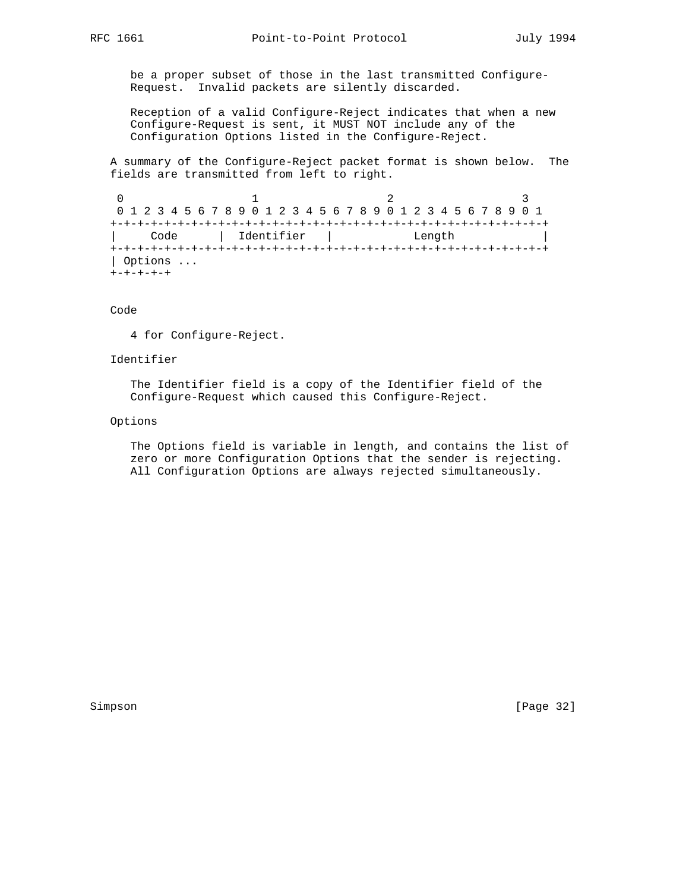be a proper subset of those in the last transmitted Configure-Request. Invalid packets are silently discarded.

Reception of a valid Configure-Reject indicates that when a new Configure-Request is sent, it MUST NOT include any of the Configuration Options listed in the Configure-Reject.

A summary of the Configure-Reject packet format is shown below. The fields are transmitted from left to right.

```
 0                   1                   2                   3
 0 1 2 3 4 5 6 7 8 9 0 1 2 3 4 5 6 7 8 9 0 1 2 3 4 5 6 7 8 9 0 1
+-+-+-+-+-+-+-+-+-+-+-+-+-+-+-+-+-+-+-+-+-+-+-+-+-+-+-+-+-+-+-+-+
|     Code      |  Identifier   |            Length             |
+-+-+-+-+-+-+-+-+-+-+-+-+-+-+-+-+-+-+-+-+-+-+-+-+-+-+-+-+-+-+-+-+
| Options ...
+-+-+-+-+
```

Code

4 for Configure-Reject.

Identifier

The Identifier field is a copy of the Identifier field of the Configure-Request which caused this Configure-Reject.

Options

The Options field is variable in length, and contains the list of zero or more Configuration Options that the sender is rejecting. All Configuration Options are always rejected simultaneously.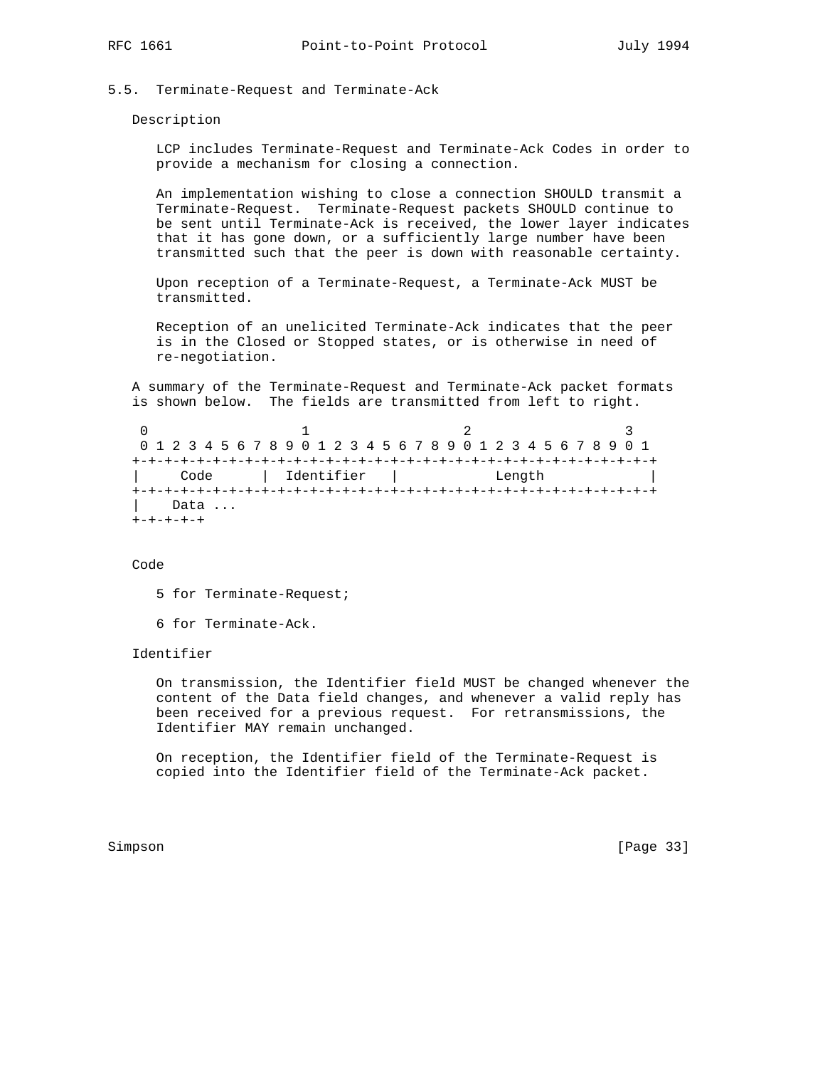### 5.5. Terminate-Request and Terminate-Ack

Description

LCP includes Terminate-Request and Terminate-Ack Codes in order to provide a mechanism for closing a connection.

An implementation wishing to close a connection SHOULD transmit a Terminate-Request. Terminate-Request packets SHOULD continue to be sent until Terminate-Ack is received, the lower layer indicates that it has gone down, or a sufficiently large number have been transmitted such that the peer is down with reasonable certainty.

Upon reception of a Terminate-Request, a Terminate-Ack MUST be transmitted.

Reception of an unelicited Terminate-Ack indicates that the peer is in the Closed or Stopped states, or is otherwise in need of re-negotiation.

A summary of the Terminate-Request and Terminate-Ack packet formats is shown below. The fields are transmitted from left to right.

```
 0                   1                   2                   3
 0 1 2 3 4 5 6 7 8 9 0 1 2 3 4 5 6 7 8 9 0 1 2 3 4 5 6 7 8 9 0 1
+-+-+-+-+-+-+-+-+-+-+-+-+-+-+-+-+-+-+-+-+-+-+-+-+-+-+-+-+-+-+-+-+
|     Code      |  Identifier   |            Length             |
+-+-+-+-+-+-+-+-+-+-+-+-+-+-+-+-+-+-+-+-+-+-+-+-+-+-+-+-+-+-+-+-+
|    Data ...
+-+-+-+-+
```

Code

5 for Terminate-Request;

6 for Terminate-Ack.

Identifier

On transmission, the Identifier field MUST be changed whenever the content of the Data field changes, and whenever a valid reply has been received for a previous request. For retransmissions, the Identifier MAY remain unchanged.

On reception, the Identifier field of the Terminate-Request is copied into the Identifier field of the Terminate-Ack packet.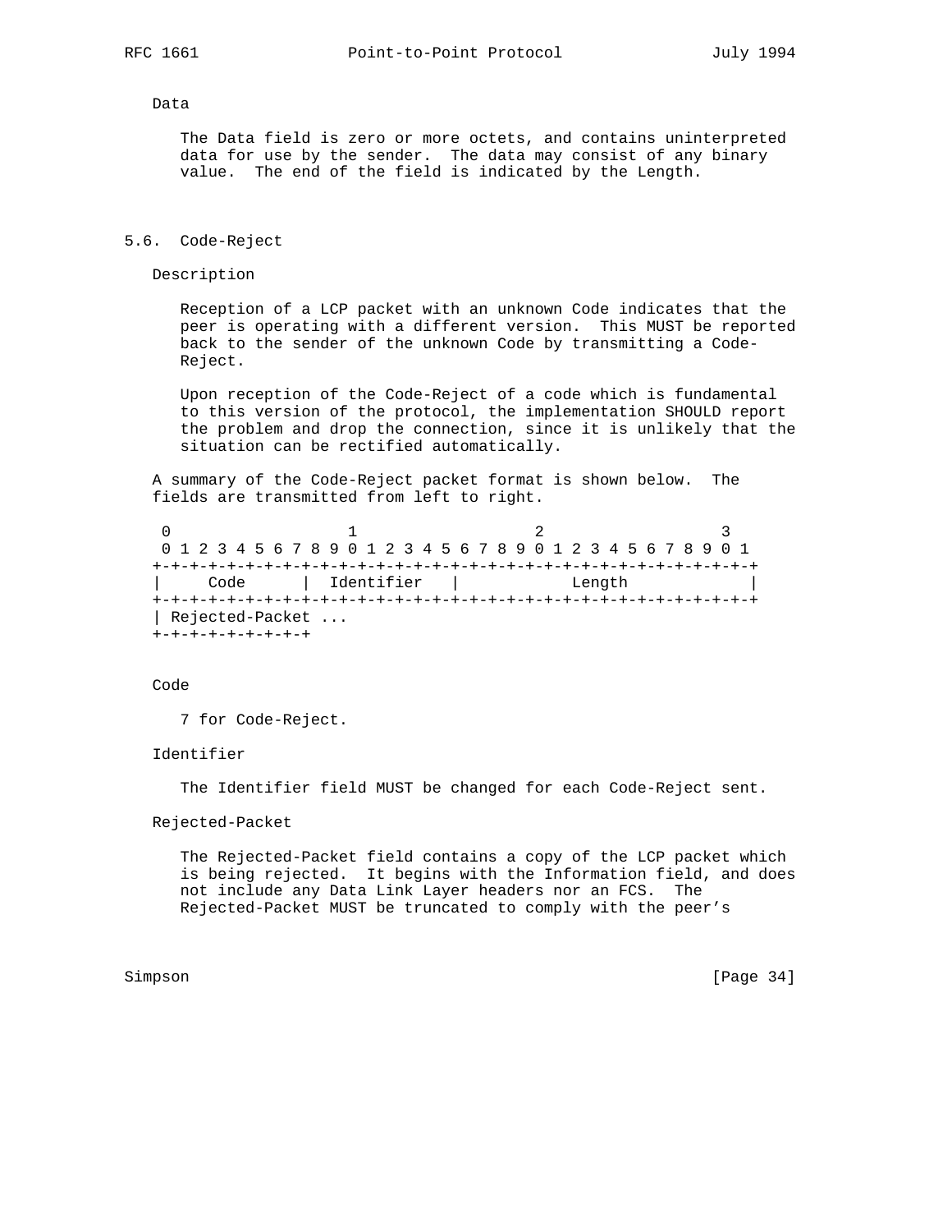Data

The Data field is zero or more octets, and contains uninterpreted data for use by the sender. The data may consist of any binary value. The end of the field is indicated by the Length.

## 5.6. Code-Reject

Description

Reception of a LCP packet with an unknown Code indicates that the peer is operating with a different version. This MUST be reported back to the sender of the unknown Code by transmitting a Code-Reject.

Upon reception of the Code-Reject of a code which is fundamental to this version of the protocol, the implementation SHOULD report the problem and drop the connection, since it is unlikely that the situation can be rectified automatically.

A summary of the Code-Reject packet format is shown below. The fields are transmitted from left to right.

```
 0                   1                   2                   3
 0 1 2 3 4 5 6 7 8 9 0 1 2 3 4 5 6 7 8 9 0 1 2 3 4 5 6 7 8 9 0 1
+-+-+-+-+-+-+-+-+-+-+-+-+-+-+-+-+-+-+-+-+-+-+-+-+-+-+-+-+-+-+-+-+
|     Code      |  Identifier   |            Length             |
+-+-+-+-+-+-+-+-+-+-+-+-+-+-+-+-+-+-+-+-+-+-+-+-+-+-+-+-+-+-+-+-+
| Rejected-Packet ...
+-+-+-+-+-+-+-+-+
```

Code

7 for Code-Reject.

Identifier

The Identifier field MUST be changed for each Code-Reject sent.

Rejected-Packet

The Rejected-Packet field contains a copy of the LCP packet which is being rejected. It begins with the Information field, and does not include any Data Link Layer headers nor an FCS. The Rejected-Packet MUST be truncated to comply with the peer's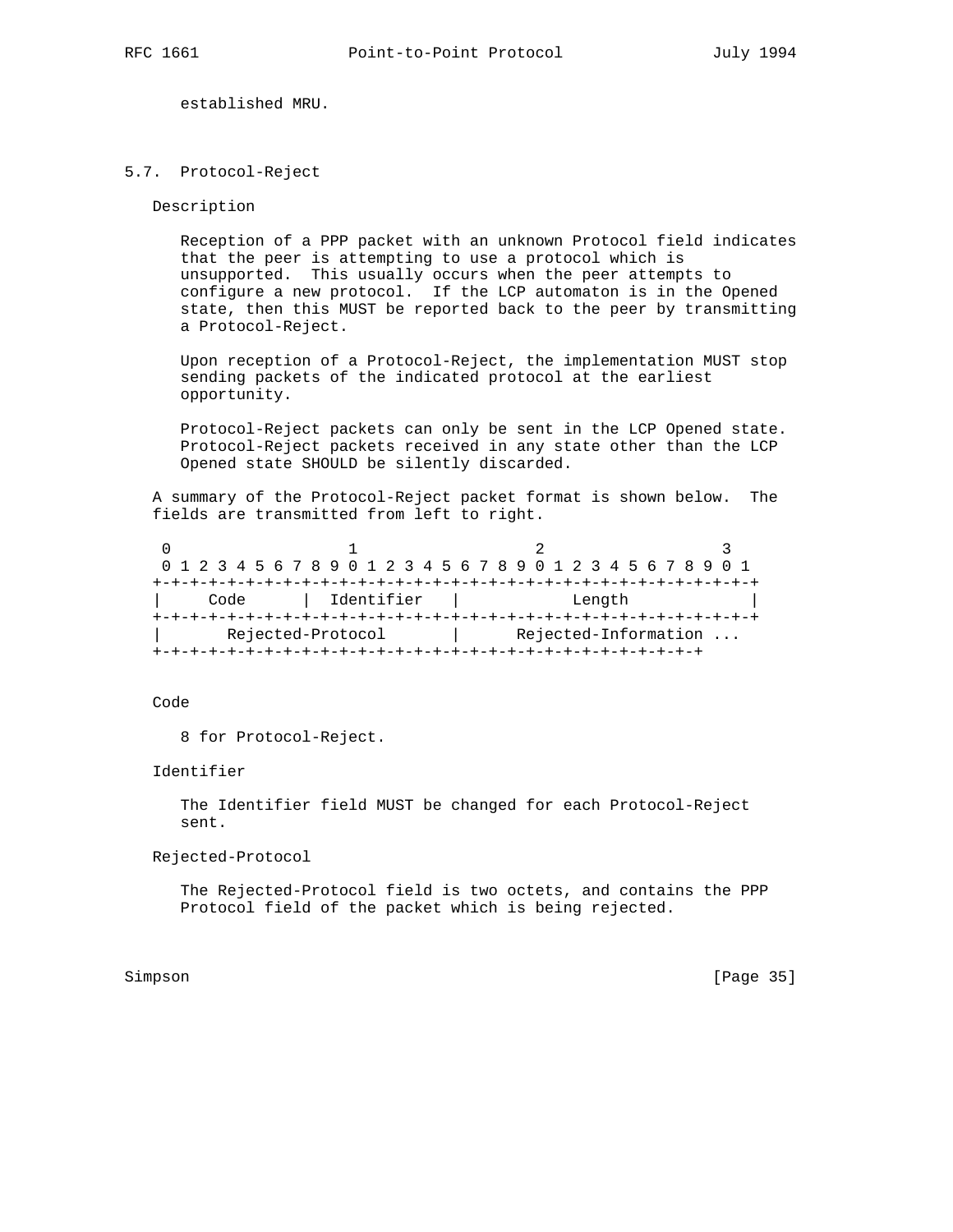established MRU.

### 5.7. Protocol-Reject

Description

Reception of a PPP packet with an unknown Protocol field indicates that the peer is attempting to use a protocol which is unsupported. This usually occurs when the peer attempts to configure a new protocol. If the LCP automaton is in the Opened state, then this MUST be reported back to the peer by transmitting a Protocol-Reject.

Upon reception of a Protocol-Reject, the implementation MUST stop sending packets of the indicated protocol at the earliest opportunity.

Protocol-Reject packets can only be sent in the LCP Opened state. Protocol-Reject packets received in any state other than the LCP Opened state SHOULD be silently discarded.

A summary of the Protocol-Reject packet format is shown below. The fields are transmitted from left to right.

```
 0                   1                   2                   3
 0 1 2 3 4 5 6 7 8 9 0 1 2 3 4 5 6 7 8 9 0 1 2 3 4 5 6 7 8 9 0 1
+-+-+-+-+-+-+-+-+-+-+-+-+-+-+-+-+-+-+-+-+-+-+-+-+-+-+-+-+-+-+-+-+
|     Code      |  Identifier   |            Length             |
+-+-+-+-+-+-+-+-+-+-+-+-+-+-+-+-+-+-+-+-+-+-+-+-+-+-+-+-+-+-+-+-+
|       Rejected-Protocol       |      Rejected-Information ...
+-+-+-+-+-+-+-+-+-+-+-+-+-+-+-+-+-+-+-+-+-+-+-+-+-+-+-+-+-+-+
```

Code

8 for Protocol-Reject.

Identifier

The Identifier field MUST be changed for each Protocol-Reject sent.

Rejected-Protocol

The Rejected-Protocol field is two octets, and contains the PPP Protocol field of the packet which is being rejected.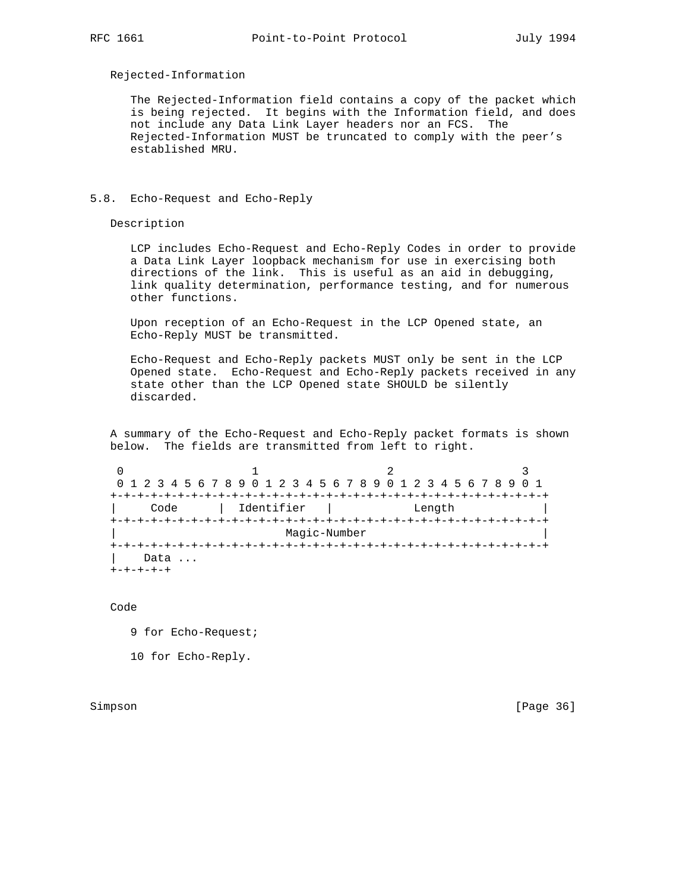Rejected-Information

The Rejected-Information field contains a copy of the packet which is being rejected. It begins with the Information field, and does not include any Data Link Layer headers nor an FCS. The Rejected-Information MUST be truncated to comply with the peer's established MRU.

## 5.8. Echo-Request and Echo-Reply

Description

LCP includes Echo-Request and Echo-Reply Codes in order to provide a Data Link Layer loopback mechanism for use in exercising both directions of the link. This is useful as an aid in debugging, link quality determination, performance testing, and for numerous other functions.

Upon reception of an Echo-Request in the LCP Opened state, an Echo-Reply MUST be transmitted.

Echo-Request and Echo-Reply packets MUST only be sent in the LCP Opened state. Echo-Request and Echo-Reply packets received in any state other than the LCP Opened state SHOULD be silently discarded.

A summary of the Echo-Request and Echo-Reply packet formats is shown below. The fields are transmitted from left to right.

```
 0                   1                   2                   3
 0 1 2 3 4 5 6 7 8 9 0 1 2 3 4 5 6 7 8 9 0 1 2 3 4 5 6 7 8 9 0 1
+-+-+-+-+-+-+-+-+-+-+-+-+-+-+-+-+-+-+-+-+-+-+-+-+-+-+-+-+-+-+-+-+
|     Code      |  Identifier   |            Length             |
+-+-+-+-+-+-+-+-+-+-+-+-+-+-+-+-+-+-+-+-+-+-+-+-+-+-+-+-+-+-+-+-+
|                         Magic-Number                          |
+-+-+-+-+-+-+-+-+-+-+-+-+-+-+-+-+-+-+-+-+-+-+-+-+-+-+-+-+-+-+-+-+
|    Data ...
+-+-+-+-+
```

Code

9 for Echo-Request;

10 for Echo-Reply.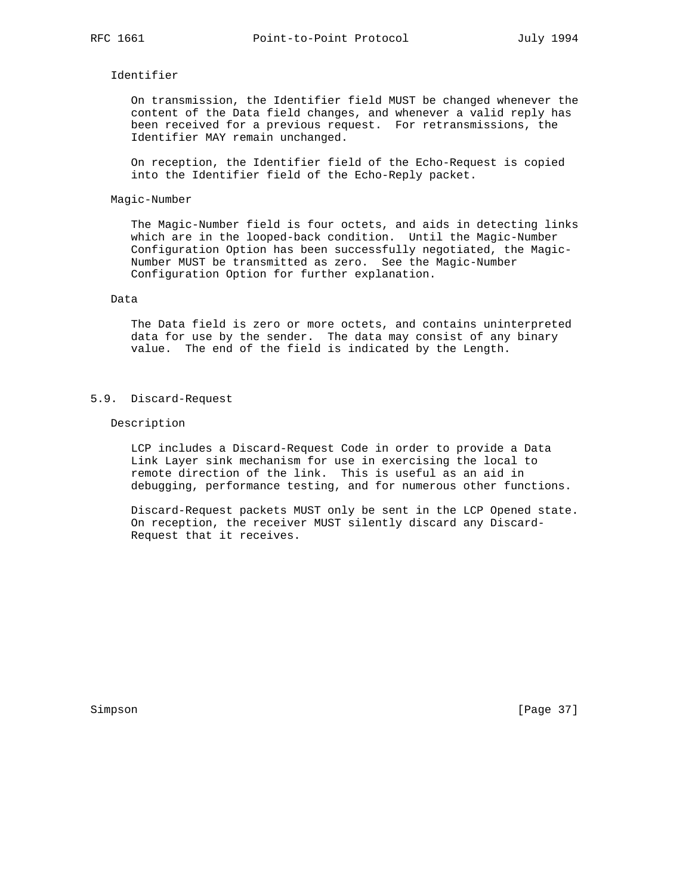Identifier

On transmission, the Identifier field MUST be changed whenever the content of the Data field changes, and whenever a valid reply has been received for a previous request. For retransmissions, the Identifier MAY remain unchanged.

On reception, the Identifier field of the Echo-Request is copied into the Identifier field of the Echo-Reply packet.

Magic-Number

The Magic-Number field is four octets, and aids in detecting links which are in the looped-back condition. Until the Magic-Number Configuration Option has been successfully negotiated, the Magic-Number MUST be transmitted as zero. See the Magic-Number Configuration Option for further explanation.

Data

The Data field is zero or more octets, and contains uninterpreted data for use by the sender. The data may consist of any binary value. The end of the field is indicated by the Length.

## 5.9. Discard-Request

Description

LCP includes a Discard-Request Code in order to provide a Data Link Layer sink mechanism for use in exercising the local to remote direction of the link. This is useful as an aid in debugging, performance testing, and for numerous other functions.

Discard-Request packets MUST only be sent in the LCP Opened state. On reception, the receiver MUST silently discard any Discard-Request that it receives.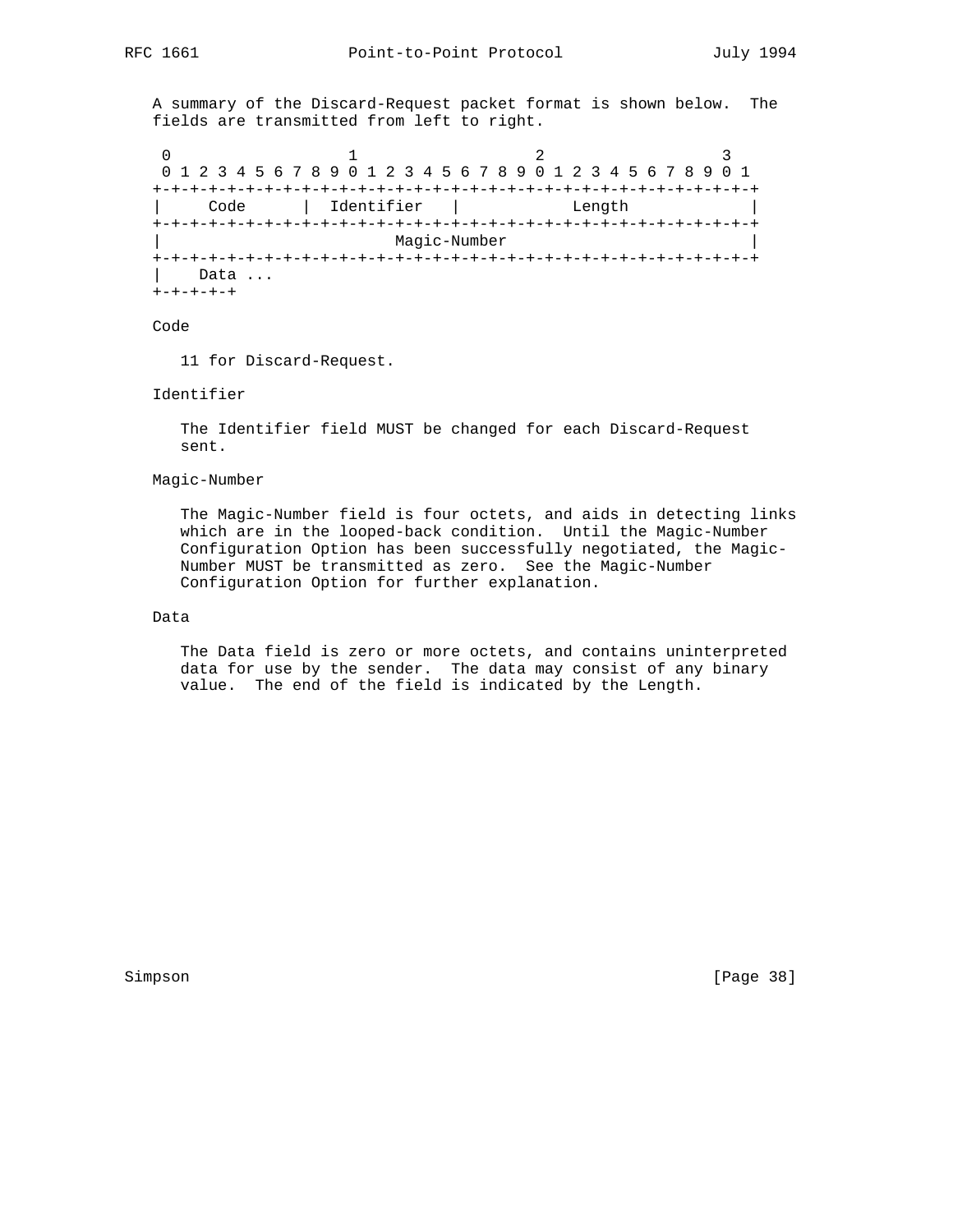A summary of the Discard-Request packet format is shown below. The fields are transmitted from left to right.

```
 0                   1                   2                   3
 0 1 2 3 4 5 6 7 8 9 0 1 2 3 4 5 6 7 8 9 0 1 2 3 4 5 6 7 8 9 0 1
+-+-+-+-+-+-+-+-+-+-+-+-+-+-+-+-+-+-+-+-+-+-+-+-+-+-+-+-+-+-+-+-+
|     Code      |  Identifier   |            Length             |
+-+-+-+-+-+-+-+-+-+-+-+-+-+-+-+-+-+-+-+-+-+-+-+-+-+-+-+-+-+-+-+-+
|                         Magic-Number                          |
+-+-+-+-+-+-+-+-+-+-+-+-+-+-+-+-+-+-+-+-+-+-+-+-+-+-+-+-+-+-+-+-+
|    Data ...
+-+-+-+-+
```

Code

11 for Discard-Request.

Identifier

The Identifier field MUST be changed for each Discard-Request sent.

Magic-Number

The Magic-Number field is four octets, and aids in detecting links which are in the looped-back condition. Until the Magic-Number Configuration Option has been successfully negotiated, the Magic-Number MUST be transmitted as zero. See the Magic-Number Configuration Option for further explanation.

Data

The Data field is zero or more octets, and contains uninterpreted data for use by the sender. The data may consist of any binary value. The end of the field is indicated by the Length.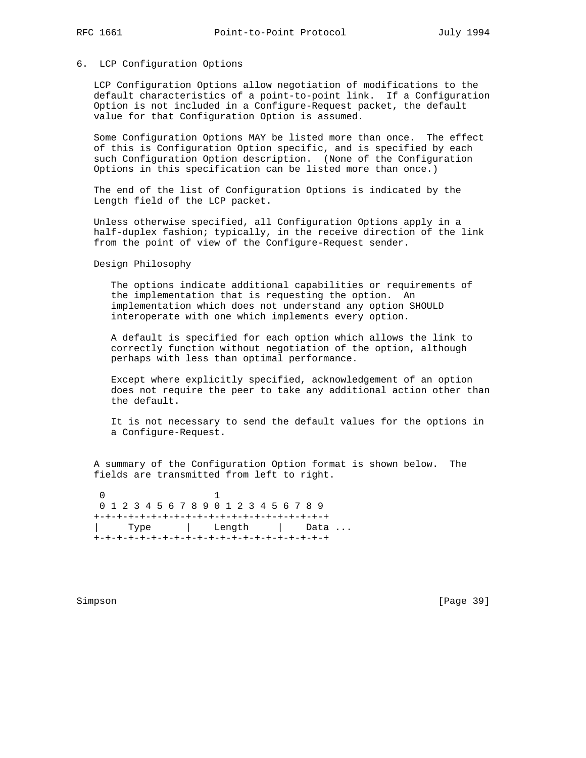## 6. LCP Configuration Options

LCP Configuration Options allow negotiation of modifications to the default characteristics of a point-to-point link. If a Configuration Option is not included in a Configure-Request packet, the default value for that Configuration Option is assumed.

Some Configuration Options MAY be listed more than once. The effect of this is Configuration Option specific, and is specified by each such Configuration Option description. (None of the Configuration Options in this specification can be listed more than once.)

The end of the list of Configuration Options is indicated by the Length field of the LCP packet.

Unless otherwise specified, all Configuration Options apply in a half-duplex fashion; typically, in the receive direction of the link from the point of view of the Configure-Request sender.

Design Philosophy

> The options indicate additional capabilities or requirements of the implementation that is requesting the option. An implementation which does not understand any option SHOULD interoperate with one which implements every option.
>
> A default is specified for each option which allows the link to correctly function without negotiation of the option, although perhaps with less than optimal performance.
>
> Except where explicitly specified, acknowledgement of an option does not require the peer to take any additional action other than the default.
>
> It is not necessary to send the default values for the options in a Configure-Request.

A summary of the Configuration Option format is shown below. The fields are transmitted from left to right.

```
 0                   1
 0 1 2 3 4 5 6 7 8 9 0 1 2 3 4 5 6 7 8 9
+-+-+-+-+-+-+-+-+-+-+-+-+-+-+-+-+-+-+-+-+
|     Type      |    Length     |    Data ...
+-+-+-+-+-+-+-+-+-+-+-+-+-+-+-+-+-+-+-+-+
```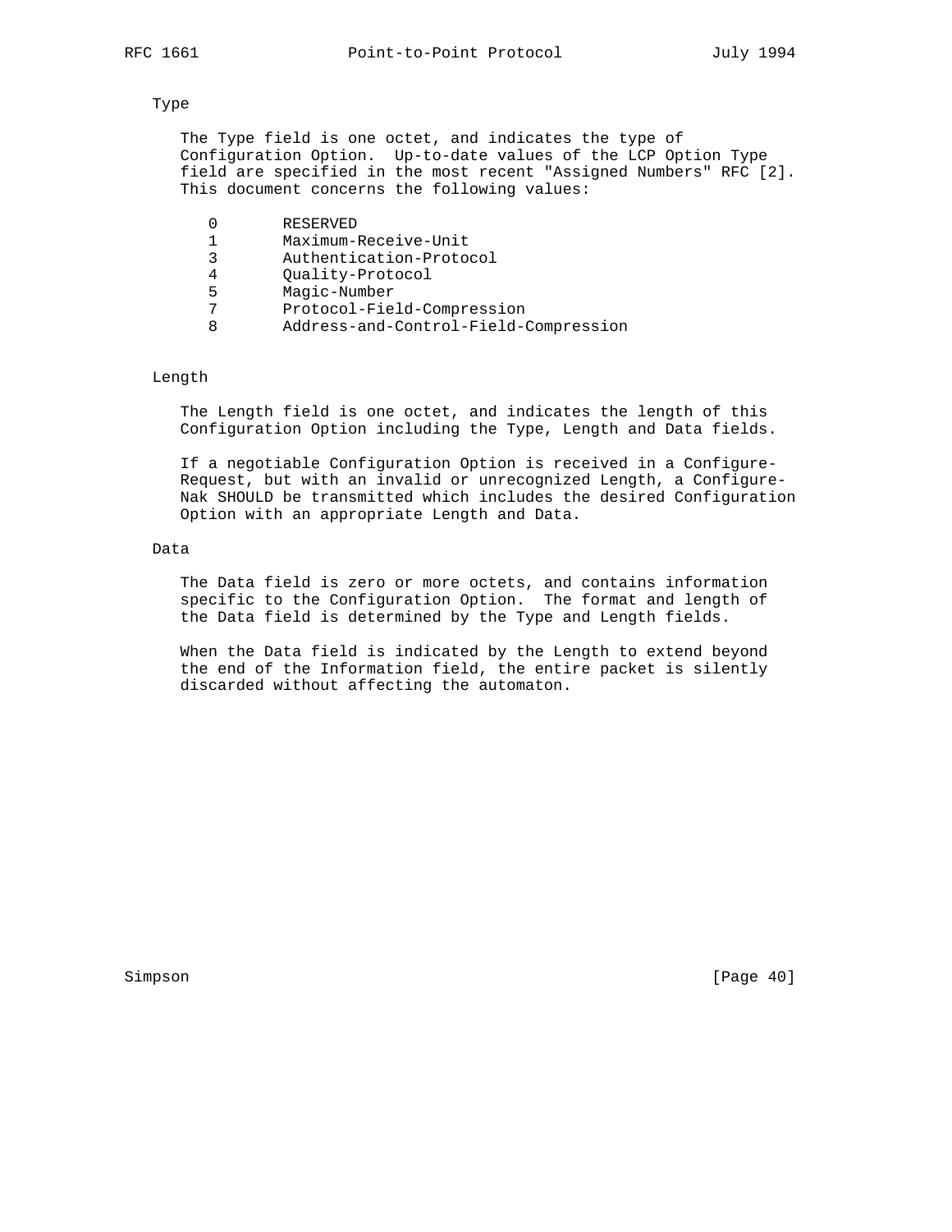Type

The Type field is one octet, and indicates the type of Configuration Option. Up-to-date values of the LCP Option Type field are specified in the most recent "Assigned Numbers" RFC [2]. This document concerns the following values:

```
0       RESERVED
1       Maximum-Receive-Unit
3       Authentication-Protocol
4       Quality-Protocol
5       Magic-Number
7       Protocol-Field-Compression
8       Address-and-Control-Field-Compression
```

Length

The Length field is one octet, and indicates the length of this Configuration Option including the Type, Length and Data fields.

If a negotiable Configuration Option is received in a Configure-Request, but with an invalid or unrecognized Length, a Configure-Nak SHOULD be transmitted which includes the desired Configuration Option with an appropriate Length and Data.

Data

The Data field is zero or more octets, and contains information specific to the Configuration Option. The format and length of the Data field is determined by the Type and Length fields.

When the Data field is indicated by the Length to extend beyond the end of the Information field, the entire packet is silently discarded without affecting the automaton.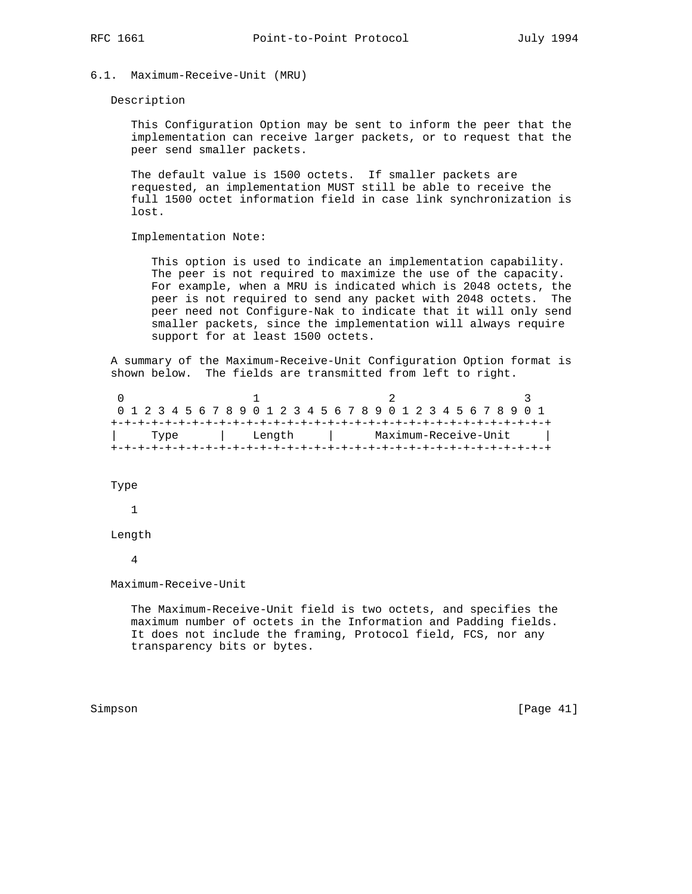### 6.1. Maximum-Receive-Unit (MRU)

Description

This Configuration Option may be sent to inform the peer that the implementation can receive larger packets, or to request that the peer send smaller packets.

The default value is 1500 octets. If smaller packets are requested, an implementation MUST still be able to receive the full 1500 octet information field in case link synchronization is lost.

Implementation Note:

This option is used to indicate an implementation capability. The peer is not required to maximize the use of the capacity. For example, when a MRU is indicated which is 2048 octets, the peer is not required to send any packet with 2048 octets. The peer need not Configure-Nak to indicate that it will only send smaller packets, since the implementation will always require support for at least 1500 octets.

A summary of the Maximum-Receive-Unit Configuration Option format is shown below. The fields are transmitted from left to right.

```
 0                   1                   2                   3
 0 1 2 3 4 5 6 7 8 9 0 1 2 3 4 5 6 7 8 9 0 1 2 3 4 5 6 7 8 9 0 1
+-+-+-+-+-+-+-+-+-+-+-+-+-+-+-+-+-+-+-+-+-+-+-+-+-+-+-+-+-+-+-+-+
|     Type      |    Length     |      Maximum-Receive-Unit     |
+-+-+-+-+-+-+-+-+-+-+-+-+-+-+-+-+-+-+-+-+-+-+-+-+-+-+-+-+-+-+-+-+
```

Type

1

Length

4

Maximum-Receive-Unit

The Maximum-Receive-Unit field is two octets, and specifies the maximum number of octets in the Information and Padding fields. It does not include the framing, Protocol field, FCS, nor any transparency bits or bytes.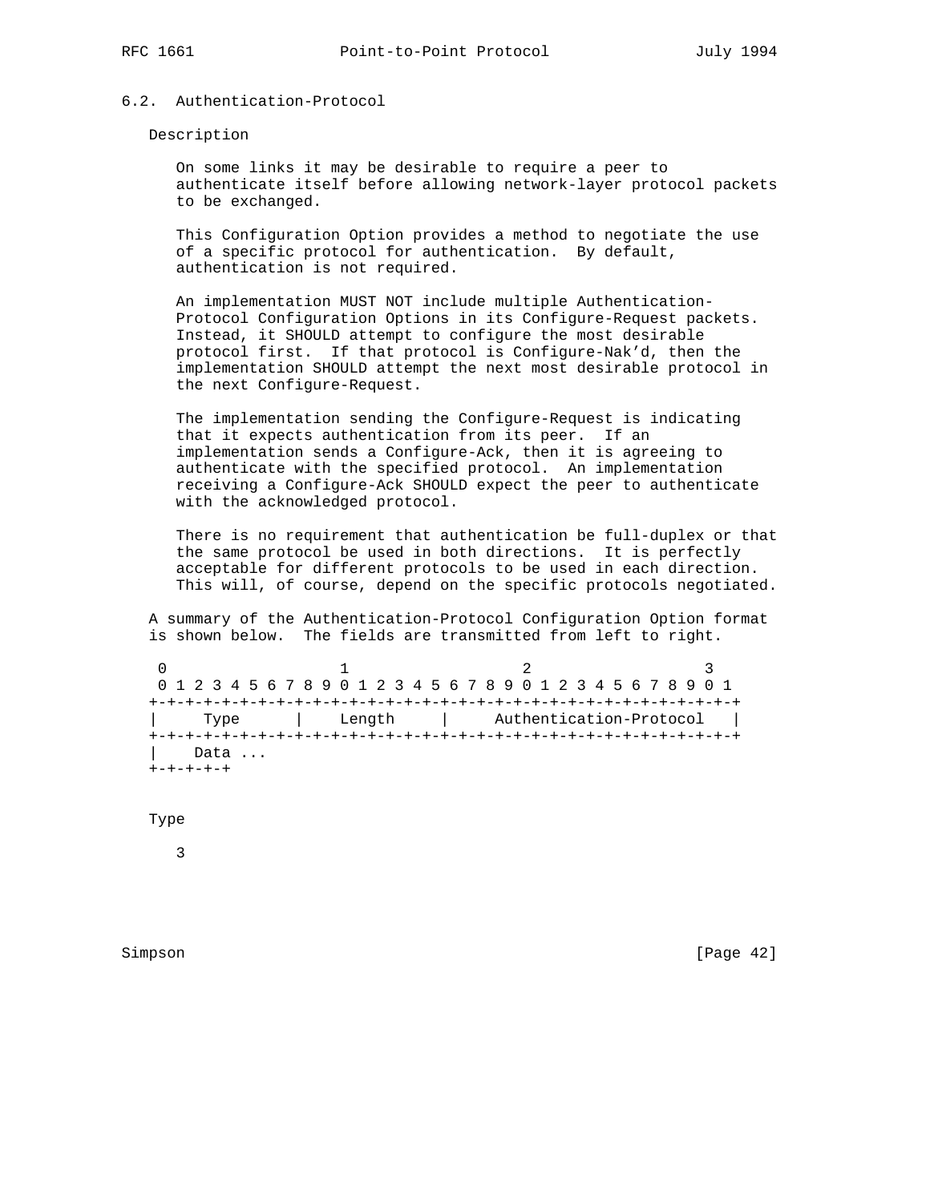### 6.2. Authentication-Protocol

Description

On some links it may be desirable to require a peer to authenticate itself before allowing network-layer protocol packets to be exchanged.

This Configuration Option provides a method to negotiate the use of a specific protocol for authentication. By default, authentication is not required.

An implementation MUST NOT include multiple Authentication-Protocol Configuration Options in its Configure-Request packets. Instead, it SHOULD attempt to configure the most desirable protocol first. If that protocol is Configure-Nak'd, then the implementation SHOULD attempt the next most desirable protocol in the next Configure-Request.

The implementation sending the Configure-Request is indicating that it expects authentication from its peer. If an implementation sends a Configure-Ack, then it is agreeing to authenticate with the specified protocol. An implementation receiving a Configure-Ack SHOULD expect the peer to authenticate with the acknowledged protocol.

There is no requirement that authentication be full-duplex or that the same protocol be used in both directions. It is perfectly acceptable for different protocols to be used in each direction. This will, of course, depend on the specific protocols negotiated.

A summary of the Authentication-Protocol Configuration Option format is shown below. The fields are transmitted from left to right.

```
 0                   1                   2                   3
 0 1 2 3 4 5 6 7 8 9 0 1 2 3 4 5 6 7 8 9 0 1 2 3 4 5 6 7 8 9 0 1
+-+-+-+-+-+-+-+-+-+-+-+-+-+-+-+-+-+-+-+-+-+-+-+-+-+-+-+-+-+-+-+-+
|     Type      |    Length     |     Authentication-Protocol   |
+-+-+-+-+-+-+-+-+-+-+-+-+-+-+-+-+-+-+-+-+-+-+-+-+-+-+-+-+-+-+-+-+
|    Data ...
+-+-+-+-+
```

Type

3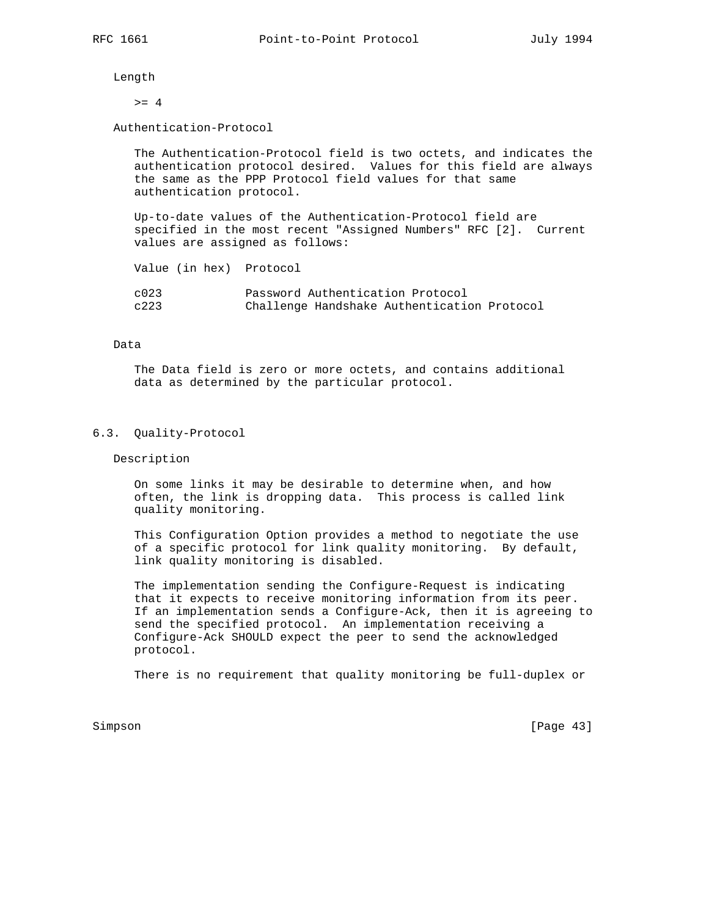Length

>= 4

Authentication-Protocol

The Authentication-Protocol field is two octets, and indicates the authentication protocol desired. Values for this field are always the same as the PPP Protocol field values for that same authentication protocol.

Up-to-date values of the Authentication-Protocol field are specified in the most recent "Assigned Numbers" RFC [2]. Current values are assigned as follows:

| Value (in hex) | Protocol |
|---|---|
| c023 | Password Authentication Protocol |
| c223 | Challenge Handshake Authentication Protocol |

Data

The Data field is zero or more octets, and contains additional data as determined by the particular protocol.

## 6.3. Quality-Protocol

Description

On some links it may be desirable to determine when, and how often, the link is dropping data. This process is called link quality monitoring.

This Configuration Option provides a method to negotiate the use of a specific protocol for link quality monitoring. By default, link quality monitoring is disabled.

The implementation sending the Configure-Request is indicating that it expects to receive monitoring information from its peer. If an implementation sends a Configure-Ack, then it is agreeing to send the specified protocol. An implementation receiving a Configure-Ack SHOULD expect the peer to send the acknowledged protocol.

There is no requirement that quality monitoring be full-duplex or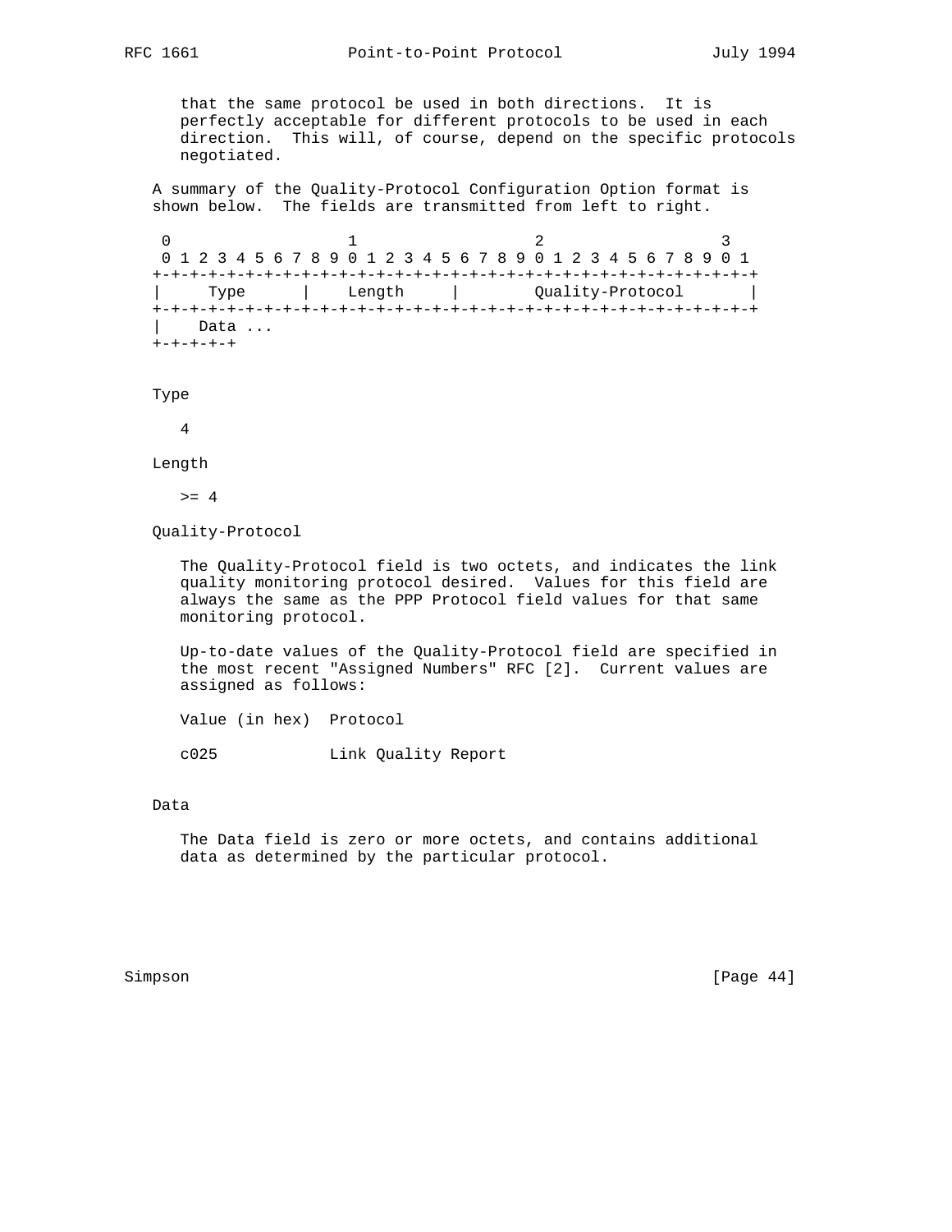that the same protocol be used in both directions. It is perfectly acceptable for different protocols to be used in each direction. This will, of course, depend on the specific protocols negotiated.

A summary of the Quality-Protocol Configuration Option format is shown below. The fields are transmitted from left to right.

```
 0                   1                   2                   3
 0 1 2 3 4 5 6 7 8 9 0 1 2 3 4 5 6 7 8 9 0 1 2 3 4 5 6 7 8 9 0 1
+-+-+-+-+-+-+-+-+-+-+-+-+-+-+-+-+-+-+-+-+-+-+-+-+-+-+-+-+-+-+-+-+
|     Type      |    Length     |        Quality-Protocol       |
+-+-+-+-+-+-+-+-+-+-+-+-+-+-+-+-+-+-+-+-+-+-+-+-+-+-+-+-+-+-+-+-+
|    Data ...
+-+-+-+-+
```

Type

4

Length

>= 4

Quality-Protocol

The Quality-Protocol field is two octets, and indicates the link quality monitoring protocol desired. Values for this field are always the same as the PPP Protocol field values for that same monitoring protocol.

Up-to-date values of the Quality-Protocol field are specified in the most recent "Assigned Numbers" RFC [2]. Current values are assigned as follows:

| Value (in hex) | Protocol |
|---|---|
| c025 | Link Quality Report |

Data

The Data field is zero or more octets, and contains additional data as determined by the particular protocol.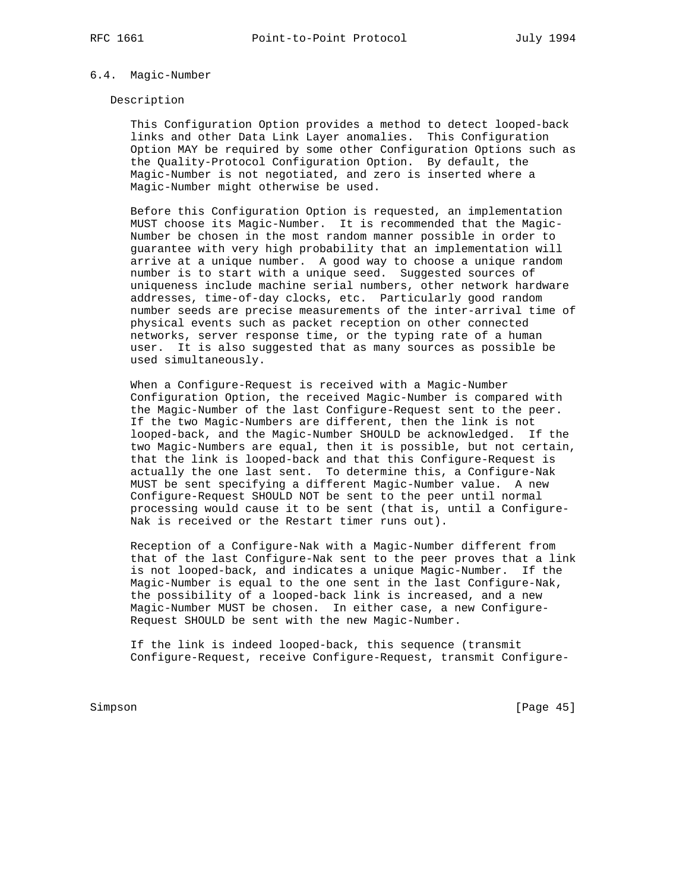### 6.4. Magic-Number

Description

This Configuration Option provides a method to detect looped-back links and other Data Link Layer anomalies. This Configuration Option MAY be required by some other Configuration Options such as the Quality-Protocol Configuration Option. By default, the Magic-Number is not negotiated, and zero is inserted where a Magic-Number might otherwise be used.

Before this Configuration Option is requested, an implementation MUST choose its Magic-Number. It is recommended that the Magic-Number be chosen in the most random manner possible in order to guarantee with very high probability that an implementation will arrive at a unique number. A good way to choose a unique random number is to start with a unique seed. Suggested sources of uniqueness include machine serial numbers, other network hardware addresses, time-of-day clocks, etc. Particularly good random number seeds are precise measurements of the inter-arrival time of physical events such as packet reception on other connected networks, server response time, or the typing rate of a human user. It is also suggested that as many sources as possible be used simultaneously.

When a Configure-Request is received with a Magic-Number Configuration Option, the received Magic-Number is compared with the Magic-Number of the last Configure-Request sent to the peer. If the two Magic-Numbers are different, then the link is not looped-back, and the Magic-Number SHOULD be acknowledged. If the two Magic-Numbers are equal, then it is possible, but not certain, that the link is looped-back and that this Configure-Request is actually the one last sent. To determine this, a Configure-Nak MUST be sent specifying a different Magic-Number value. A new Configure-Request SHOULD NOT be sent to the peer until normal processing would cause it to be sent (that is, until a Configure-Nak is received or the Restart timer runs out).

Reception of a Configure-Nak with a Magic-Number different from that of the last Configure-Nak sent to the peer proves that a link is not looped-back, and indicates a unique Magic-Number. If the Magic-Number is equal to the one sent in the last Configure-Nak, the possibility of a looped-back link is increased, and a new Magic-Number MUST be chosen. In either case, a new Configure-Request SHOULD be sent with the new Magic-Number.

If the link is indeed looped-back, this sequence (transmit Configure-Request, receive Configure-Request, transmit Configure-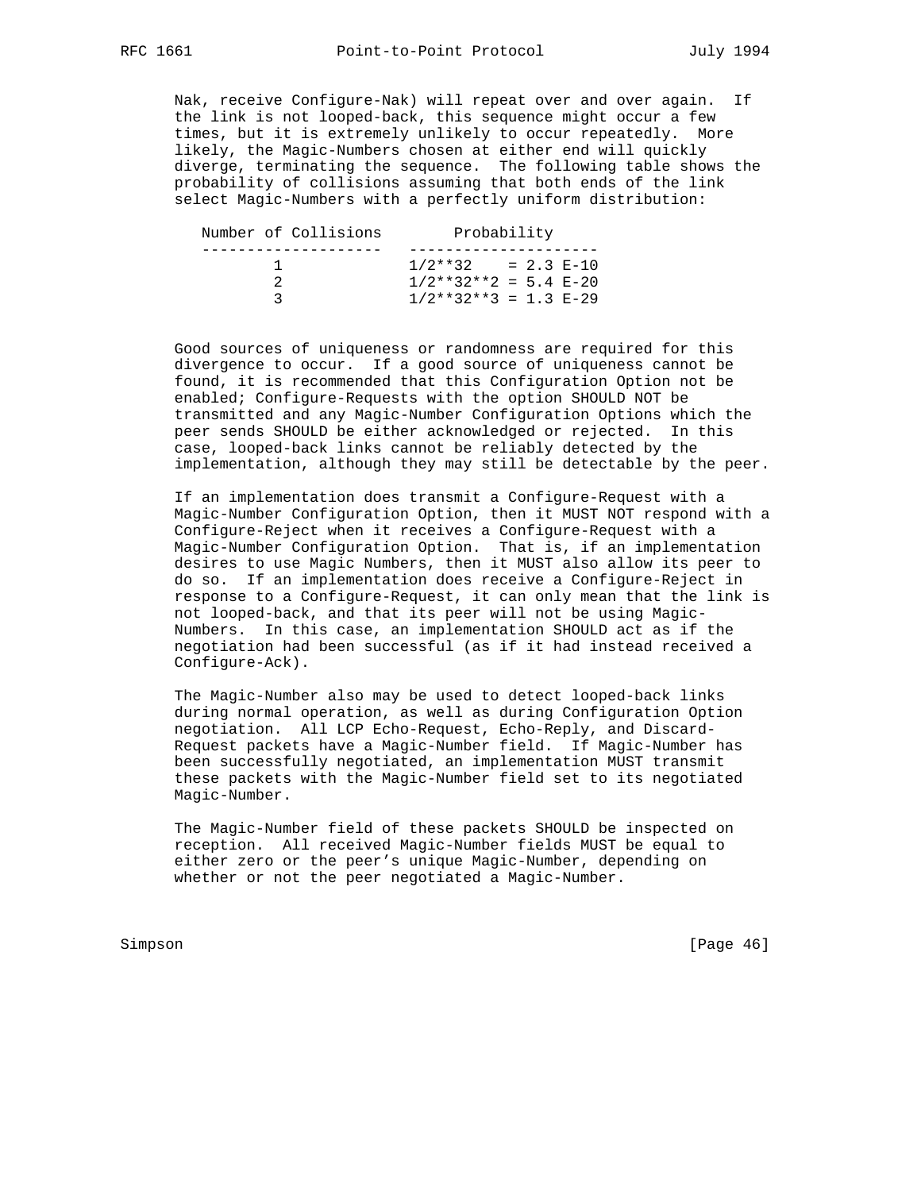Nak, receive Configure-Nak) will repeat over and over again. If the link is not looped-back, this sequence might occur a few times, but it is extremely unlikely to occur repeatedly. More likely, the Magic-Numbers chosen at either end will quickly diverge, terminating the sequence. The following table shows the probability of collisions assuming that both ends of the link select Magic-Numbers with a perfectly uniform distribution:

| Number of Collisions | Probability |
| --- | --- |
| 1 | 1/2**32 = 2.3 E-10 |
| 2 | 1/2**32**2 = 5.4 E-20 |
| 3 | 1/2**32**3 = 1.3 E-29 |

Good sources of uniqueness or randomness are required for this divergence to occur. If a good source of uniqueness cannot be found, it is recommended that this Configuration Option not be enabled; Configure-Requests with the option SHOULD NOT be transmitted and any Magic-Number Configuration Options which the peer sends SHOULD be either acknowledged or rejected. In this case, looped-back links cannot be reliably detected by the implementation, although they may still be detectable by the peer.

If an implementation does transmit a Configure-Request with a Magic-Number Configuration Option, then it MUST NOT respond with a Configure-Reject when it receives a Configure-Request with a Magic-Number Configuration Option. That is, if an implementation desires to use Magic Numbers, then it MUST also allow its peer to do so. If an implementation does receive a Configure-Reject in response to a Configure-Request, it can only mean that the link is not looped-back, and that its peer will not be using Magic-Numbers. In this case, an implementation SHOULD act as if the negotiation had been successful (as if it had instead received a Configure-Ack).

The Magic-Number also may be used to detect looped-back links during normal operation, as well as during Configuration Option negotiation. All LCP Echo-Request, Echo-Reply, and Discard-Request packets have a Magic-Number field. If Magic-Number has been successfully negotiated, an implementation MUST transmit these packets with the Magic-Number field set to its negotiated Magic-Number.

The Magic-Number field of these packets SHOULD be inspected on reception. All received Magic-Number fields MUST be equal to either zero or the peer’s unique Magic-Number, depending on whether or not the peer negotiated a Magic-Number.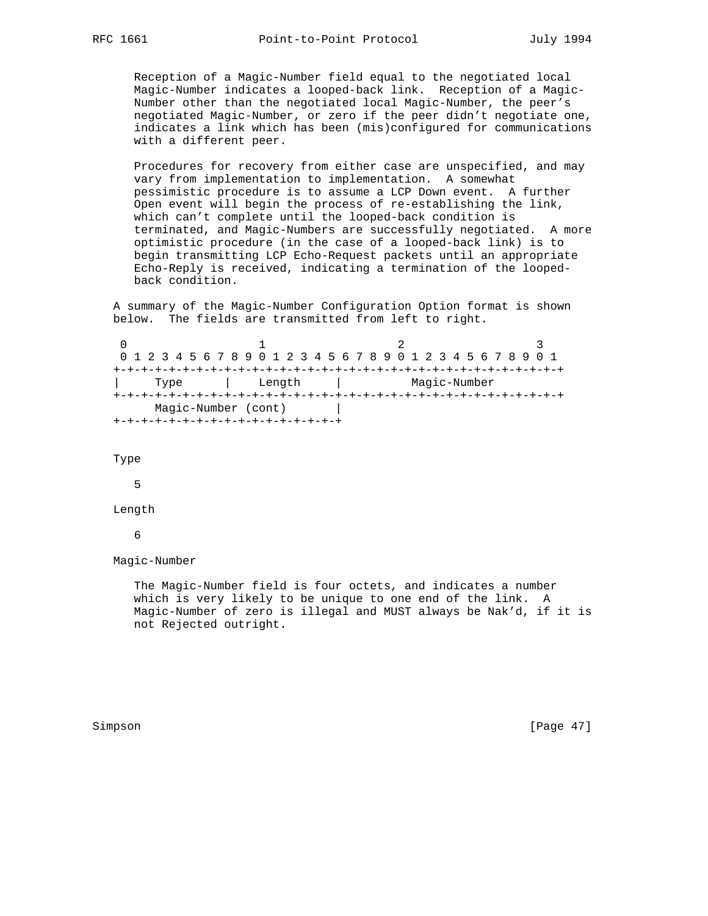Reception of a Magic-Number field equal to the negotiated local Magic-Number indicates a looped-back link. Reception of a Magic-Number other than the negotiated local Magic-Number, the peer's negotiated Magic-Number, or zero if the peer didn't negotiate one, indicates a link which has been (mis)configured for communications with a different peer.

Procedures for recovery from either case are unspecified, and may vary from implementation to implementation. A somewhat pessimistic procedure is to assume a LCP Down event. A further Open event will begin the process of re-establishing the link, which can't complete until the looped-back condition is terminated, and Magic-Numbers are successfully negotiated. A more optimistic procedure (in the case of a looped-back link) is to begin transmitting LCP Echo-Request packets until an appropriate Echo-Reply is received, indicating a termination of the looped-back condition.

A summary of the Magic-Number Configuration Option format is shown below. The fields are transmitted from left to right.

```
 0                   1                   2                   3
 0 1 2 3 4 5 6 7 8 9 0 1 2 3 4 5 6 7 8 9 0 1 2 3 4 5 6 7 8 9 0 1
+-+-+-+-+-+-+-+-+-+-+-+-+-+-+-+-+-+-+-+-+-+-+-+-+-+-+-+-+-+-+-+-+
|     Type      |    Length     |          Magic-Number
+-+-+-+-+-+-+-+-+-+-+-+-+-+-+-+-+-+-+-+-+-+-+-+-+-+-+-+-+-+-+-+-+
      Magic-Number (cont)       |
+-+-+-+-+-+-+-+-+-+-+-+-+-+-+-+-+
```

Type

5

Length

6

Magic-Number

The Magic-Number field is four octets, and indicates a number which is very likely to be unique to one end of the link. A Magic-Number of zero is illegal and MUST always be Nak'd, if it is not Rejected outright.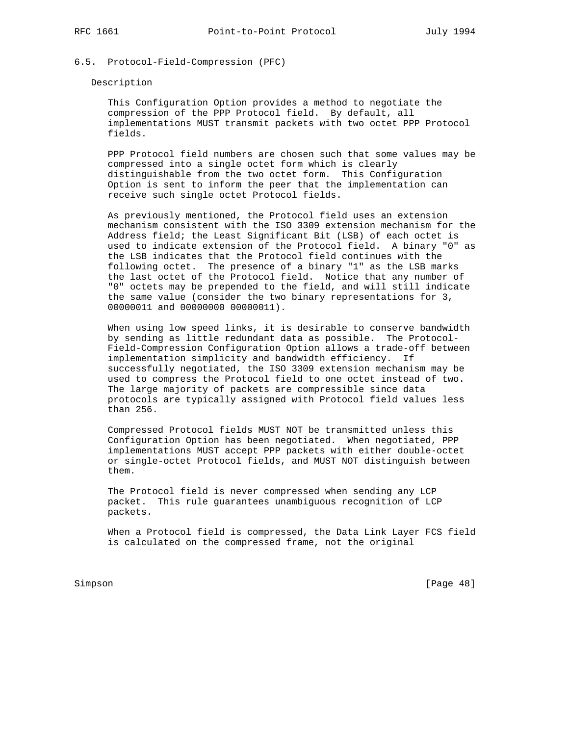### 6.5. Protocol-Field-Compression (PFC)

Description

This Configuration Option provides a method to negotiate the compression of the PPP Protocol field. By default, all implementations MUST transmit packets with two octet PPP Protocol fields.

PPP Protocol field numbers are chosen such that some values may be compressed into a single octet form which is clearly distinguishable from the two octet form. This Configuration Option is sent to inform the peer that the implementation can receive such single octet Protocol fields.

As previously mentioned, the Protocol field uses an extension mechanism consistent with the ISO 3309 extension mechanism for the Address field; the Least Significant Bit (LSB) of each octet is used to indicate extension of the Protocol field. A binary "0" as the LSB indicates that the Protocol field continues with the following octet. The presence of a binary "1" as the LSB marks the last octet of the Protocol field. Notice that any number of "0" octets may be prepended to the field, and will still indicate the same value (consider the two binary representations for 3, 00000011 and 00000000 00000011).

When using low speed links, it is desirable to conserve bandwidth by sending as little redundant data as possible. The Protocol-Field-Compression Configuration Option allows a trade-off between implementation simplicity and bandwidth efficiency. If successfully negotiated, the ISO 3309 extension mechanism may be used to compress the Protocol field to one octet instead of two. The large majority of packets are compressible since data protocols are typically assigned with Protocol field values less than 256.

Compressed Protocol fields MUST NOT be transmitted unless this Configuration Option has been negotiated. When negotiated, PPP implementations MUST accept PPP packets with either double-octet or single-octet Protocol fields, and MUST NOT distinguish between them.

The Protocol field is never compressed when sending any LCP packet. This rule guarantees unambiguous recognition of LCP packets.

When a Protocol field is compressed, the Data Link Layer FCS field is calculated on the compressed frame, not the original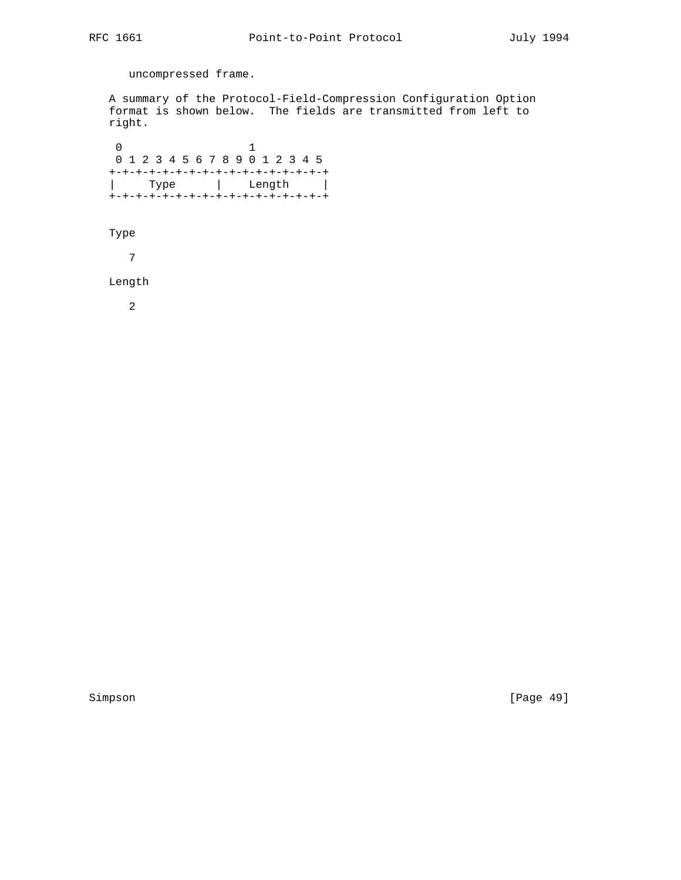uncompressed frame.

A summary of the Protocol-Field-Compression Configuration Option format is shown below.  The fields are transmitted from left to right.

```
 0                   1
 0 1 2 3 4 5 6 7 8 9 0 1 2 3 4 5
+-+-+-+-+-+-+-+-+-+-+-+-+-+-+-+-+
|     Type      |    Length     |
+-+-+-+-+-+-+-+-+-+-+-+-+-+-+-+-+
```

Type

7

Length

2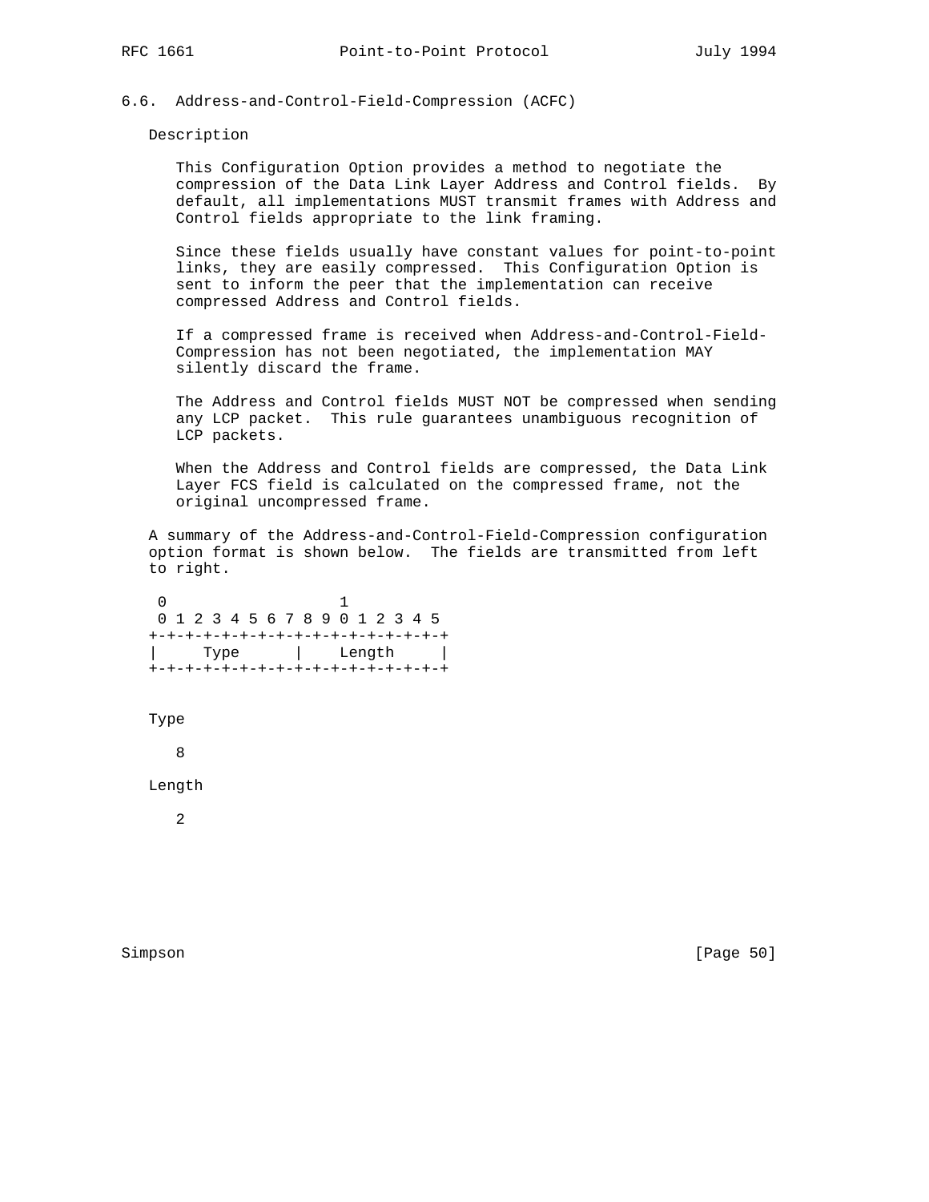### 6.6. Address-and-Control-Field-Compression (ACFC)

Description

This Configuration Option provides a method to negotiate the compression of the Data Link Layer Address and Control fields. By default, all implementations MUST transmit frames with Address and Control fields appropriate to the link framing.

Since these fields usually have constant values for point-to-point links, they are easily compressed. This Configuration Option is sent to inform the peer that the implementation can receive compressed Address and Control fields.

If a compressed frame is received when Address-and-Control-Field-Compression has not been negotiated, the implementation MAY silently discard the frame.

The Address and Control fields MUST NOT be compressed when sending any LCP packet. This rule guarantees unambiguous recognition of LCP packets.

When the Address and Control fields are compressed, the Data Link Layer FCS field is calculated on the compressed frame, not the original uncompressed frame.

A summary of the Address-and-Control-Field-Compression configuration option format is shown below. The fields are transmitted from left to right.

```
 0                   1
 0 1 2 3 4 5 6 7 8 9 0 1 2 3 4 5
+-+-+-+-+-+-+-+-+-+-+-+-+-+-+-+-+
|     Type      |    Length     |
+-+-+-+-+-+-+-+-+-+-+-+-+-+-+-+-+
```

Type

8

Length

2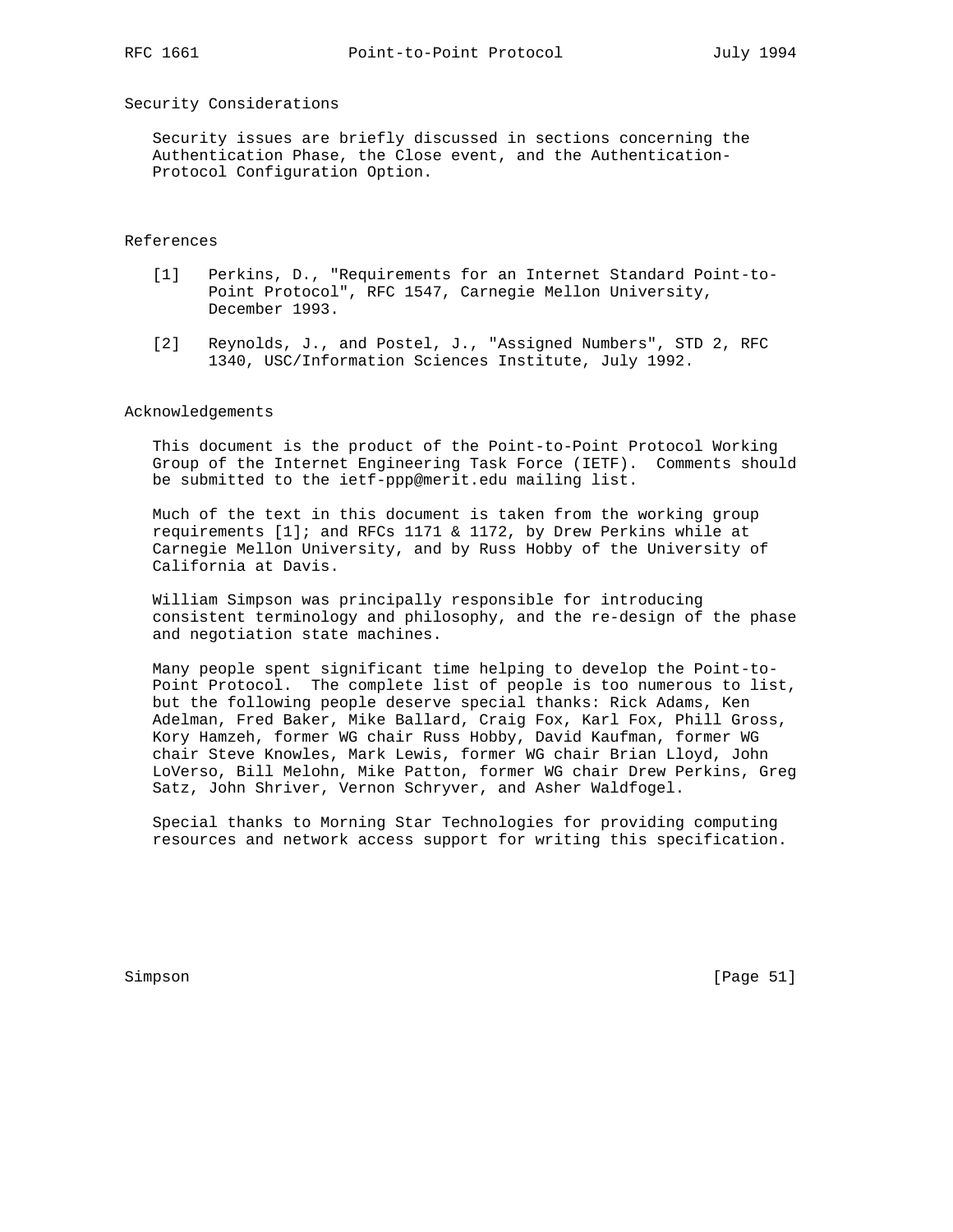## Security Considerations

Security issues are briefly discussed in sections concerning the Authentication Phase, the Close event, and the Authentication-Protocol Configuration Option.

## References

[1] Perkins, D., "Requirements for an Internet Standard Point-to-Point Protocol", RFC 1547, Carnegie Mellon University, December 1993.

[2] Reynolds, J., and Postel, J., "Assigned Numbers", STD 2, RFC 1340, USC/Information Sciences Institute, July 1992.

## Acknowledgements

This document is the product of the Point-to-Point Protocol Working Group of the Internet Engineering Task Force (IETF). Comments should be submitted to the ietf-ppp@merit.edu mailing list.

Much of the text in this document is taken from the working group requirements [1]; and RFCs 1171 & 1172, by Drew Perkins while at Carnegie Mellon University, and by Russ Hobby of the University of California at Davis.

William Simpson was principally responsible for introducing consistent terminology and philosophy, and the re-design of the phase and negotiation state machines.

Many people spent significant time helping to develop the Point-to-Point Protocol. The complete list of people is too numerous to list, but the following people deserve special thanks: Rick Adams, Ken Adelman, Fred Baker, Mike Ballard, Craig Fox, Karl Fox, Phill Gross, Kory Hamzeh, former WG chair Russ Hobby, David Kaufman, former WG chair Steve Knowles, Mark Lewis, former WG chair Brian Lloyd, John LoVerso, Bill Melohn, Mike Patton, former WG chair Drew Perkins, Greg Satz, John Shriver, Vernon Schryver, and Asher Waldfogel.

Special thanks to Morning Star Technologies for providing computing resources and network access support for writing this specification.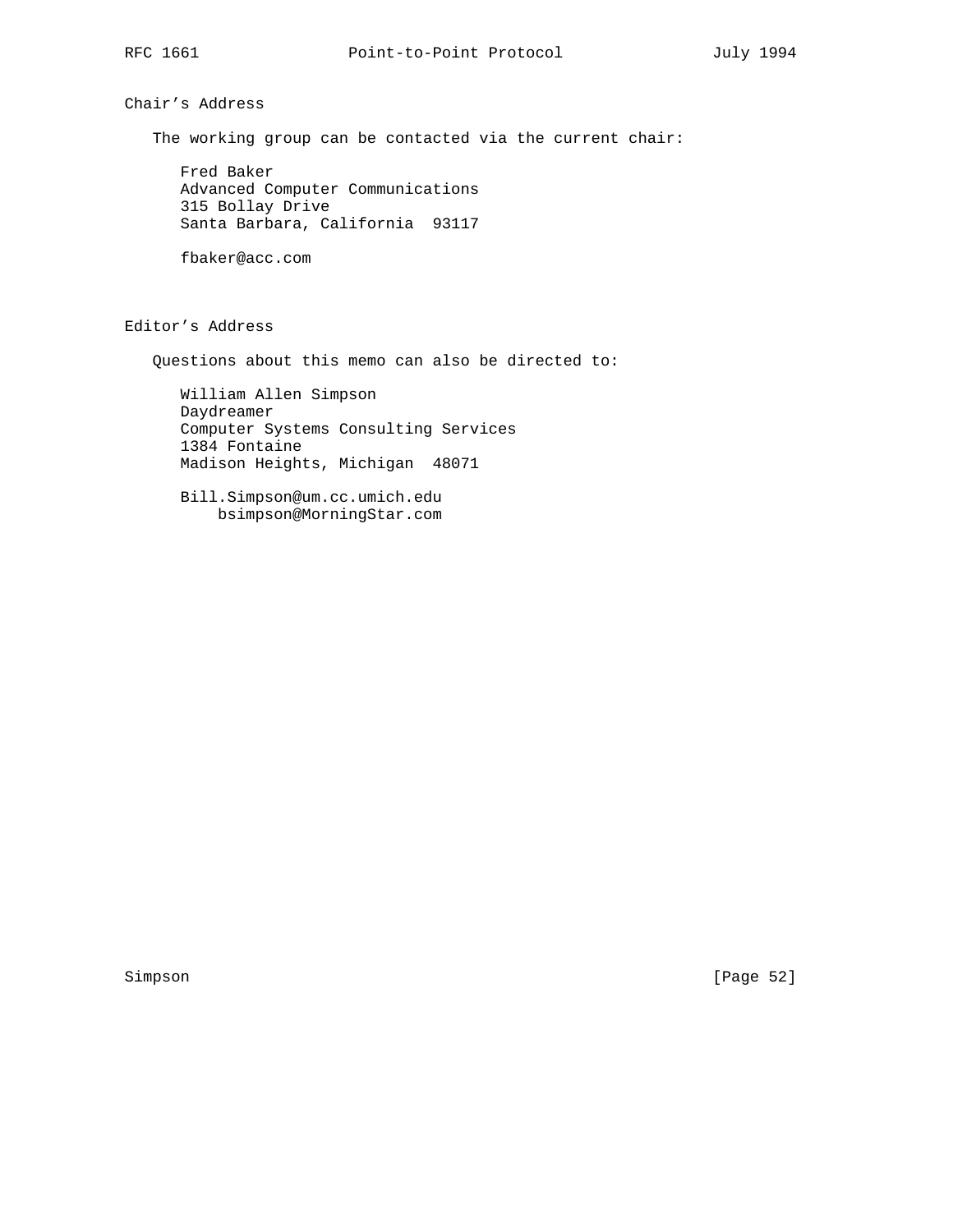## Chair's Address

The working group can be contacted via the current chair:

Fred Baker
Advanced Computer Communications
315 Bollay Drive
Santa Barbara, California 93117

fbaker@acc.com

## Editor's Address

Questions about this memo can also be directed to:

William Allen Simpson
Daydreamer
Computer Systems Consulting Services
1384 Fontaine
Madison Heights, Michigan 48071

Bill.Simpson@um.cc.umich.edu
bsimpson@MorningStar.com